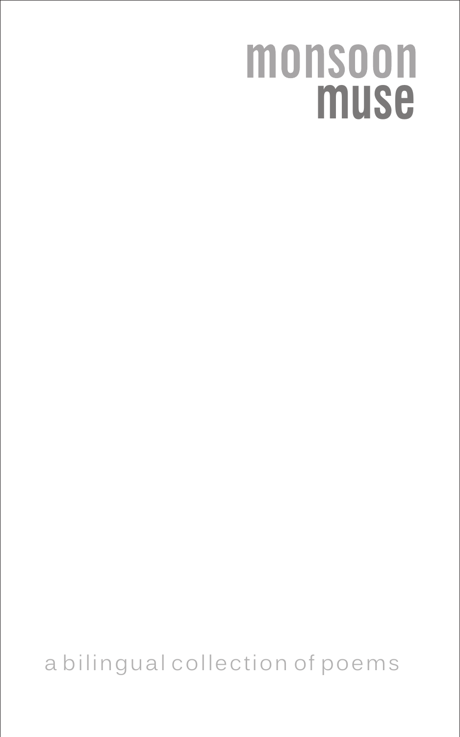# monsoon muse

a bilingual collection of poems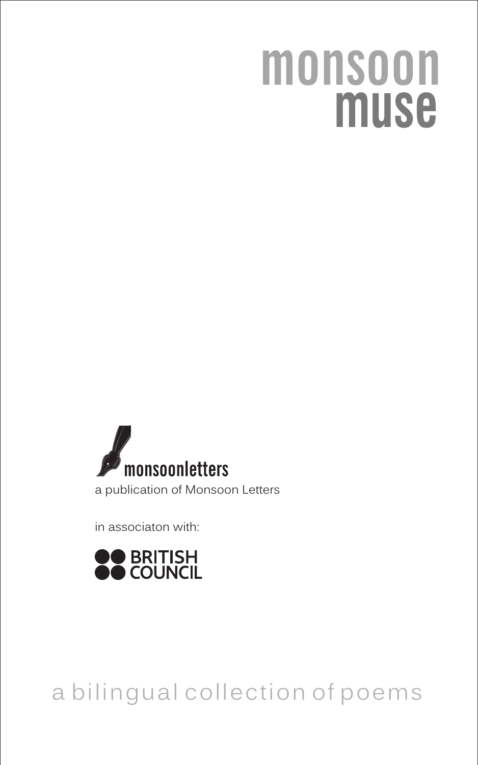# monsoon muse

monsoonletters

a publication of Monsoon Letters

in associaton with:

BRITISH COUNCIL

a bilingual collection of poems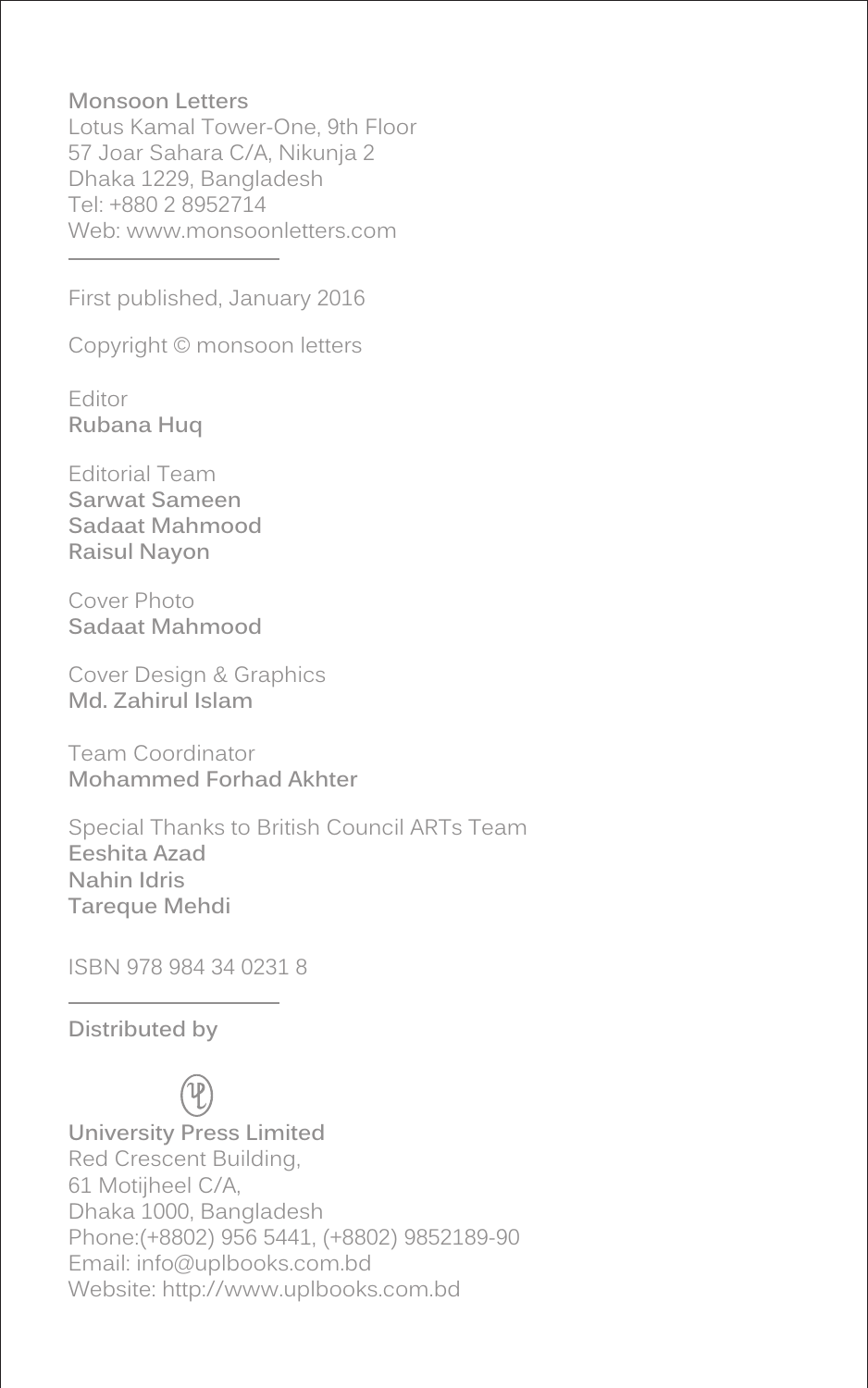**Monsoon Letters**
Lotus Kamal Tower-One, 9th Floor
57 Joar Sahara C/A, Nikunja 2
Dhaka 1229, Bangladesh
Tel: +880 2 8952714
Web: www.monsoonletters.com

---

First published, January 2016

Copyright © monsoon letters

Editor
**Rubana Huq**

Editorial Team
**Sarwat Sameen**
**Sadaat Mahmood**
**Raisul Nayon**

Cover Photo
**Sadaat Mahmood**

Cover Design & Graphics
**Md. Zahirul Islam**

Team Coordinator
**Mohammed Forhad Akhter**

Special Thanks to British Council ARTs Team
**Eeshita Azad**
**Nahin Idris**
**Tareque Mehdi**

ISBN 978 984 34 0231 8

---

**Distributed by**

**University Press Limited**
Red Crescent Building,
61 Motijheel C/A,
Dhaka 1000, Bangladesh
Phone:(+8802) 956 5441, (+8802) 9852189-90
Email: info@uplbooks.com.bd
Website: http://www.uplbooks.com.bd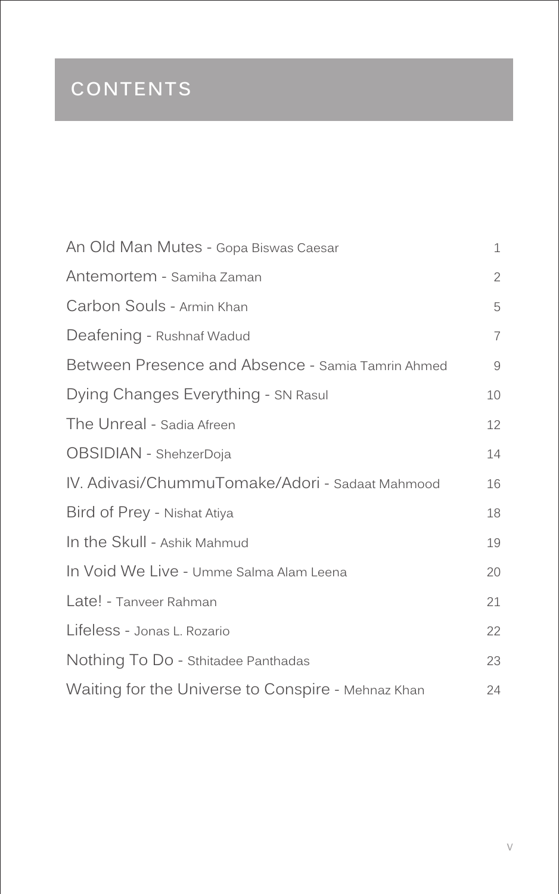# CONTENTS

| | |
|---|---|
| An Old Man Mutes - Gopa Biswas Caesar | 1 |
| Antemortem - Samiha Zaman | 2 |
| Carbon Souls - Armin Khan | 5 |
| Deafening - Rushnaf Wadud | 7 |
| Between Presence and Absence - Samia Tamrin Ahmed | 9 |
| Dying Changes Everything - SN Rasul | 10 |
| The Unreal - Sadia Afreen | 12 |
| OBSIDIAN - ShehzerDoja | 14 |
| IV. Adivasi/ChummuTomake/Adori - Sadaat Mahmood | 16 |
| Bird of Prey - Nishat Atiya | 18 |
| In the Skull - Ashik Mahmud | 19 |
| In Void We Live - Umme Salma Alam Leena | 20 |
| Late! - Tanveer Rahman | 21 |
| Lifeless - Jonas L. Rozario | 22 |
| Nothing To Do - Sthitadee Panthadas | 23 |
| Waiting for the Universe to Conspire - Mehnaz Khan | 24 |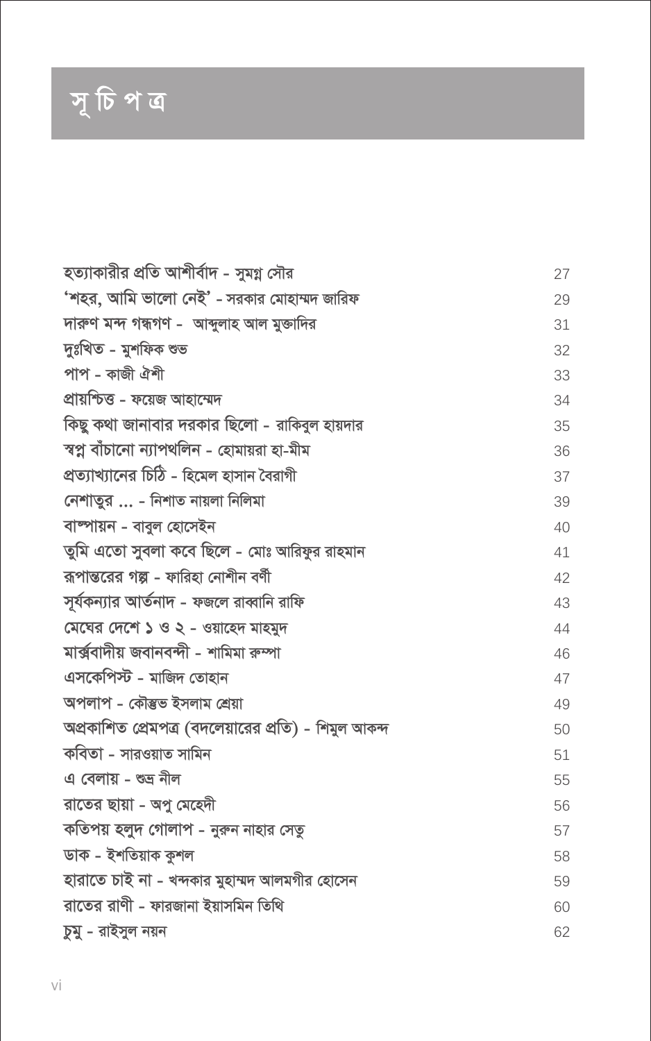# সূচিপত্র

| | |
|---|---|
| হত্যাকারীর প্রতি আশীর্বাদ - সুমগ্ন সৌর | 27 |
| 'শহর, আমি ভালো নেই' - সরকার মোহাম্মদ জারিফ | 29 |
| দারুণ মন্দ গন্ধগণ - আব্দুলাহ্ আল মুক্তাদির | 31 |
| দুঃখিত - মুশফিক শুভ | 32 |
| পাপ - কাজী ঐশী | 33 |
| প্রায়শ্চিত্ত - ফয়েজ আহাম্মেদ | 34 |
| কিছু কথা জানাবার দরকার ছিলো - রাকিবুল হায়দার | 35 |
| স্বপ্ন বাঁচানো ন্যাপথলিন - হোমায়রা হা-মীম | 36 |
| প্রত্যাখ্যানের চিঠি - হিমেল হাসান বৈরাগী | 37 |
| নেশাতুর ... - নিশাত নায়লা নিলিমা | 39 |
| বাষ্পায়ন - বাবুল হোসেইন | 40 |
| তুমি এতো সুবলা কবে ছিলে - মোঃ আরিফুর রাহমান | 41 |
| রূপান্তরের গল্প - ফারিহা নোশীন বর্ণী | 42 |
| সূর্যকন্যার আর্তনাদ - ফজলে রাব্বানি রাফি | 43 |
| মেঘের দেশে ১ ও ২ - ওয়াহেদ মাহমুদ | 44 |
| মার্ক্সবাদীয় জবানবন্দী - শামিমা রুম্পা | 46 |
| এসকেপিস্ট - মাজিদ তোহান | 47 |
| অপলাপ - কৌস্তভ ইসলাম শ্রেয়া | 49 |
| অপ্রকাশিত প্রেমপত্র (বদলেয়ারের প্রতি) - শিমুল আকন্দ | 50 |
| কবিতা - সারওয়াত সামিন | 51 |
| এ বেলায় - শুভ্র নীল | 55 |
| রাতের ছায়া - অপু মেহেদী | 56 |
| কতিপয় হলুদ গোলাপ - নুরুন নাহার সেতু | 57 |
| ডাক - ইশতিয়াক কুশল | 58 |
| হারাতে চাই না - খন্দকার মুহাম্মদ আলমগীর হোসেন | 59 |
| রাতের রাণী - ফারজানা ইয়াসমিন তিথি | 60 |
| চুমু - রাইসুল নয়ন | 62 |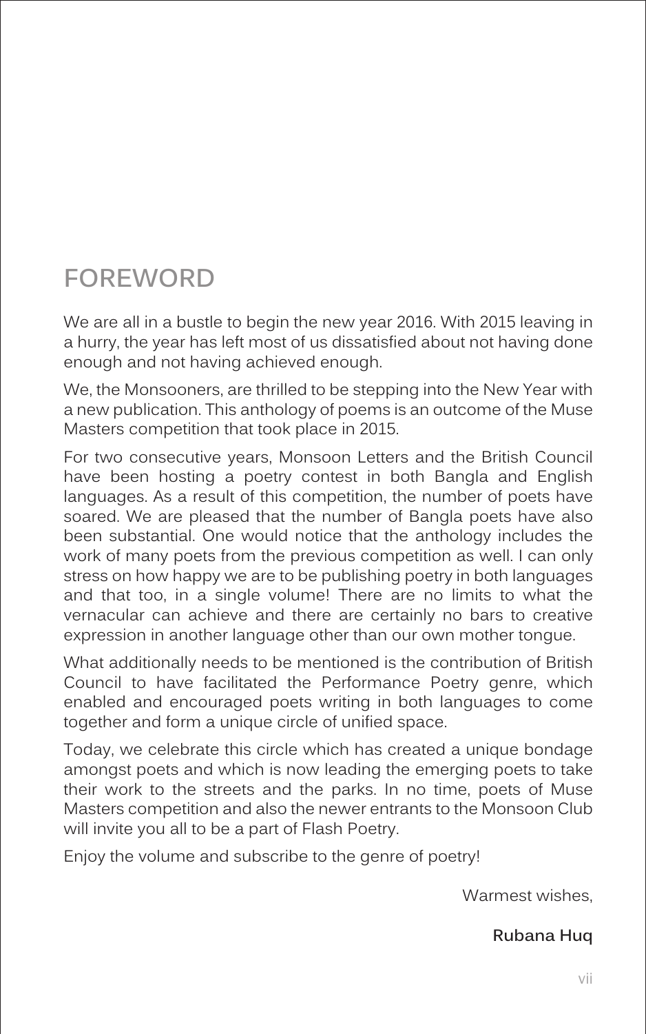# FOREWORD

We are all in a bustle to begin the new year 2016. With 2015 leaving in a hurry, the year has left most of us dissatisfied about not having done enough and not having achieved enough.

We, the Monsooners, are thrilled to be stepping into the New Year with a new publication. This anthology of poems is an outcome of the Muse Masters competition that took place in 2015.

For two consecutive years, Monsoon Letters and the British Council have been hosting a poetry contest in both Bangla and English languages. As a result of this competition, the number of poets have soared. We are pleased that the number of Bangla poets have also been substantial. One would notice that the anthology includes the work of many poets from the previous competition as well. I can only stress on how happy we are to be publishing poetry in both languages and that too, in a single volume! There are no limits to what the vernacular can achieve and there are certainly no bars to creative expression in another language other than our own mother tongue.

What additionally needs to be mentioned is the contribution of British Council to have facilitated the Performance Poetry genre, which enabled and encouraged poets writing in both languages to come together and form a unique circle of unified space.

Today, we celebrate this circle which has created a unique bondage amongst poets and which is now leading the emerging poets to take their work to the streets and the parks. In no time, poets of Muse Masters competition and also the newer entrants to the Monsoon Club will invite you all to be a part of Flash Poetry.

Enjoy the volume and subscribe to the genre of poetry!

Warmest wishes,

**Rubana Huq**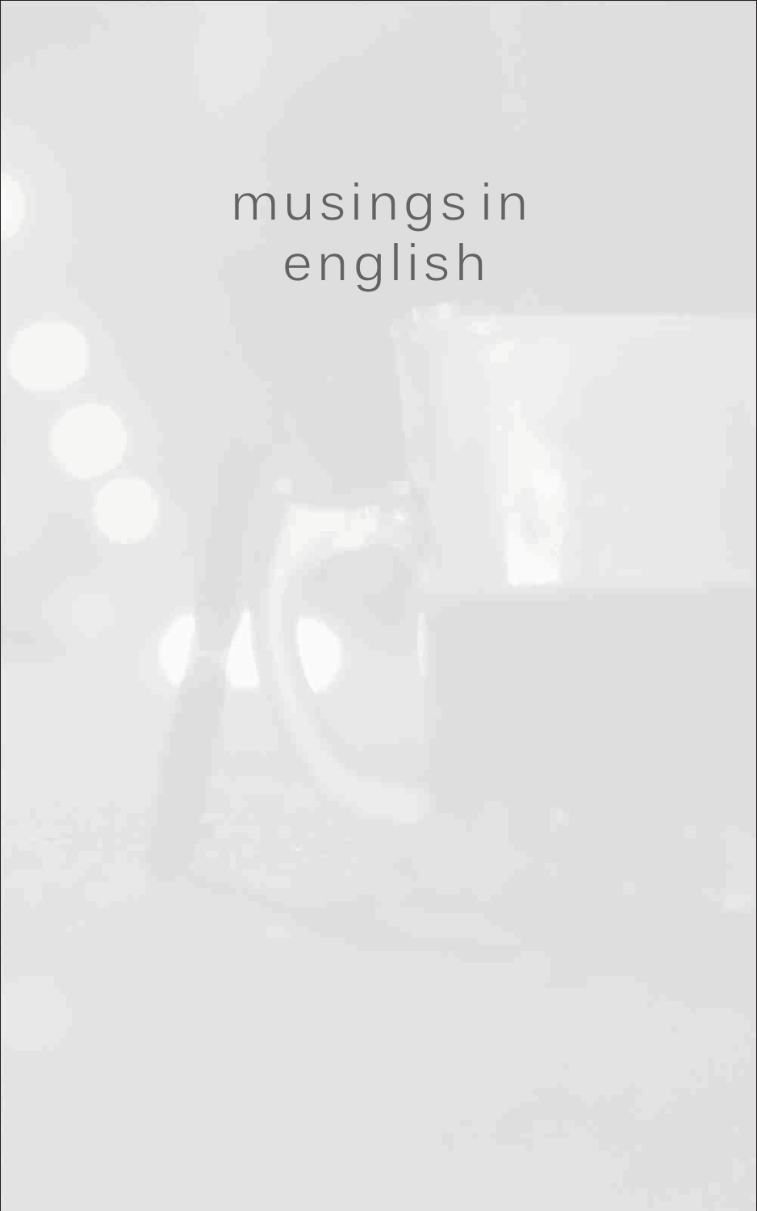# musings in english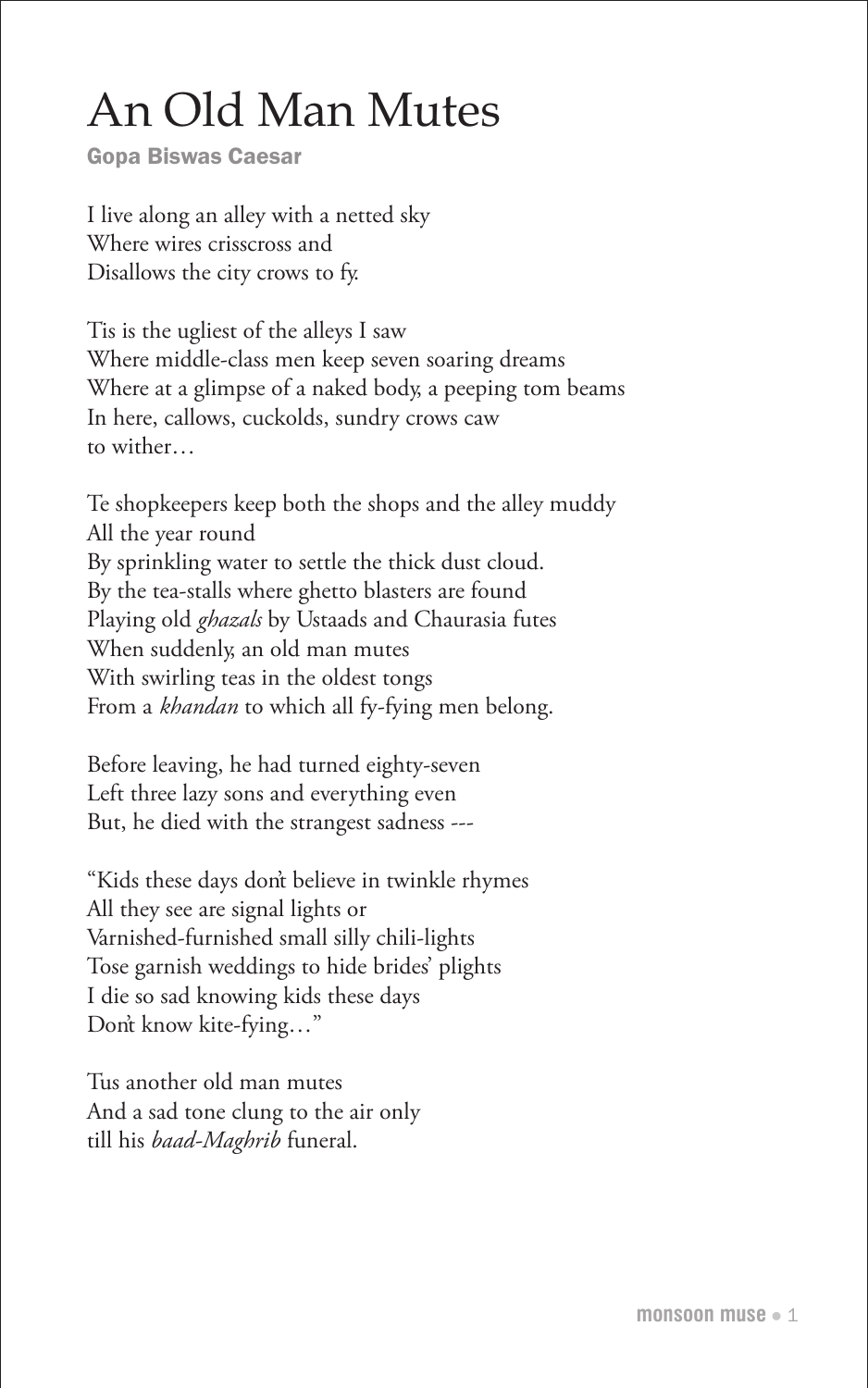# An Old Man Mutes

**Gopa Biswas Caesar**

I live along an alley with a netted sky  
Where wires crisscross and  
Disallows the city crows to fy.

Tis is the ugliest of the alleys I saw  
Where middle-class men keep seven soaring dreams  
Where at a glimpse of a naked body, a peeping tom beams  
In here, callows, cuckolds, sundry crows caw  
to wither…

Te shopkeepers keep both the shops and the alley muddy  
All the year round  
By sprinkling water to settle the thick dust cloud.  
By the tea-stalls where ghetto blasters are found  
Playing old *ghazals* by Ustaads and Chaurasia futes  
When suddenly, an old man mutes  
With swirling teas in the oldest tongs  
From a *khandan* to which all fy-fying men belong.

Before leaving, he had turned eighty-seven  
Left three lazy sons and everything even  
But, he died with the strangest sadness ---

"Kids these days don't believe in twinkle rhymes  
All they see are signal lights or  
Varnished-furnished small silly chili-lights  
Tose garnish weddings to hide brides' plights  
I die so sad knowing kids these days  
Don't know kite-fying…"

Tus another old man mutes  
And a sad tone clung to the air only  
till his *baad-Maghrib* funeral.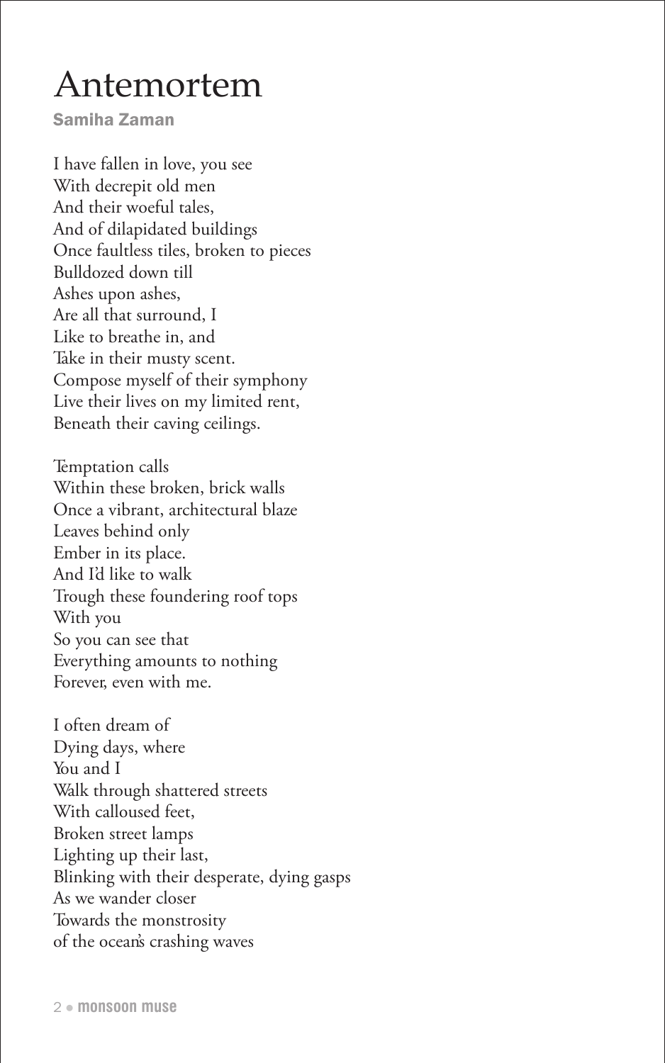# Antemortem

**Samiha Zaman**

I have fallen in love, you see
With decrepit old men
And their woeful tales,
And of dilapidated buildings
Once faultless tiles, broken to pieces
Bulldozed down till
Ashes upon ashes,
Are all that surround, I
Like to breathe in, and
Take in their musty scent.
Compose myself of their symphony
Live their lives on my limited rent,
Beneath their caving ceilings.

Temptation calls
Within these broken, brick walls
Once a vibrant, architectural blaze
Leaves behind only
Ember in its place.
And I'd like to walk
Trough these foundering roof tops
With you
So you can see that
Everything amounts to nothing
Forever, even with me.

I often dream of
Dying days, where
You and I
Walk through shattered streets
With calloused feet,
Broken street lamps
Lighting up their last,
Blinking with their desperate, dying gasps
As we wander closer
Towards the monstrosity
of the ocean's crashing waves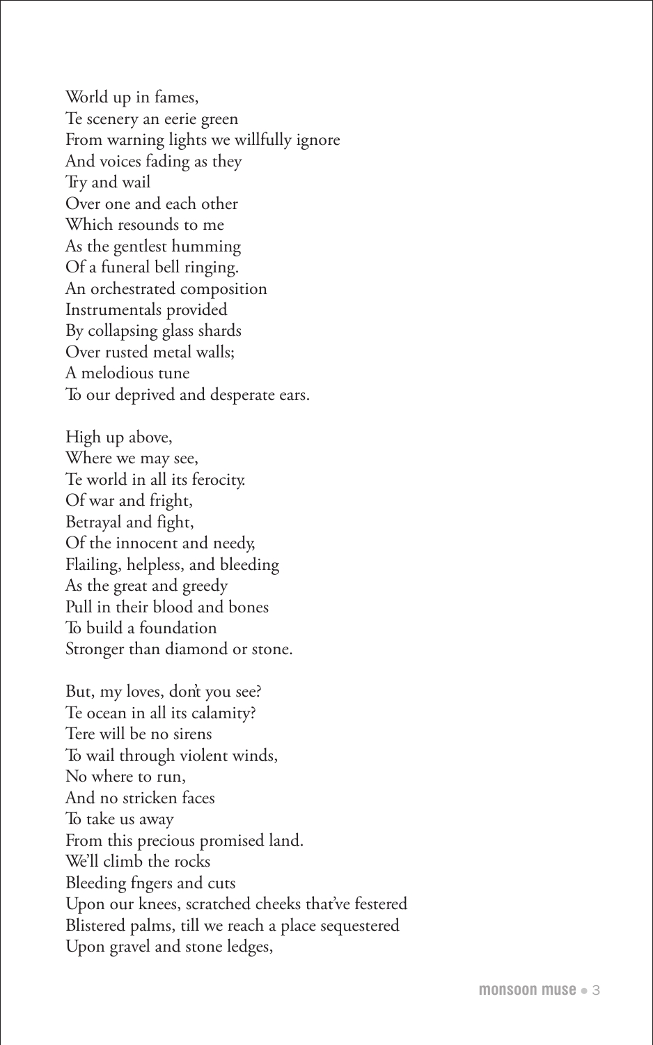World up in fames,
Te scenery an eerie green
From warning lights we willfully ignore
And voices fading as they
Try and wail
Over one and each other
Which resounds to me
As the gentlest humming
Of a funeral bell ringing.
An orchestrated composition
Instrumentals provided
By collapsing glass shards
Over rusted metal walls;
A melodious tune
To our deprived and desperate ears.

High up above,
Where we may see,
Te world in all its ferocity.
Of war and fright,
Betrayal and fight,
Of the innocent and needy,
Flailing, helpless, and bleeding
As the great and greedy
Pull in their blood and bones
To build a foundation
Stronger than diamond or stone.

But, my loves, don't you see?
Te ocean in all its calamity?
Tere will be no sirens
To wail through violent winds,
No where to run,
And no stricken faces
To take us away
From this precious promised land.
We'll climb the rocks
Bleeding fngers and cuts
Upon our knees, scratched cheeks that've festered
Blistered palms, till we reach a place sequestered
Upon gravel and stone ledges,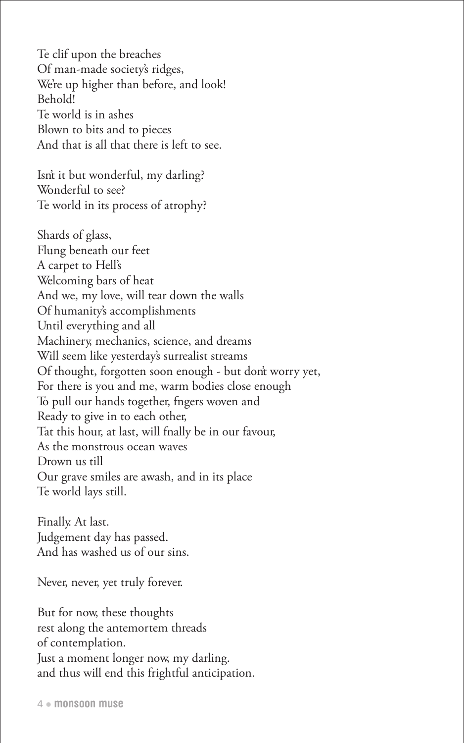Te clif upon the breaches
Of man-made society's ridges,
We're up higher than before, and look!
Behold!
Te world is in ashes
Blown to bits and to pieces
And that is all that there is left to see.

Isn't it but wonderful, my darling?
Wonderful to see?
Te world in its process of atrophy?

Shards of glass,
Flung beneath our feet
A carpet to Hell's
Welcoming bars of heat
And we, my love, will tear down the walls
Of humanity's accomplishments
Until everything and all
Machinery, mechanics, science, and dreams
Will seem like yesterday's surrealist streams
Of thought, forgotten soon enough - but don't worry yet,
For there is you and me, warm bodies close enough
To pull our hands together, fngers woven and
Ready to give in to each other,
Tat this hour, at last, will fnally be in our favour,
As the monstrous ocean waves
Drown us till
Our grave smiles are awash, and in its place
Te world lays still.

Finally. At last.
Judgement day has passed.
And has washed us of our sins.

Never, never, yet truly forever.

But for now, these thoughts
rest along the antemortem threads
of contemplation.
Just a moment longer now, my darling.
and thus will end this frightful anticipation.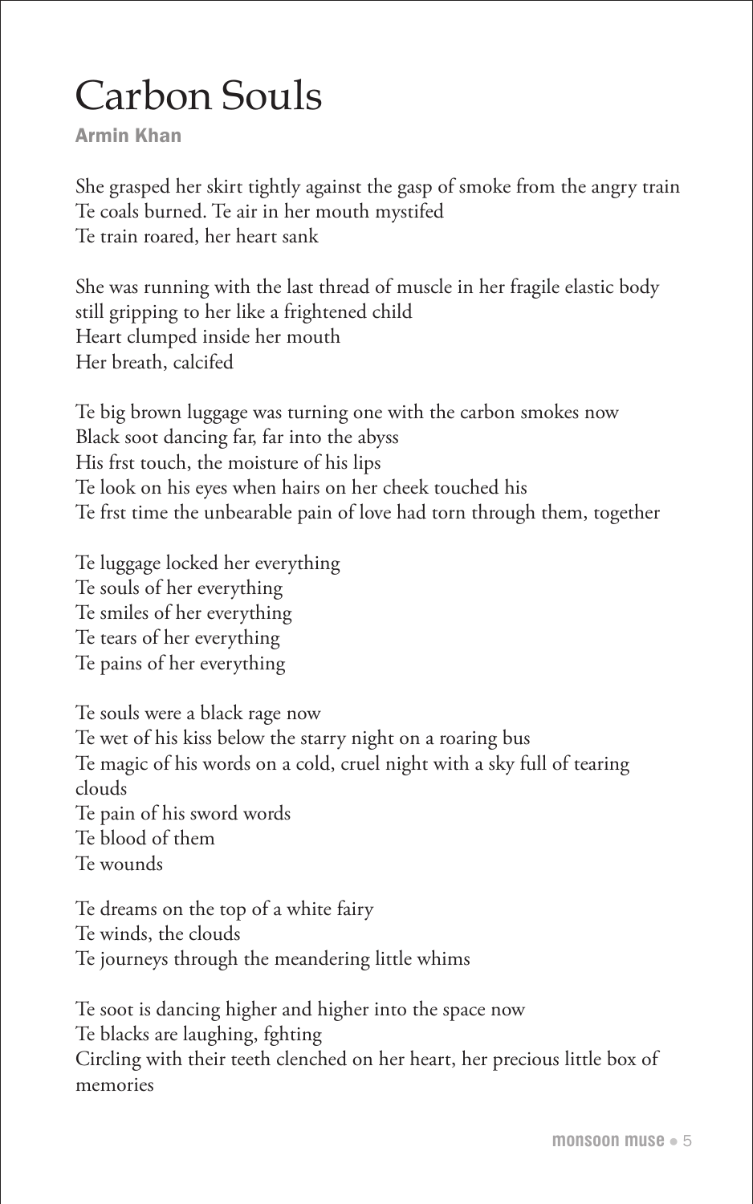# Carbon Souls

**Armin Khan**

She grasped her skirt tightly against the gasp of smoke from the angry train
Te coals burned. Te air in her mouth mystifed
Te train roared, her heart sank

She was running with the last thread of muscle in her fragile elastic body
still gripping to her like a frightened child
Heart clumped inside her mouth
Her breath, calcifed

Te big brown luggage was turning one with the carbon smokes now
Black soot dancing far, far into the abyss
His frst touch, the moisture of his lips
Te look on his eyes when hairs on her cheek touched his
Te frst time the unbearable pain of love had torn through them, together

Te luggage locked her everything
Te souls of her everything
Te smiles of her everything
Te tears of her everything
Te pains of her everything

Te souls were a black rage now
Te wet of his kiss below the starry night on a roaring bus
Te magic of his words on a cold, cruel night with a sky full of tearing clouds
Te pain of his sword words
Te blood of them
Te wounds

Te dreams on the top of a white fairy
Te winds, the clouds
Te journeys through the meandering little whims

Te soot is dancing higher and higher into the space now
Te blacks are laughing, fghting
Circling with their teeth clenched on her heart, her precious little box of memories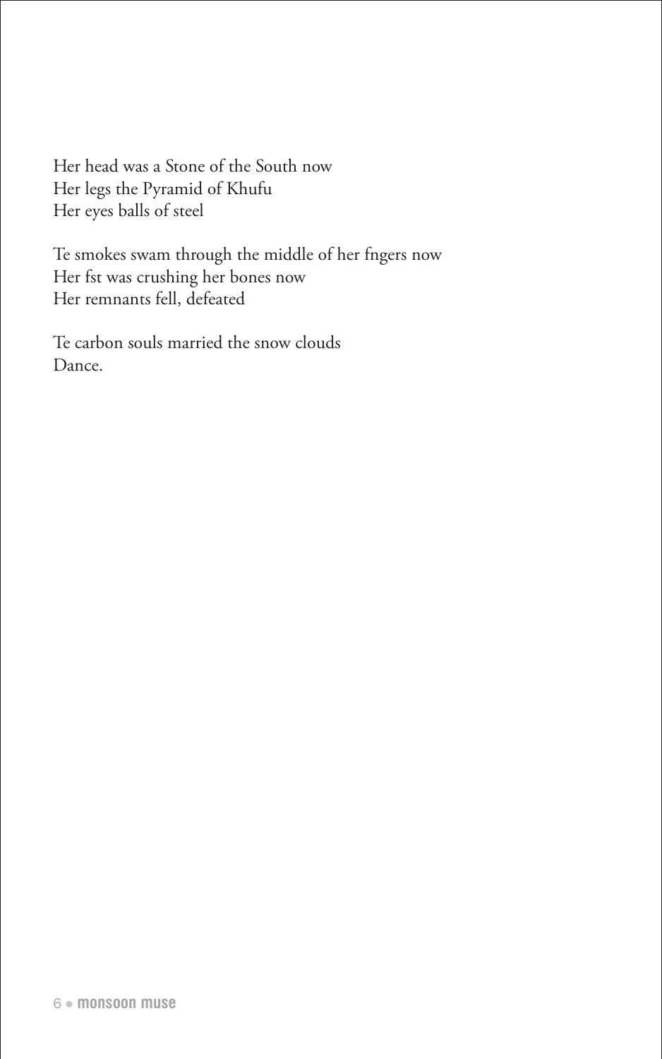Her head was a Stone of the South now
Her legs the Pyramid of Khufu
Her eyes balls of steel

Te smokes swam through the middle of her fngers now
Her fst was crushing her bones now
Her remnants fell, defeated

Te carbon souls married the snow clouds
Dance.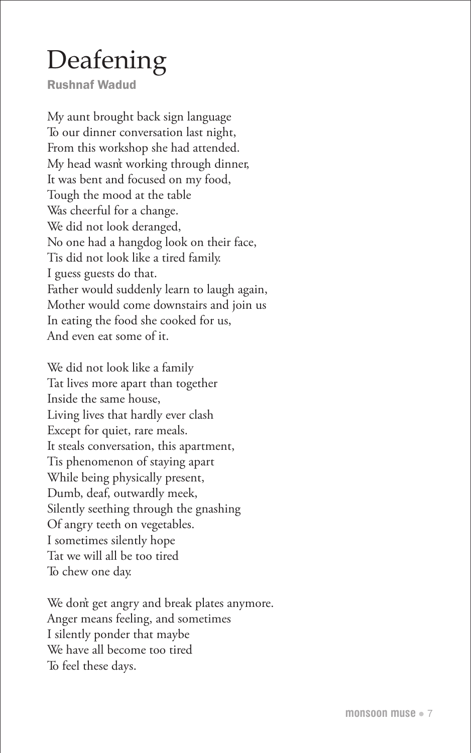# Deafening

**Rushnaf Wadud**

My aunt brought back sign language
To our dinner conversation last night,
From this workshop she had attended.
My head wasn't working through dinner,
It was bent and focused on my food,
Tough the mood at the table
Was cheerful for a change.
We did not look deranged,
No one had a hangdog look on their face,
Tis did not look like a tired family.
I guess guests do that.
Father would suddenly learn to laugh again,
Mother would come downstairs and join us
In eating the food she cooked for us,
And even eat some of it.

We did not look like a family
Tat lives more apart than together
Inside the same house,
Living lives that hardly ever clash
Except for quiet, rare meals.
It steals conversation, this apartment,
Tis phenomenon of staying apart
While being physically present,
Dumb, deaf, outwardly meek,
Silently seething through the gnashing
Of angry teeth on vegetables.
I sometimes silently hope
Tat we will all be too tired
To chew one day.

We don't get angry and break plates anymore.
Anger means feeling, and sometimes
I silently ponder that maybe
We have all become too tired
To feel these days.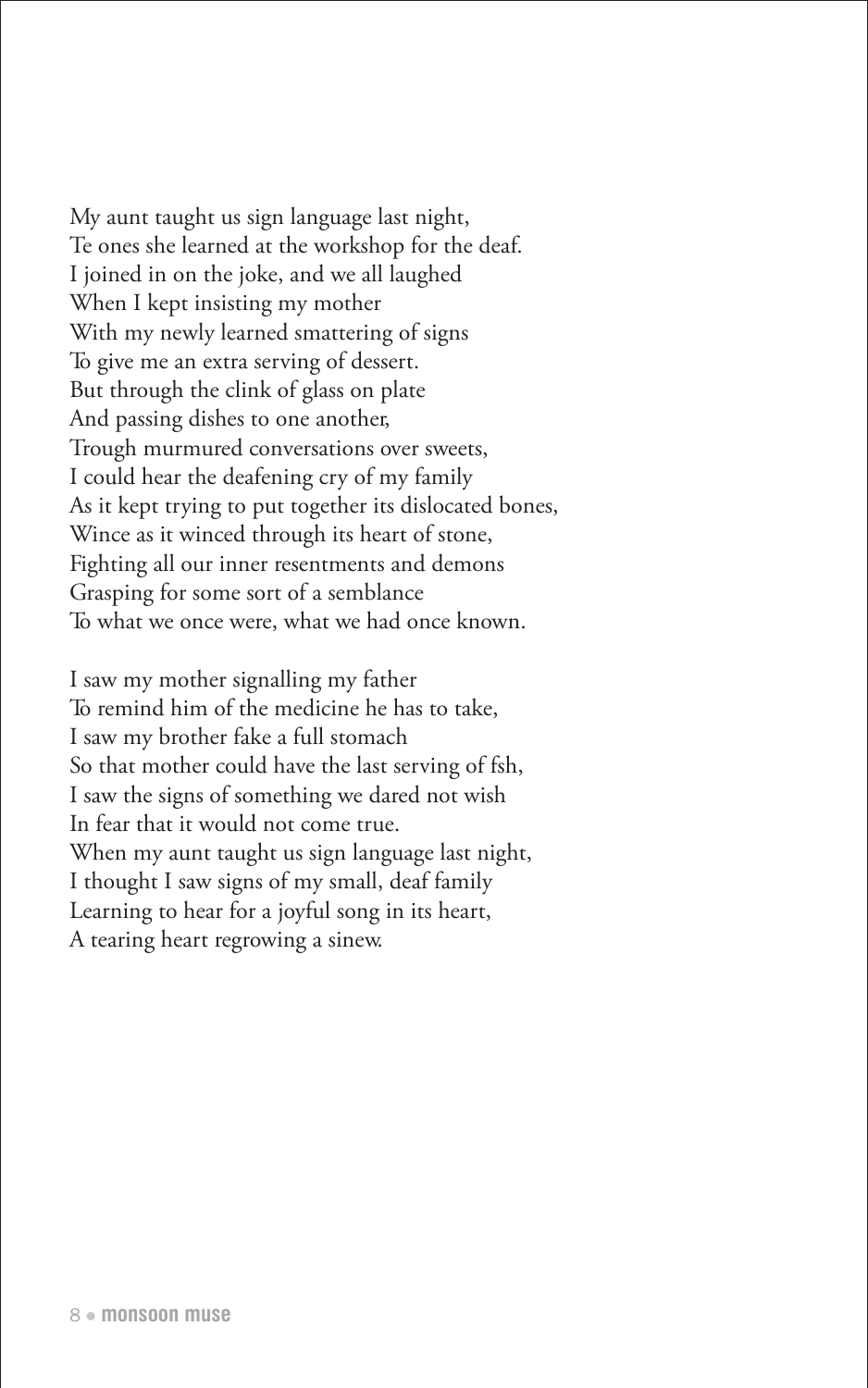My aunt taught us sign language last night,
Te ones she learned at the workshop for the deaf.
I joined in on the joke, and we all laughed
When I kept insisting my mother
With my newly learned smattering of signs
To give me an extra serving of dessert.
But through the clink of glass on plate
And passing dishes to one another,
Trough murmured conversations over sweets,
I could hear the deafening cry of my family
As it kept trying to put together its dislocated bones,
Wince as it winced through its heart of stone,
Fighting all our inner resentments and demons
Grasping for some sort of a semblance
To what we once were, what we had once known.

I saw my mother signalling my father
To remind him of the medicine he has to take,
I saw my brother fake a full stomach
So that mother could have the last serving of fsh,
I saw the signs of something we dared not wish
In fear that it would not come true.
When my aunt taught us sign language last night,
I thought I saw signs of my small, deaf family
Learning to hear for a joyful song in its heart,
A tearing heart regrowing a sinew.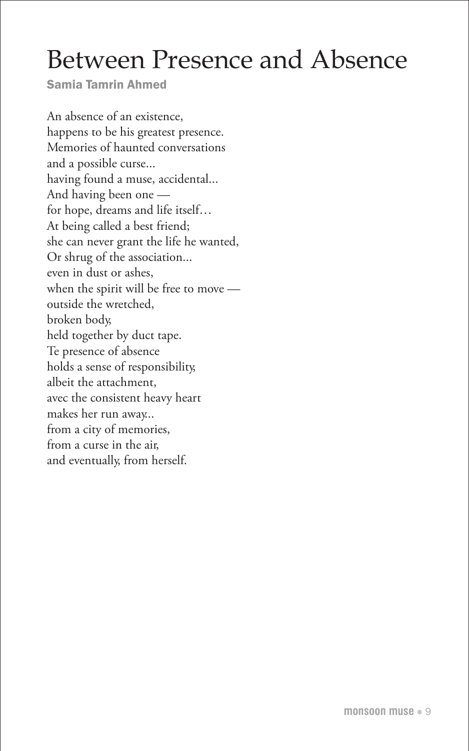# Between Presence and Absence

**Samia Tamrin Ahmed**

An absence of an existence,  
happens to be his greatest presence.  
Memories of haunted conversations  
and a possible curse...  
having found a muse, accidental...  
And having been one —  
for hope, dreams and life itself…  
At being called a best friend;  
she can never grant the life he wanted,  
Or shrug of the association...  
even in dust or ashes,  
when the spirit will be free to move —  
outside the wretched,  
broken body,  
held together by duct tape.  
Te presence of absence  
holds a sense of responsibility,  
albeit the attachment,  
avec the consistent heavy heart  
makes her run away...  
from a city of memories,  
from a curse in the air,  
and eventually, from herself.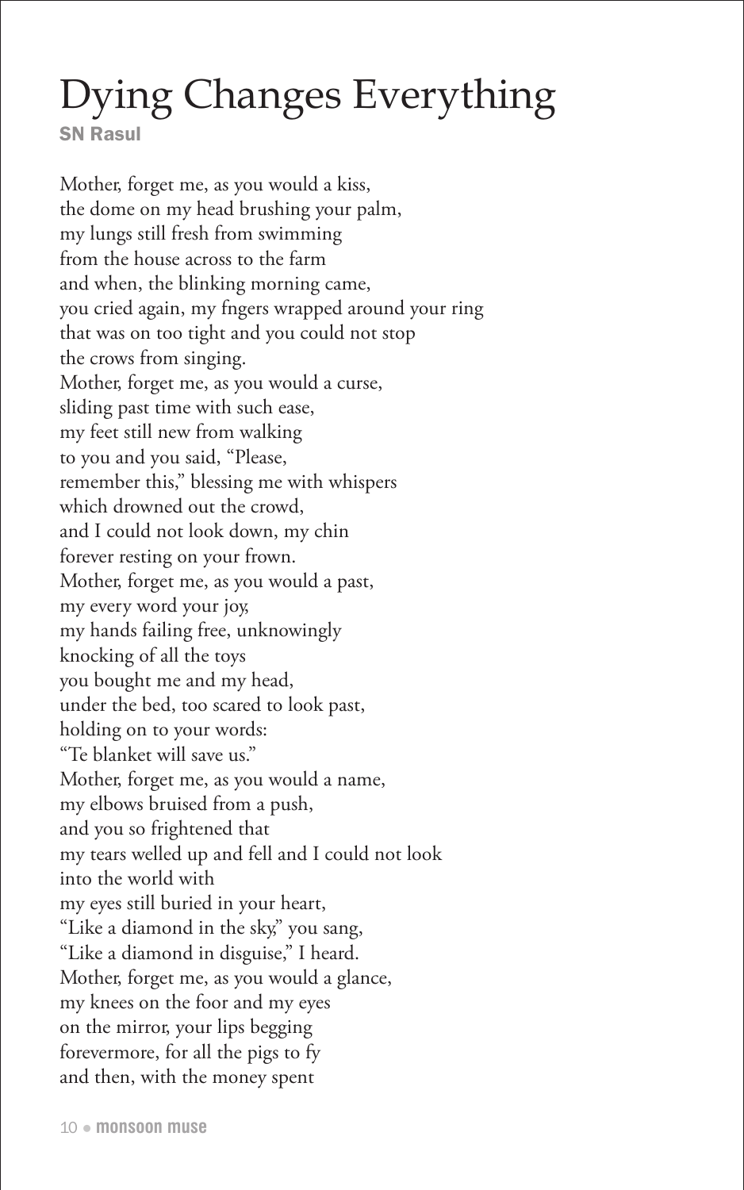# Dying Changes Everything

**SN Rasul**

Mother, forget me, as you would a kiss,
the dome on my head brushing your palm,
my lungs still fresh from swimming
from the house across to the farm
and when, the blinking morning came,
you cried again, my fngers wrapped around your ring
that was on too tight and you could not stop
the crows from singing.
Mother, forget me, as you would a curse,
sliding past time with such ease,
my feet still new from walking
to you and you said, "Please,
remember this," blessing me with whispers
which drowned out the crowd,
and I could not look down, my chin
forever resting on your frown.
Mother, forget me, as you would a past,
my every word your joy,
my hands failing free, unknowingly
knocking of all the toys
you bought me and my head,
under the bed, too scared to look past,
holding on to your words:
"Te blanket will save us."
Mother, forget me, as you would a name,
my elbows bruised from a push,
and you so frightened that
my tears welled up and fell and I could not look
into the world with
my eyes still buried in your heart,
"Like a diamond in the sky," you sang,
"Like a diamond in disguise," I heard.
Mother, forget me, as you would a glance,
my knees on the foor and my eyes
on the mirror, your lips begging
forevermore, for all the pigs to fy
and then, with the money spent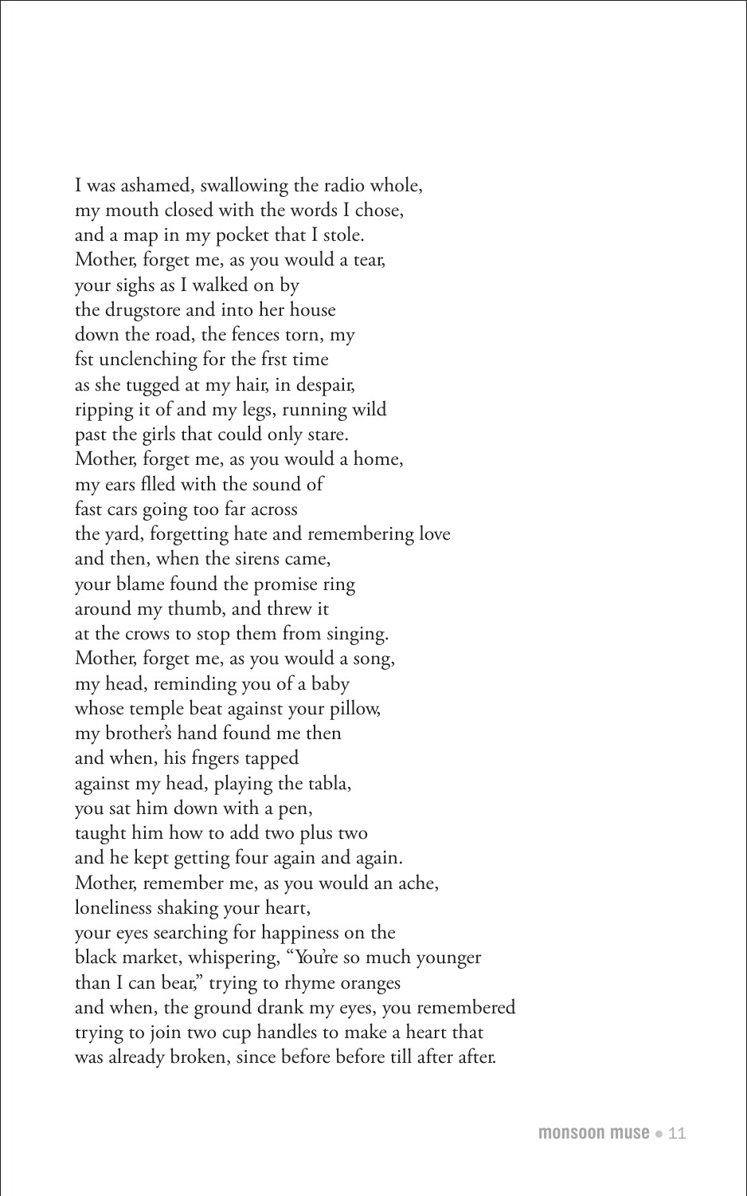I was ashamed, swallowing the radio whole,
my mouth closed with the words I chose,
and a map in my pocket that I stole.
Mother, forget me, as you would a tear,
your sighs as I walked on by
the drugstore and into her house
down the road, the fences torn, my
fst unclenching for the frst time
as she tugged at my hair, in despair,
ripping it of and my legs, running wild
past the girls that could only stare.
Mother, forget me, as you would a home,
my ears flled with the sound of
fast cars going too far across
the yard, forgetting hate and remembering love
and then, when the sirens came,
your blame found the promise ring
around my thumb, and threw it
at the crows to stop them from singing.
Mother, forget me, as you would a song,
my head, reminding you of a baby
whose temple beat against your pillow,
my brother's hand found me then
and when, his fngers tapped
against my head, playing the tabla,
you sat him down with a pen,
taught him how to add two plus two
and he kept getting four again and again.
Mother, remember me, as you would an ache,
loneliness shaking your heart,
your eyes searching for happiness on the
black market, whispering, "You're so much younger
than I can bear," trying to rhyme oranges
and when, the ground drank my eyes, you remembered
trying to join two cup handles to make a heart that
was already broken, since before before till after after.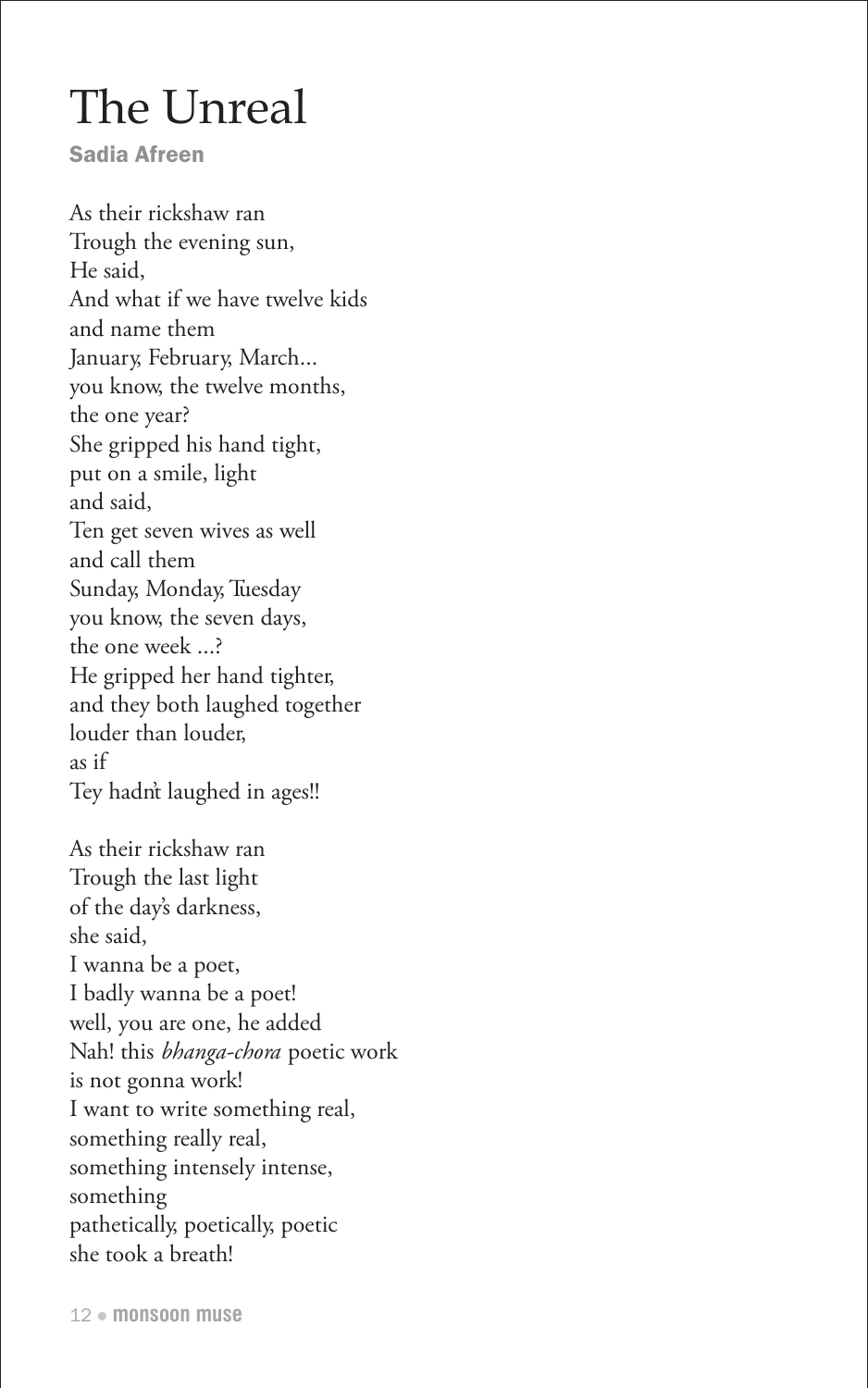# The Unreal

**Sadia Afreen**

As their rickshaw ran  
Trough the evening sun,  
He said,  
And what if we have twelve kids  
and name them  
January, February, March...  
you know, the twelve months,  
the one year?  
She gripped his hand tight,  
put on a smile, light  
and said,  
Ten get seven wives as well  
and call them  
Sunday, Monday, Tuesday  
you know, the seven days,  
the one week ...?  
He gripped her hand tighter,  
and they both laughed together  
louder than louder,  
as if  
Tey hadn't laughed in ages!!

As their rickshaw ran  
Trough the last light  
of the day's darkness,  
she said,  
I wanna be a poet,  
I badly wanna be a poet!  
well, you are one, he added  
Nah! this *bhanga-chora* poetic work  
is not gonna work!  
I want to write something real,  
something really real,  
something intensely intense,  
something  
pathetically, poetically, poetic  
she took a breath!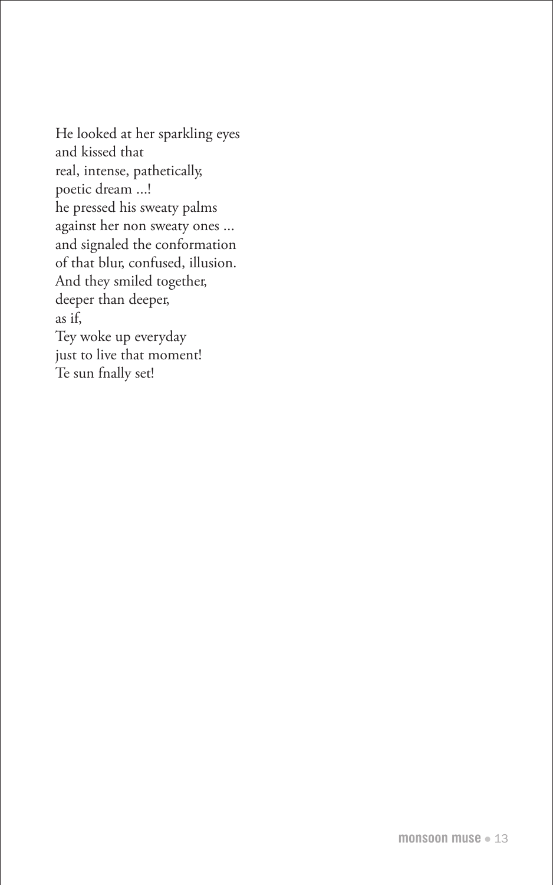He looked at her sparkling eyes
and kissed that
real, intense, pathetically,
poetic dream ...!
he pressed his sweaty palms
against her non sweaty ones ...
and signaled the conformation
of that blur, confused, illusion.
And they smiled together,
deeper than deeper,
as if,
Tey woke up everyday
just to live that moment!
Te sun fnally set!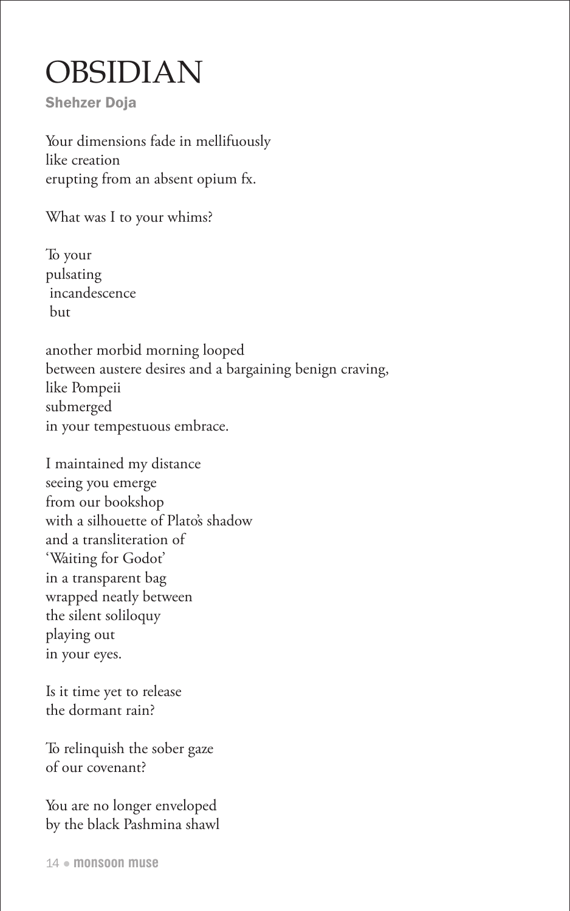# OBSIDIAN

**Shehzer Doja**

Your dimensions fade in mellifuously  
like creation  
erupting from an absent opium fx.

What was I to your whims?

To your  
pulsating  
 incandescence  
 but

another morbid morning looped  
between austere desires and a bargaining benign craving,  
like Pompeii  
submerged  
in your tempestuous embrace.

I maintained my distance  
seeing you emerge  
from our bookshop  
with a silhouette of Plato's shadow  
and a transliteration of  
'Waiting for Godot'  
in a transparent bag  
wrapped neatly between  
the silent soliloquy  
playing out  
in your eyes.

Is it time yet to release  
the dormant rain?

To relinquish the sober gaze  
of our covenant?

You are no longer enveloped  
by the black Pashmina shawl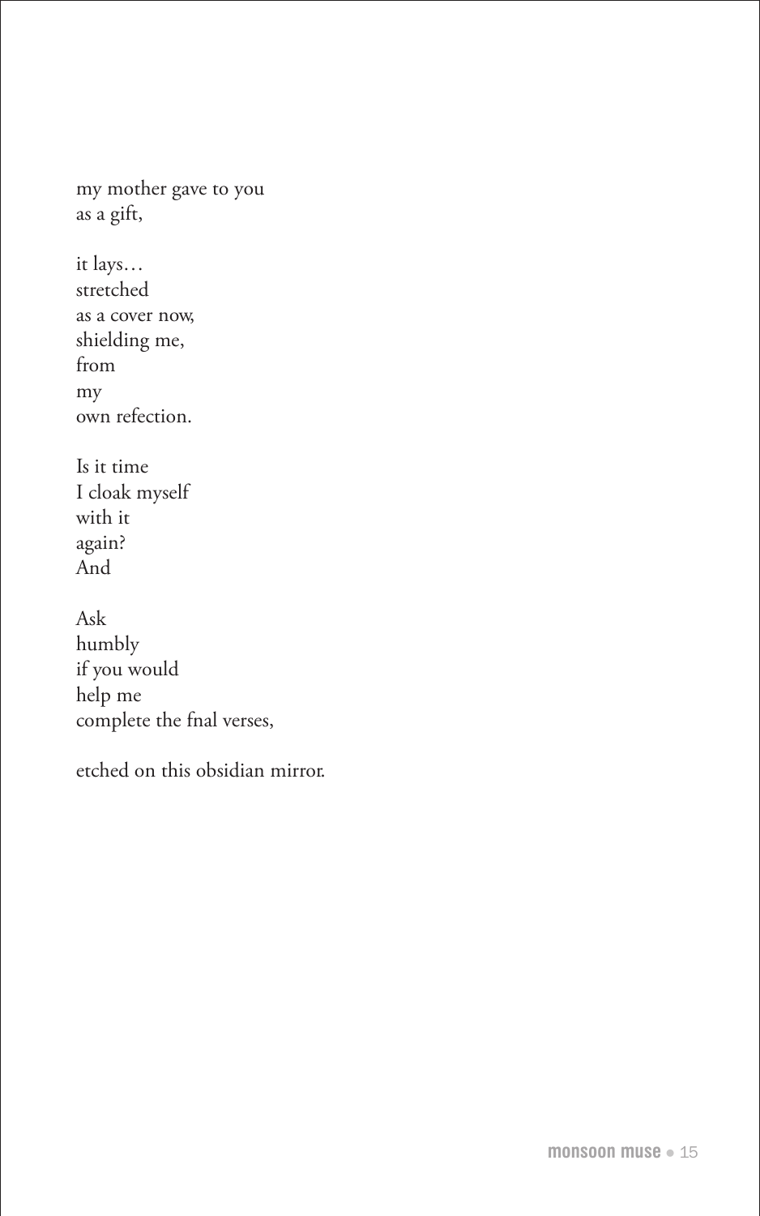my mother gave to you
as a gift,

it lays…
stretched
as a cover now,
shielding me,
from
my
own refection.

Is it time
I cloak myself
with it
again?
And

Ask
humbly
if you would
help me
complete the fnal verses,

etched on this obsidian mirror.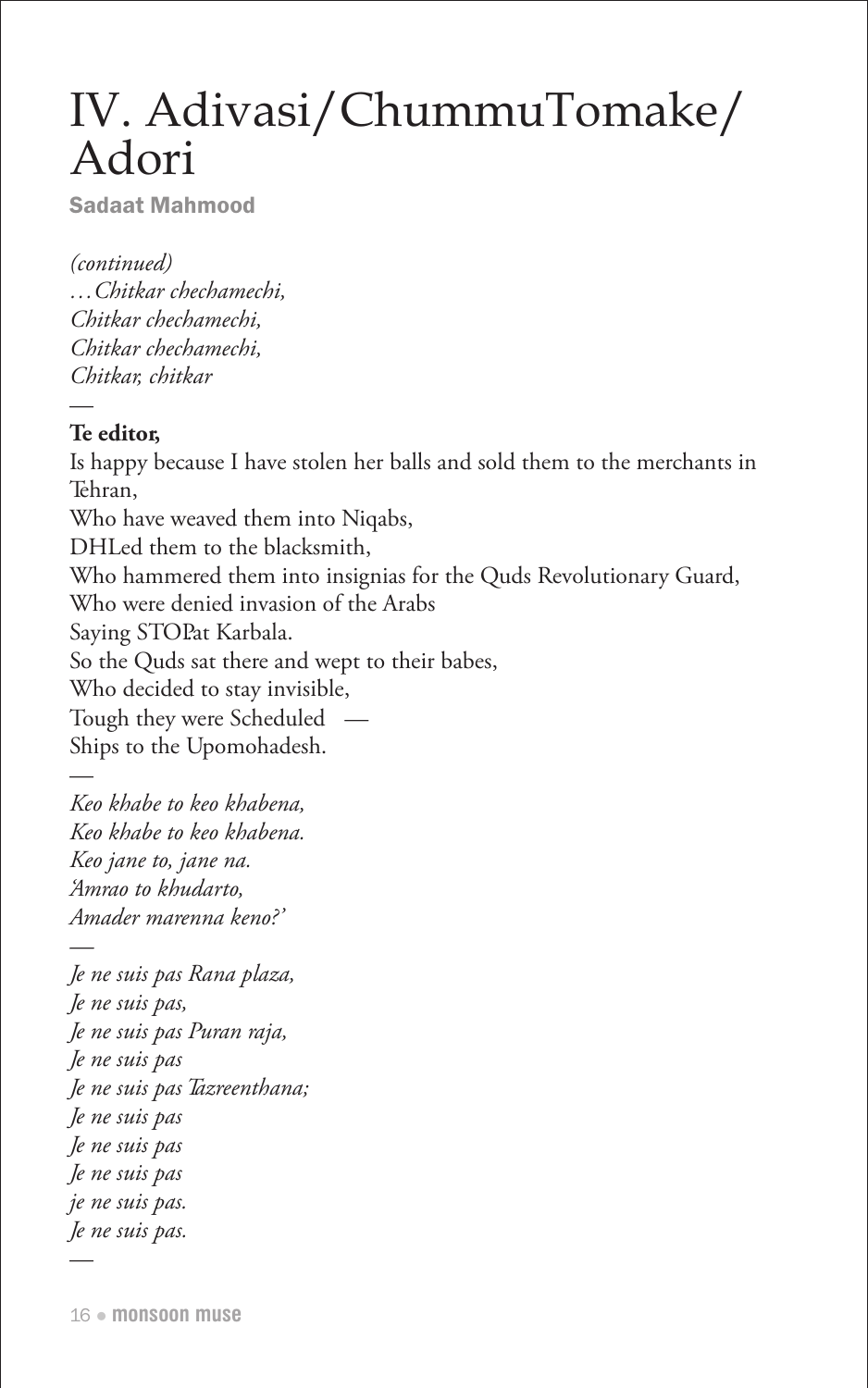# IV. Adivasi/ChummuTomake/ Adori

**Sadaat Mahmood**

*(continued)*
*…Chitkar chechamechi,*
*Chitkar chechamechi,*
*Chitkar chechamechi,*
*Chitkar, chitkar*

—

**Te editor,**
Is happy because I have stolen her balls and sold them to the merchants in Tehran,
Who have weaved them into Niqabs,
DHLed them to the blacksmith,
Who hammered them into insignias for the Quds Revolutionary Guard,
Who were denied invasion of the Arabs
Saying STOP.at Karbala.
So the Quds sat there and wept to their babes,
Who decided to stay invisible,
Tough they were Scheduled —
Ships to the Upomohadesh.

—

*Keo khabe to keo khabena,*
*Keo khabe to keo khabena.*
*Keo jane to, jane na.*
*'Amrao to khudarto,*
*Amader marenna keno?'*

—

*Je ne suis pas Rana plaza,*
*Je ne suis pas,*
*Je ne suis pas Puran raja,*
*Je ne suis pas*
*Je ne suis pas Tazreenthana;*
*Je ne suis pas*
*Je ne suis pas*
*Je ne suis pas*
*je ne suis pas.*
*Je ne suis pas.*

—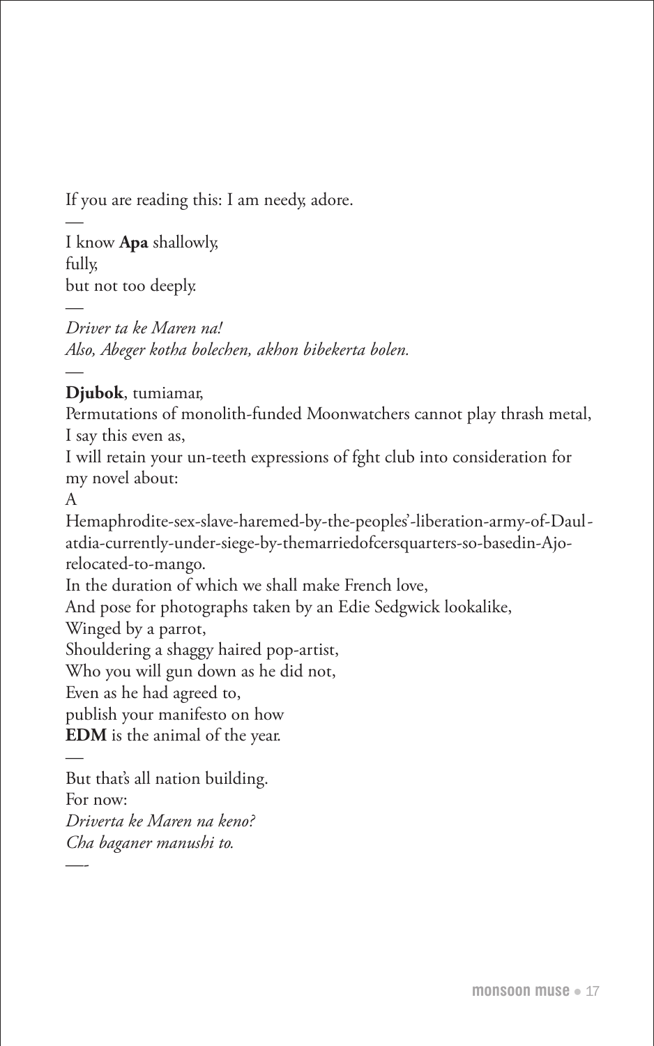If you are reading this: I am needy, adore.

—

I know **Apa** shallowly,  
fully,  
but not too deeply.

—

*Driver ta ke Maren na!*  
*Also, Abeger kotha bolechen, akhon bibekerta bolen.*

—

**Djubok**, tumiamar,  
Permutations of monolith-funded Moonwatchers cannot play thrash metal,  
I say this even as,  
I will retain your un-teeth expressions of fght club into consideration for my novel about:  
A  
Hemaphrodite-sex-slave-haremed-by-the-peoples'-liberation-army-of-Daulatdia-currently-under-siege-by-themarriedofcersquarters-so-basedin-Ajo-relocated-to-mango.  
In the duration of which we shall make French love,  
And pose for photographs taken by an Edie Sedgwick lookalike,  
Winged by a parrot,  
Shouldering a shaggy haired pop-artist,  
Who you will gun down as he did not,  
Even as he had agreed to,  
publish your manifesto on how  
**EDM** is the animal of the year.

—

But that's all nation building.  
For now:  
*Driverta ke Maren na keno?*  
*Cha baganer manushi to.*

—-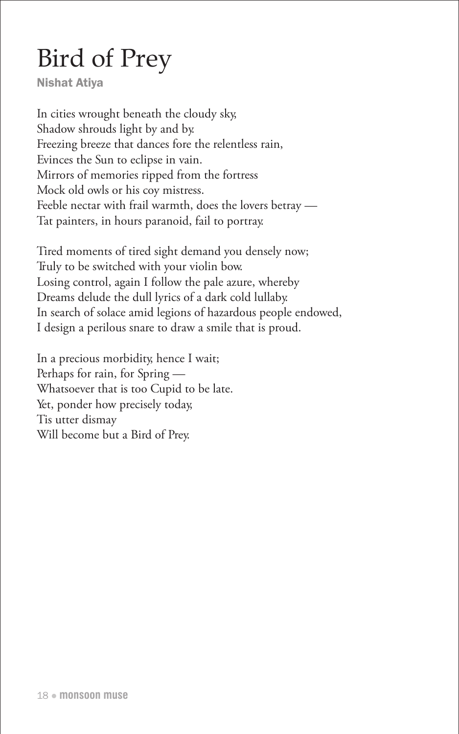# Bird of Prey

**Nishat Atiya**

In cities wrought beneath the cloudy sky,  
Shadow shrouds light by and by.  
Freezing breeze that dances fore the relentless rain,  
Evinces the Sun to eclipse in vain.  
Mirrors of memories ripped from the fortress  
Mock old owls or his coy mistress.  
Feeble nectar with frail warmth, does the lovers betray —  
Tat painters, in hours paranoid, fail to portray.

Tired moments of tired sight demand you densely now;  
Truly to be switched with your violin bow.  
Losing control, again I follow the pale azure, whereby  
Dreams delude the dull lyrics of a dark cold lullaby.  
In search of solace amid legions of hazardous people endowed,  
I design a perilous snare to draw a smile that is proud.

In a precious morbidity, hence I wait;  
Perhaps for rain, for Spring —  
Whatsoever that is too Cupid to be late.  
Yet, ponder how precisely today,  
Tis utter dismay  
Will become but a Bird of Prey.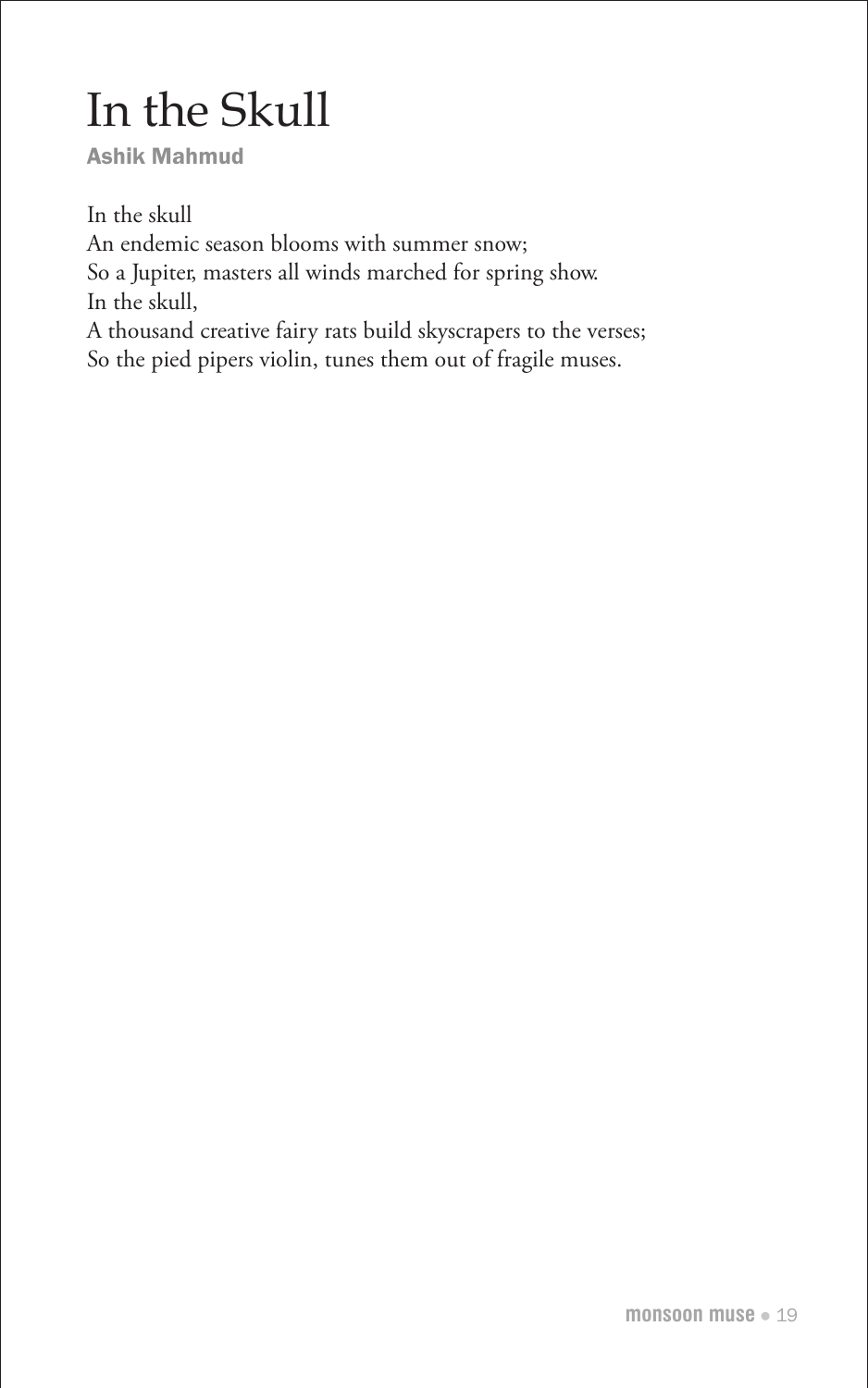# In the Skull

**Ashik Mahmud**

In the skull  
An endemic season blooms with summer snow;  
So a Jupiter, masters all winds marched for spring show.  
In the skull,  
A thousand creative fairy rats build skyscrapers to the verses;  
So the pied pipers violin, tunes them out of fragile muses.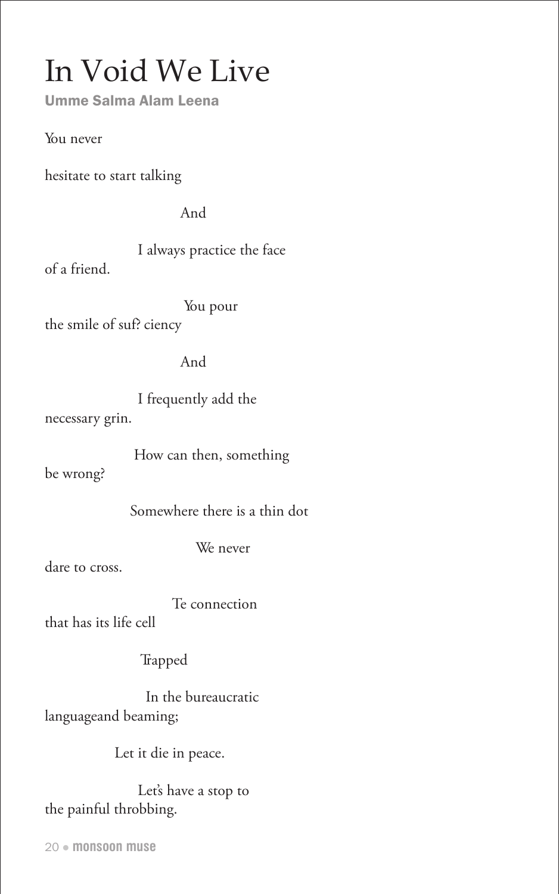# In Void We Live

**Umme Salma Alam Leena**

You never

hesitate to start talking

And

I always practice the face
of a friend.

You pour
the smile of suf? ciency

And

I frequently add the
necessary grin.

How can then, something
be wrong?

Somewhere there is a thin dot

We never
dare to cross.

Te connection
that has its life cell

Trapped

In the bureaucratic
languageand beaming;

Let it die in peace.

Let's have a stop to
the painful throbbing.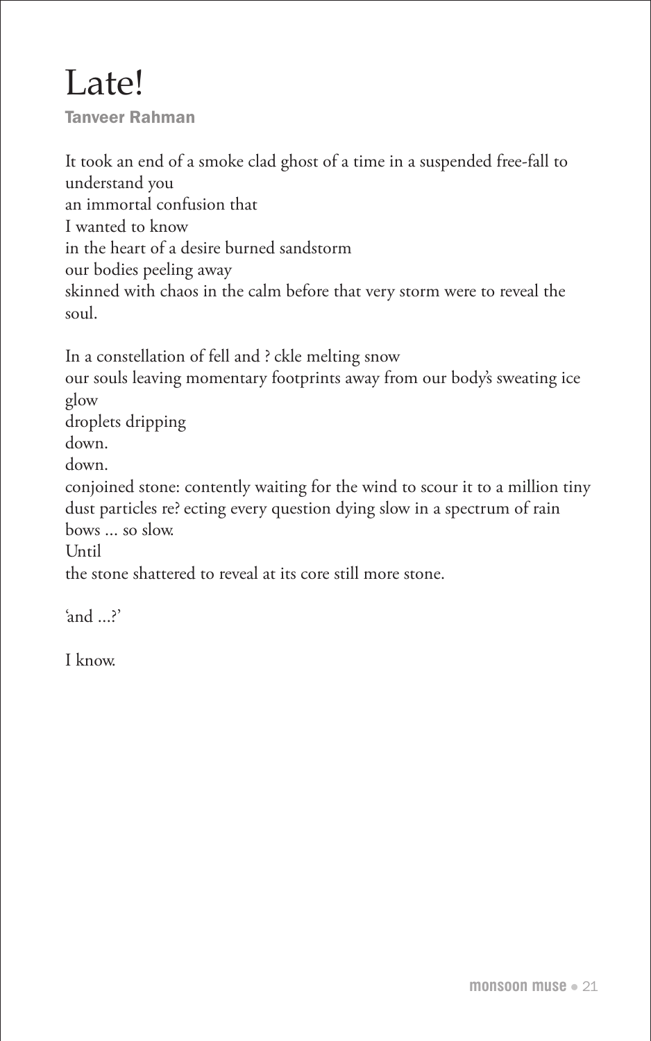# Late!

**Tanveer Rahman**

It took an end of a smoke clad ghost of a time in a suspended free-fall to understand you
an immortal confusion that
I wanted to know
in the heart of a desire burned sandstorm
our bodies peeling away
skinned with chaos in the calm before that very storm were to reveal the soul.

In a constellation of fell and ? ckle melting snow
our souls leaving momentary footprints away from our body's sweating ice glow
droplets dripping
down.
down.
conjoined stone: contently waiting for the wind to scour it to a million tiny dust particles re? ecting every question dying slow in a spectrum of rain bows ... so slow.
Until
the stone shattered to reveal at its core still more stone.

'and ...?'

I know.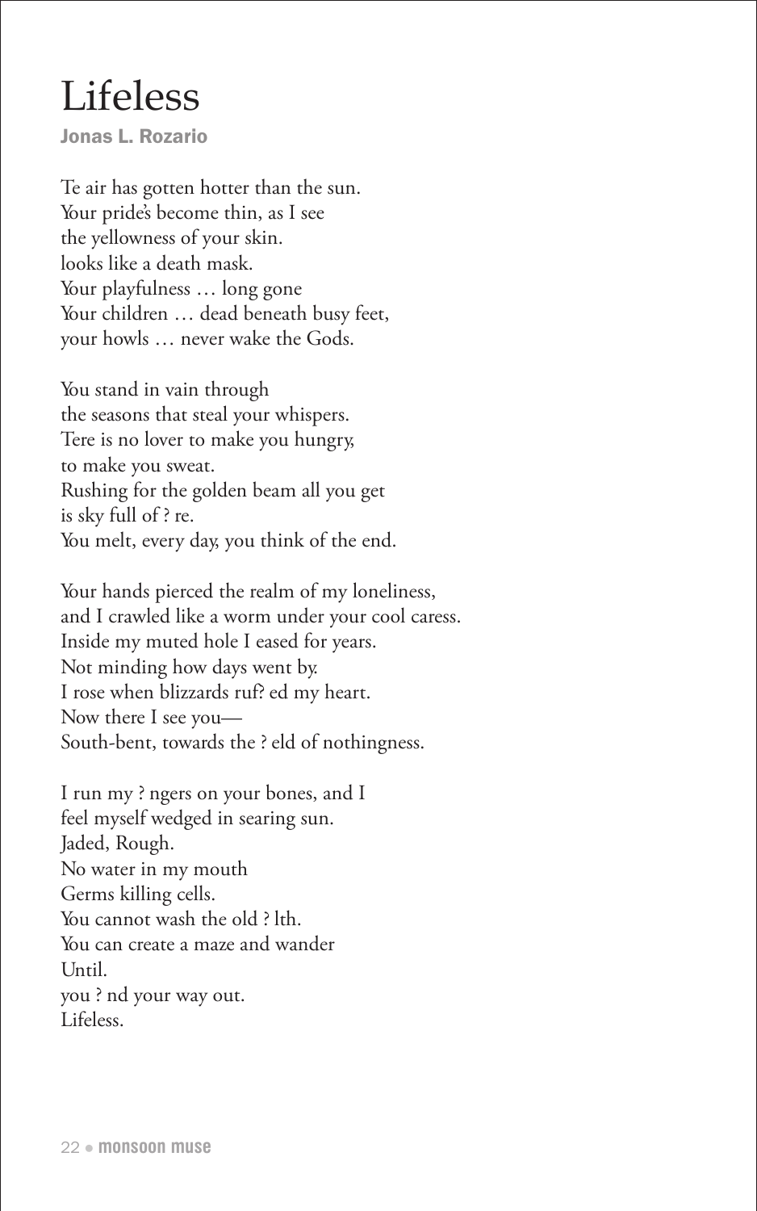# Lifeless

**Jonas L. Rozario**

Te air has gotten hotter than the sun.
Your pride's become thin, as I see
the yellowness of your skin.
looks like a death mask.
Your playfulness … long gone
Your children … dead beneath busy feet,
your howls … never wake the Gods.

You stand in vain through
the seasons that steal your whispers.
Tere is no lover to make you hungry,
to make you sweat.
Rushing for the golden beam all you get
is sky full of ? re.
You melt, every day, you think of the end.

Your hands pierced the realm of my loneliness,
and I crawled like a worm under your cool caress.
Inside my muted hole I eased for years.
Not minding how days went by.
I rose when blizzards ruf? ed my heart.
Now there I see you—
South-bent, towards the ? eld of nothingness.

I run my ? ngers on your bones, and I
feel myself wedged in searing sun.
Jaded, Rough.
No water in my mouth
Germs killing cells.
You cannot wash the old ? lth.
You can create a maze and wander
Until.
you ? nd your way out.
Lifeless.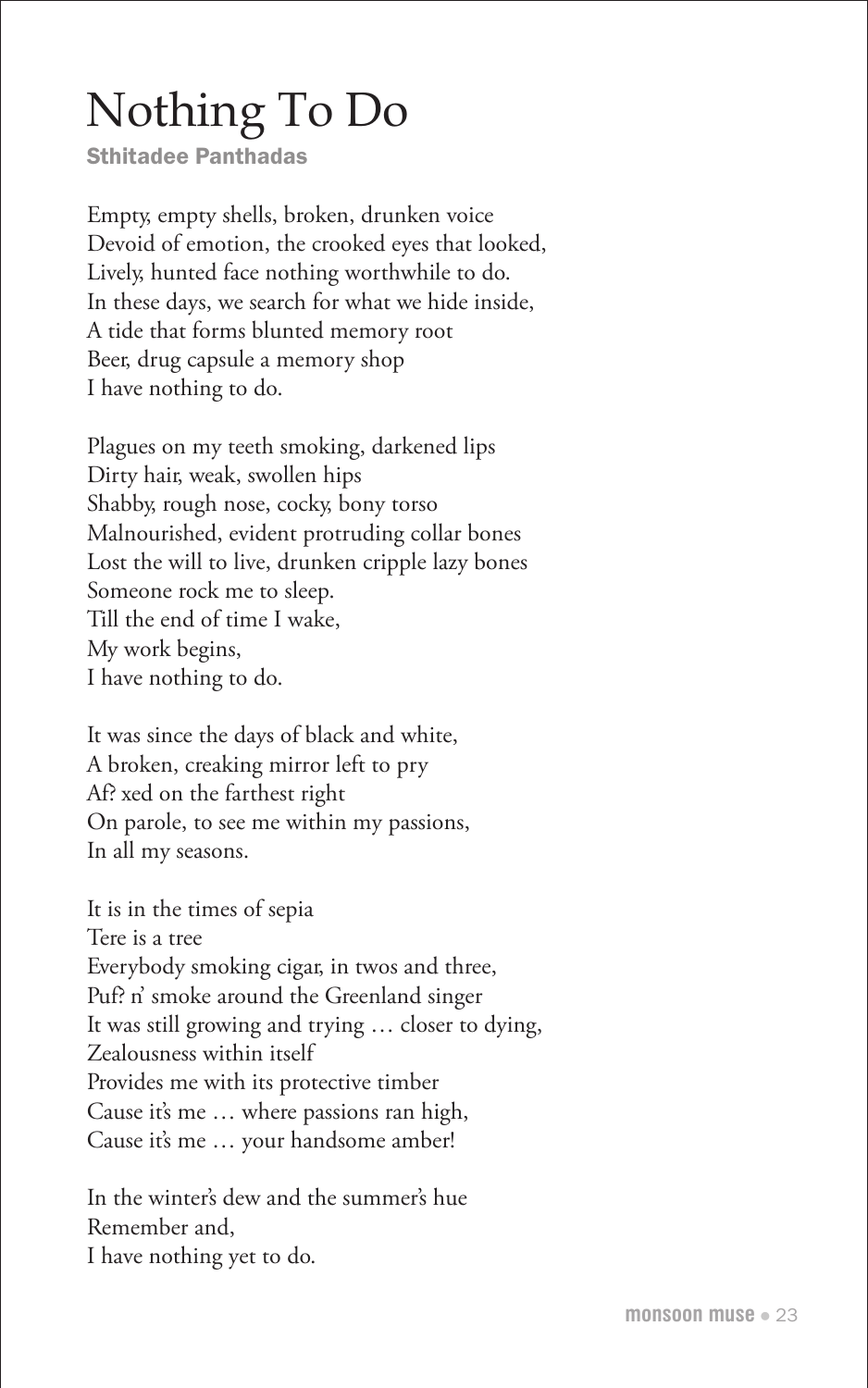# Nothing To Do

**Sthitadee Panthadas**

Empty, empty shells, broken, drunken voice  
Devoid of emotion, the crooked eyes that looked,  
Lively, hunted face nothing worthwhile to do.  
In these days, we search for what we hide inside,  
A tide that forms blunted memory root  
Beer, drug capsule a memory shop  
I have nothing to do.

Plagues on my teeth smoking, darkened lips  
Dirty hair, weak, swollen hips  
Shabby, rough nose, cocky, bony torso  
Malnourished, evident protruding collar bones  
Lost the will to live, drunken cripple lazy bones  
Someone rock me to sleep.  
Till the end of time I wake,  
My work begins,  
I have nothing to do.

It was since the days of black and white,  
A broken, creaking mirror left to pry  
Af? xed on the farthest right  
On parole, to see me within my passions,  
In all my seasons.

It is in the times of sepia  
Tere is a tree  
Everybody smoking cigar, in twos and three,  
Puf? n' smoke around the Greenland singer  
It was still growing and trying … closer to dying,  
Zealousness within itself  
Provides me with its protective timber  
Cause it's me … where passions ran high,  
Cause it's me … your handsome amber!

In the winter's dew and the summer's hue  
Remember and,  
I have nothing yet to do.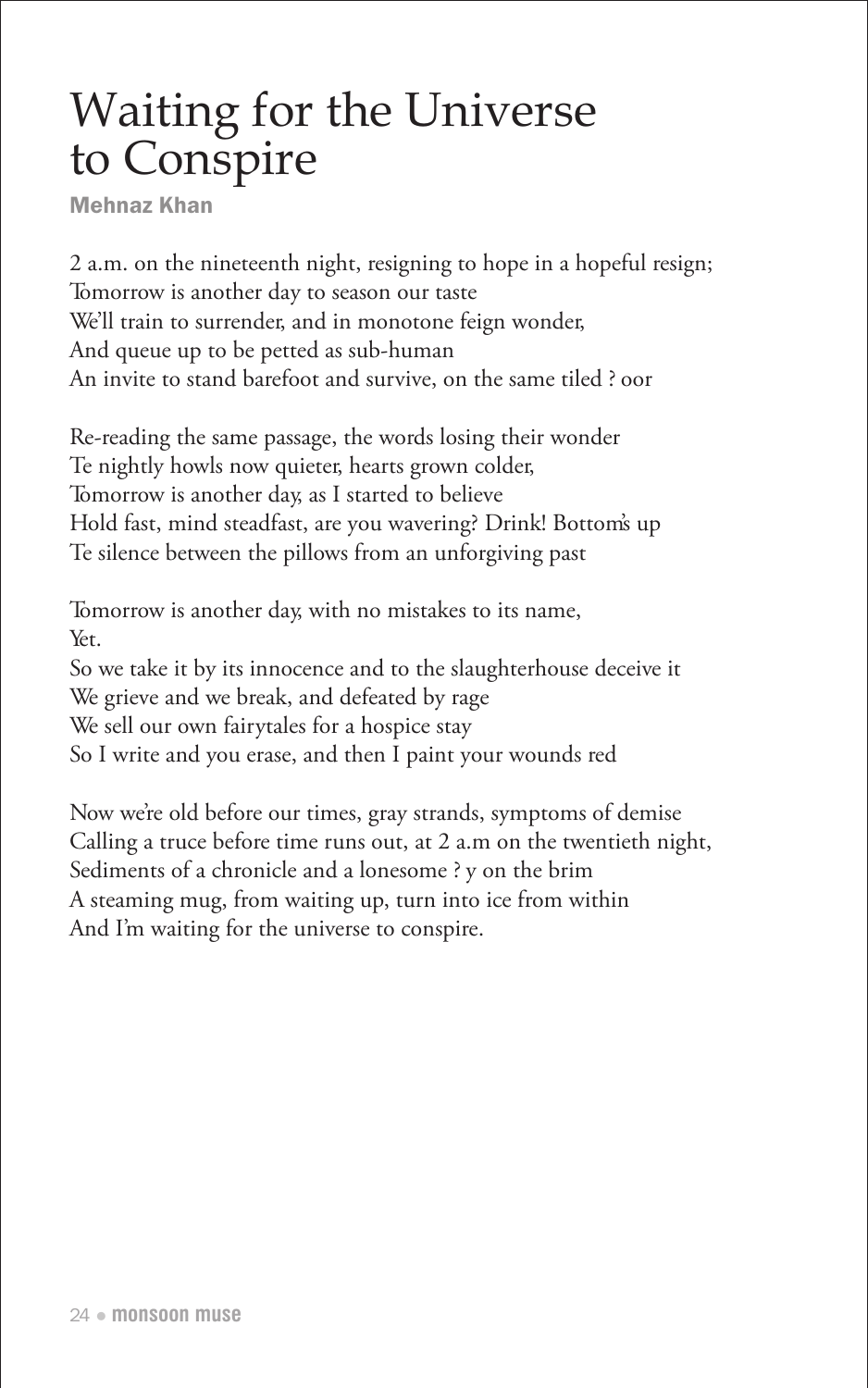# Waiting for the Universe to Conspire

**Mehnaz Khan**

2 a.m. on the nineteenth night, resigning to hope in a hopeful resign;
Tomorrow is another day to season our taste
We'll train to surrender, and in monotone feign wonder,
And queue up to be petted as sub-human
An invite to stand barefoot and survive, on the same tiled ? oor

Re-reading the same passage, the words losing their wonder
Te nightly howls now quieter, hearts grown colder,
Tomorrow is another day, as I started to believe
Hold fast, mind steadfast, are you wavering? Drink! Bottom's up
Te silence between the pillows from an unforgiving past

Tomorrow is another day, with no mistakes to its name,
Yet.
So we take it by its innocence and to the slaughterhouse deceive it
We grieve and we break, and defeated by rage
We sell our own fairytales for a hospice stay
So I write and you erase, and then I paint your wounds red

Now we're old before our times, gray strands, symptoms of demise
Calling a truce before time runs out, at 2 a.m on the twentieth night,
Sediments of a chronicle and a lonesome ? y on the brim
A steaming mug, from waiting up, turn into ice from within
And I'm waiting for the universe to conspire.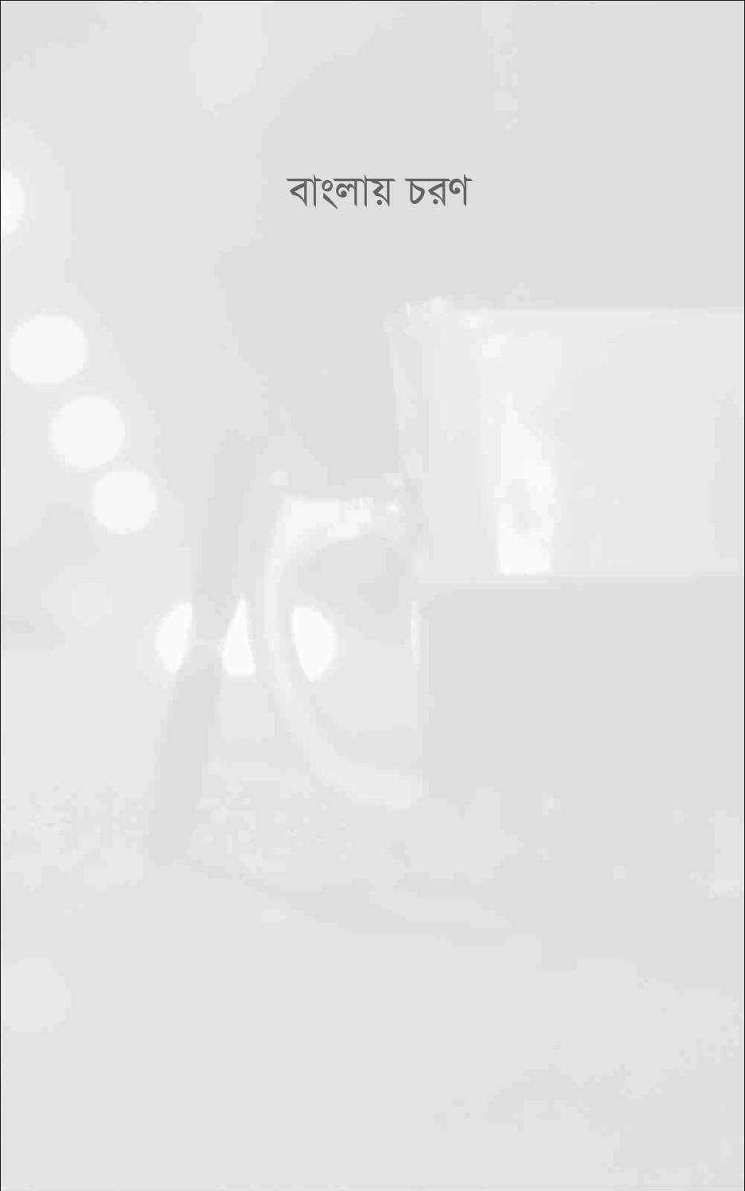# বাংলায় চরণ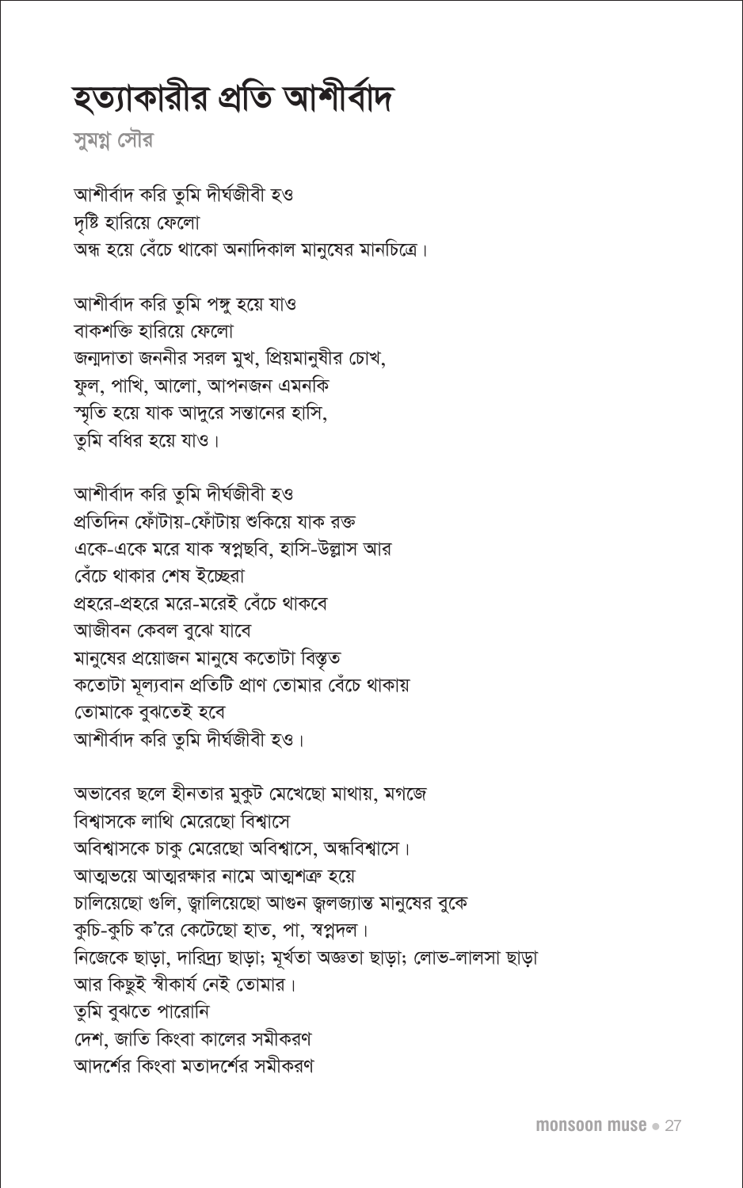# হত্যাকারীর প্রতি আশীর্বাদ

**সুমগ্ন সৌর**

আশীর্বাদ করি তুমি দীর্ঘজীবী হও
দৃষ্টি হারিয়ে ফেলো
অন্ধ হয়ে বেঁচে থাকো অনাদিকাল মানুষের মানচিত্রে।

আশীর্বাদ করি তুমি পঙ্গু হয়ে যাও
বাকশক্তি হারিয়ে ফেলো
জন্মদাতা জননীর সরল মুখ, প্রিয়মানুষীর চোখ,
ফুল, পাখি, আলো, আপনজন এমনকি
স্মৃতি হয়ে যাক আদুরে সন্তানের হাসি,
তুমি বধির হয়ে যাও।

আশীর্বাদ করি তুমি দীর্ঘজীবী হও
প্রতিদিন ফোঁটায়-ফোঁটায় শুকিয়ে যাক রক্ত
একে-একে মরে যাক স্বপ্নছবি, হাসি-উল্লাস আর
বেঁচে থাকার শেষ ইচ্ছেরা
প্রহরে-প্রহরে মরে-মরেই বেঁচে থাকবে
আজীবন কেবল বুঝে যাবে
মানুষের প্রয়োজন মানুষে কতোটা বিস্তৃত
কতোটা মূল্যবান প্রতিটি প্রাণ তোমার বেঁচে থাকায়
তোমাকে বুঝতেই হবে
আশীর্বাদ করি তুমি দীর্ঘজীবী হও।

অভাবের ছলে হীনতার মুকুট মেখেছো মাথায়, মগজে
বিশ্বাসকে লাথি মেরেছো বিশ্বাসে
অবিশ্বাসকে চাকু মেরেছো অবিশ্বাসে, অন্ধবিশ্বাসে।
আত্মভয়ে আত্মরক্ষার নামে আত্মশত্রু হয়ে
চালিয়েছো গুলি, জ্বালিয়েছো আগুন জ্বলজ্যান্ত মানুষের বুকে
কুচি-কুচি ক'রে কেটেছো হাত, পা, স্বপ্নদল।
নিজেকে ছাড়া, দারিদ্র্য ছাড়া; মূর্খতা অজ্ঞতা ছাড়া; লোভ-লালসা ছাড়া
আর কিছুই স্বীকার্য নেই তোমার।
তুমি বুঝতে পারোনি
দেশ, জাতি কিংবা কালের সমীকরণ
আদর্শের কিংবা মতাদর্শের সমীকরণ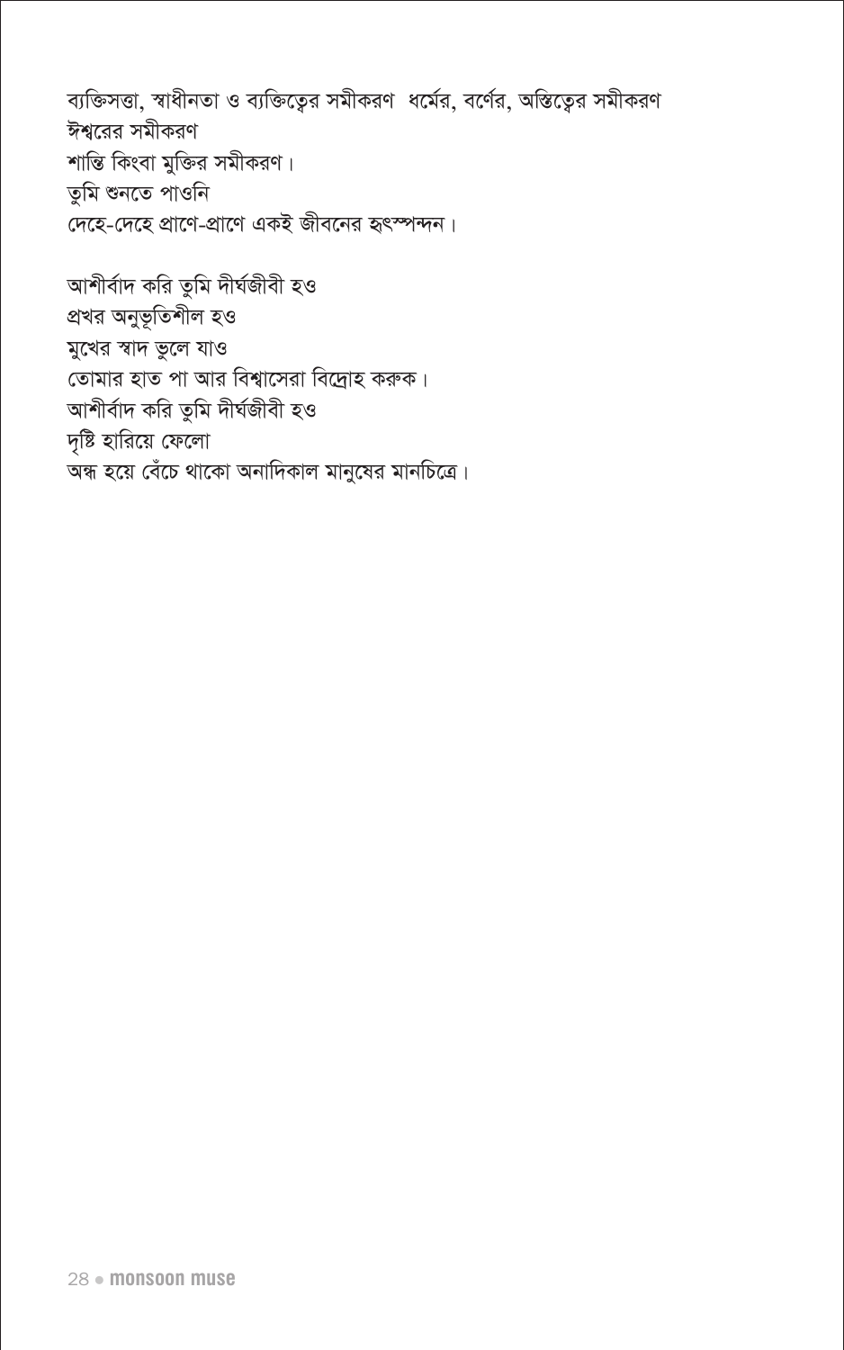ব্যক্তিসত্তা, স্বাধীনতা ও ব্যক্তিত্বের সমীকরণ  ধর্মের, বর্ণের, অস্তিত্বের সমীকরণ
ঈশ্বরের সমীকরণ
শান্তি কিংবা মুক্তির সমীকরণ।
তুমি শুনতে পাওনি
দেহে-দেহে প্রাণে-প্রাণে একই জীবনের হৃৎস্পন্দন।

আশীর্বাদ করি তুমি দীর্ঘজীবী হও
প্রখর অনুভূতিশীল হও
মুখের স্বাদ ভুলে যাও
তোমার হাত পা আর বিশ্বাসেরা বিদ্রোহ করুক।
আশীর্বাদ করি তুমি দীর্ঘজীবী হও
দৃষ্টি হারিয়ে ফেলো
অন্ধ হয়ে বেঁচে থাকো অনাদিকাল মানুষের মানচিত্রে।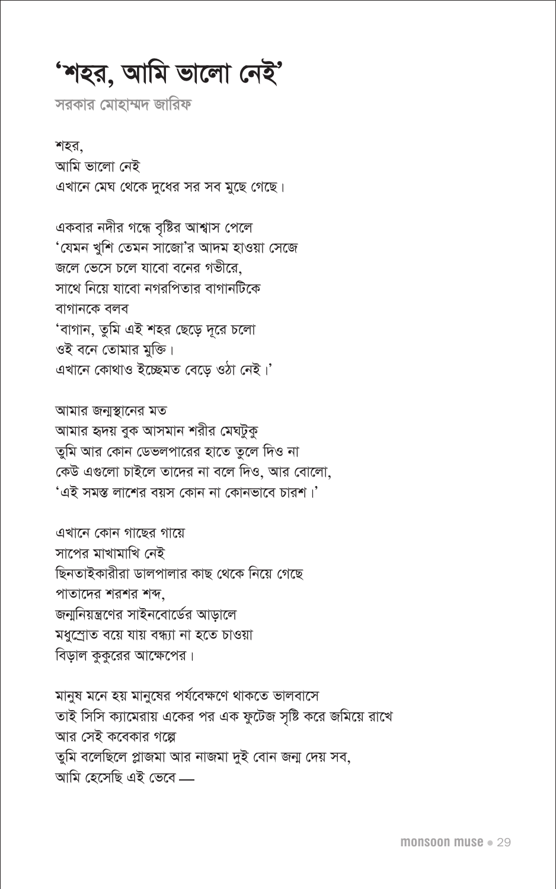# ‘শহর, আমি ভালো নেই’

**সরকার মোহাম্মদ জারিফ**

শহর,  
আমি ভালো নেই  
এখানে মেঘ থেকে দুধের সর সব মুছে গেছে।

একবার নদীর গন্ধে বৃষ্টির আশ্বাস পেলে  
‘যেমন খুশি তেমন সাজো’র আদম হাওয়া সেজে  
জলে ভেসে চলে যাবো বনের গভীরে,  
সাথে নিয়ে যাবো নগরপিতার বাগানটিকে  
বাগানকে বলব  
‘বাগান, তুমি এই শহর ছেড়ে দূরে চলো  
ওই বনে তোমার মুক্তি।  
এখানে কোথাও ইচ্ছেমত বেড়ে ওঠা নেই।’

আমার জন্মস্থানের মত  
আমার হৃদয় বুক আসমান শরীর মেঘটুকু  
তুমি আর কোন ডেভলপারের হাতে তুলে দিও না  
কেউ এগুলো চাইলে তাদের না বলে দিও, আর বোলো,  
‘এই সমস্ত লাশের বয়স কোন না কোনভাবে চারশ।’

এখানে কোন গাছের গায়ে  
সাপের মাখামাখি নেই  
ছিনতাইকারীরা ডালপালার কাছ থেকে নিয়ে গেছে  
পাতাদের শরশর শব্দ,  
জন্মনিয়ন্ত্রণের সাইনবোর্ডের আড়ালে  
মধুস্রোত বয়ে যায় বন্ধ্যা না হতে চাওয়া  
বিড়াল কুকুরের আক্ষেপের।

মানুষ মনে হয় মানুষের পর্যবেক্ষণে থাকতে ভালবাসে  
তাই সিসি ক্যামেরায় একের পর এক ফুটেজ সৃষ্টি করে জমিয়ে রাখে  
আর সেই কবেকার গল্পে  
তুমি বলেছিলে প্লাজমা আর নাজমা দুই বোন জন্ম দেয় সব,  
আমি হেসেছি এই ভেবে —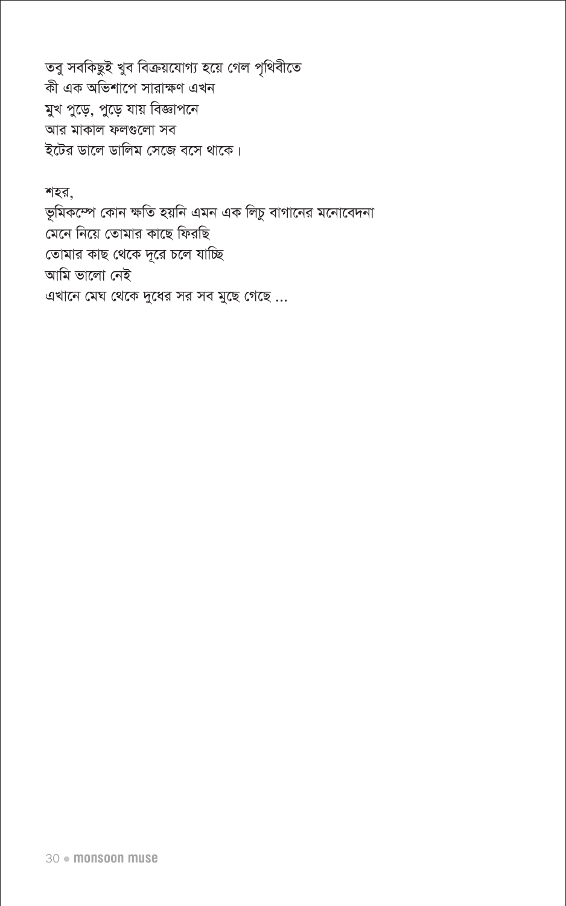তবু সবকিছুই খুব বিক্রয়যোগ্য হয়ে গেল পৃথিবীতে
কী এক অভিশাপে সারাক্ষণ এখন
মুখ পুড়ে, পুড়ে যায় বিজ্ঞাপনে
আর মাকাল ফলগুলো সব
ইটের ডালে ডালিম সেজে বসে থাকে।

শহর,
ভূমিকম্পে কোন ক্ষতি হয়নি এমন এক লিচু বাগানের মনোবেদনা
মেনে নিয়ে তোমার কাছে ফিরছি
তোমার কাছ থেকে দূরে চলে যাচ্ছি
আমি ভালো নেই
এখানে মেঘ থেকে দুধের সর সব মুছে গেছে ...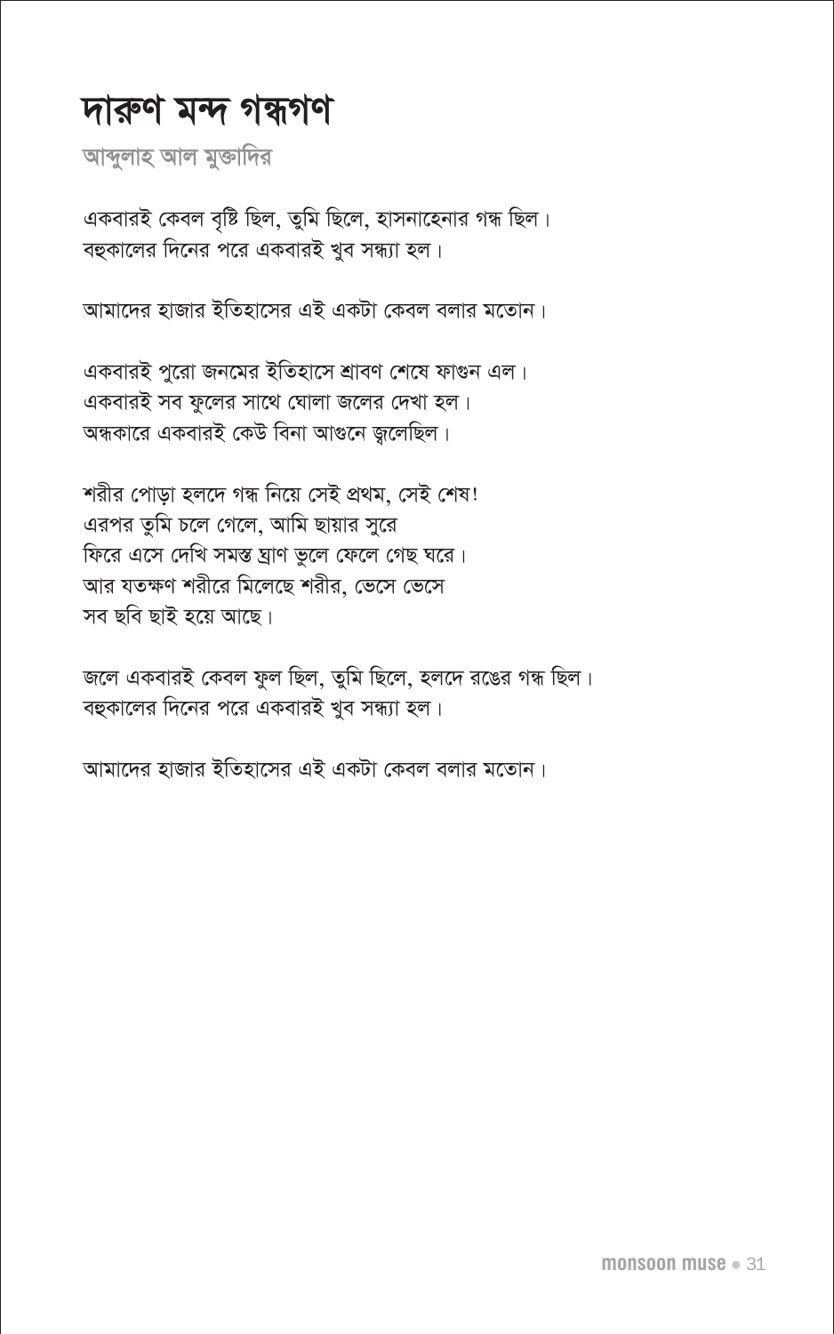# দারুণ মন্দ গন্ধগণ

আব্দুলাহ্ আল মুক্তাদির

একবারই কেবল বৃষ্টি ছিল, তুমি ছিলে, হাসনাহেনার গন্ধ ছিল।
বহুকালের দিনের পরে একবারই খুব সন্ধ্যা হল।

আমাদের হাজার ইতিহাসের এই একটা কেবল বলার মতোন।

একবারই পুরো জনমের ইতিহাসে শ্রাবণ শেষে ফাগুন এল।
একবারই সব ফুলের সাথে ঘোলা জলের দেখা হল।
অন্ধকারে একবারই কেউ বিনা আগুনে জ্বলেছিল।

শরীর পোড়া হলদে গন্ধ নিয়ে সেই প্রথম, সেই শেষ!
এরপর তুমি চলে গেলে, আমি ছায়ার সুরে
ফিরে এসে দেখি সমস্ত ঘ্রাণ ভুলে ফেলে গেছ ঘরে।
আর যতক্ষণ শরীরে মিলেছে শরীর, ভেসে ভেসে
সব ছবি ছাই হয়ে আছে।

জলে একবারই কেবল ফুল ছিল, তুমি ছিলে, হলদে রঙের গন্ধ ছিল।
বহুকালের দিনের পরে একবারই খুব সন্ধ্যা হল।

আমাদের হাজার ইতিহাসের এই একটা কেবল বলার মতোন।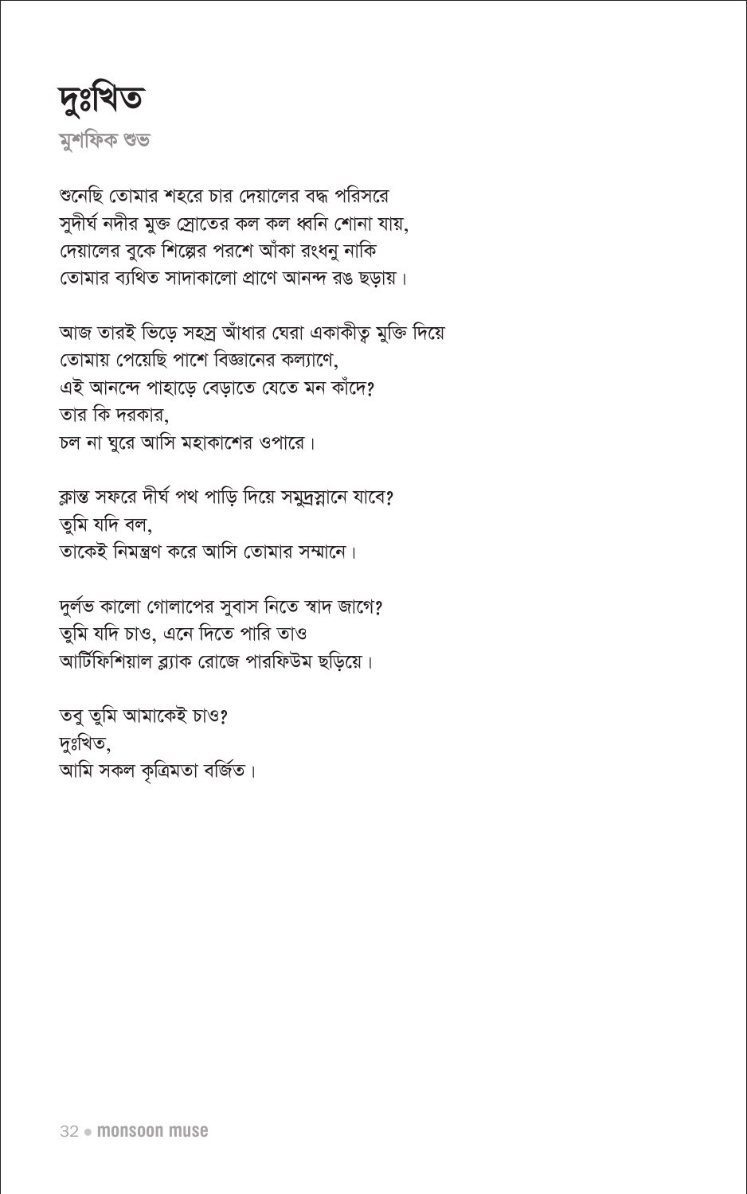# দুঃখিত

মুশফিক শুভ

শুনেছি তোমার শহরে চার দেয়ালের বদ্ধ পরিসরে
সুদীর্ঘ নদীর মুক্ত স্রোতের কল কল ধ্বনি শোনা যায়,
দেয়ালের বুকে শিল্পের পরশে আঁকা রংধনু নাকি
তোমার ব্যথিত সাদাকালো প্রাণে আনন্দ রঙ ছড়ায়।

আজ তারই ভিড়ে সহস্র আঁধার ঘেরা একাকীত্ব মুক্তি দিয়ে
তোমায় পেয়েছি পাশে বিজ্ঞানের কল্যাণে,
এই আনন্দে পাহাড়ে বেড়াতে যেতে মন কাঁদে?
তার কি দরকার,
চল না ঘুরে আসি মহাকাশের ওপারে।

ক্লান্ত সফরে দীর্ঘ পথ পাড়ি দিয়ে সমুদ্রস্নানে যাবে?
তুমি যদি বল,
তাকেই নিমন্ত্রণ করে আসি তোমার সম্মানে।

দুর্লভ কালো গোলাপের সুবাস নিতে স্বাদ জাগে?
তুমি যদি চাও, এনে দিতে পারি তাও
আর্টিফিশিয়াল ব্ল্যাক রোজে পারফিউম ছড়িয়ে।

তবু তুমি আমাকেই চাও?
দুঃখিত,
আমি সকল কৃত্রিমতা বর্জিত।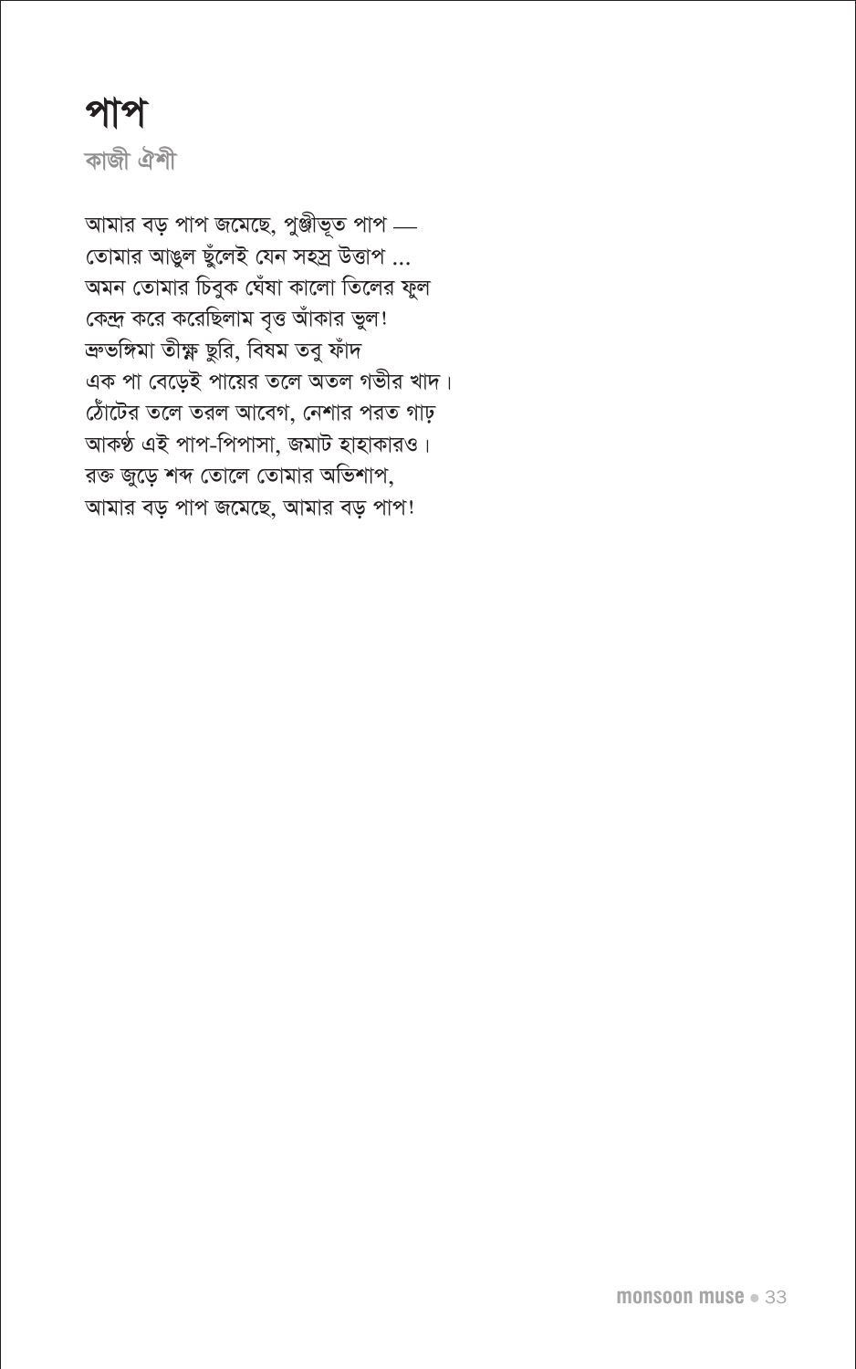# পাপ

কাজী ঐশী

আমার বড় পাপ জমেছে, পুঞ্জীভূত পাপ —
তোমার আঙুল ছুঁলেই যেন সহস্র উত্তাপ ...
অমন তোমার চিবুক ঘেঁষা কালো তিলের ফুল
কেন্দ্র করে করেছিলাম বৃত্ত আঁকার ভুল!
ভ্রুভঙ্গিমা তীক্ষ্ণ ছুরি, বিষম তবু ফাঁদ
এক পা বেড়েই পায়ের তলে অতল গভীর খাদ।
ঠোঁটের তলে তরল আবেগ, নেশার পরত গাঢ়
আকণ্ঠ এই পাপ-পিপাসা, জমাট হাহাকারও।
রক্ত জুড়ে শব্দ তোলে তোমার অভিশাপ,
আমার বড় পাপ জমেছে, আমার বড় পাপ!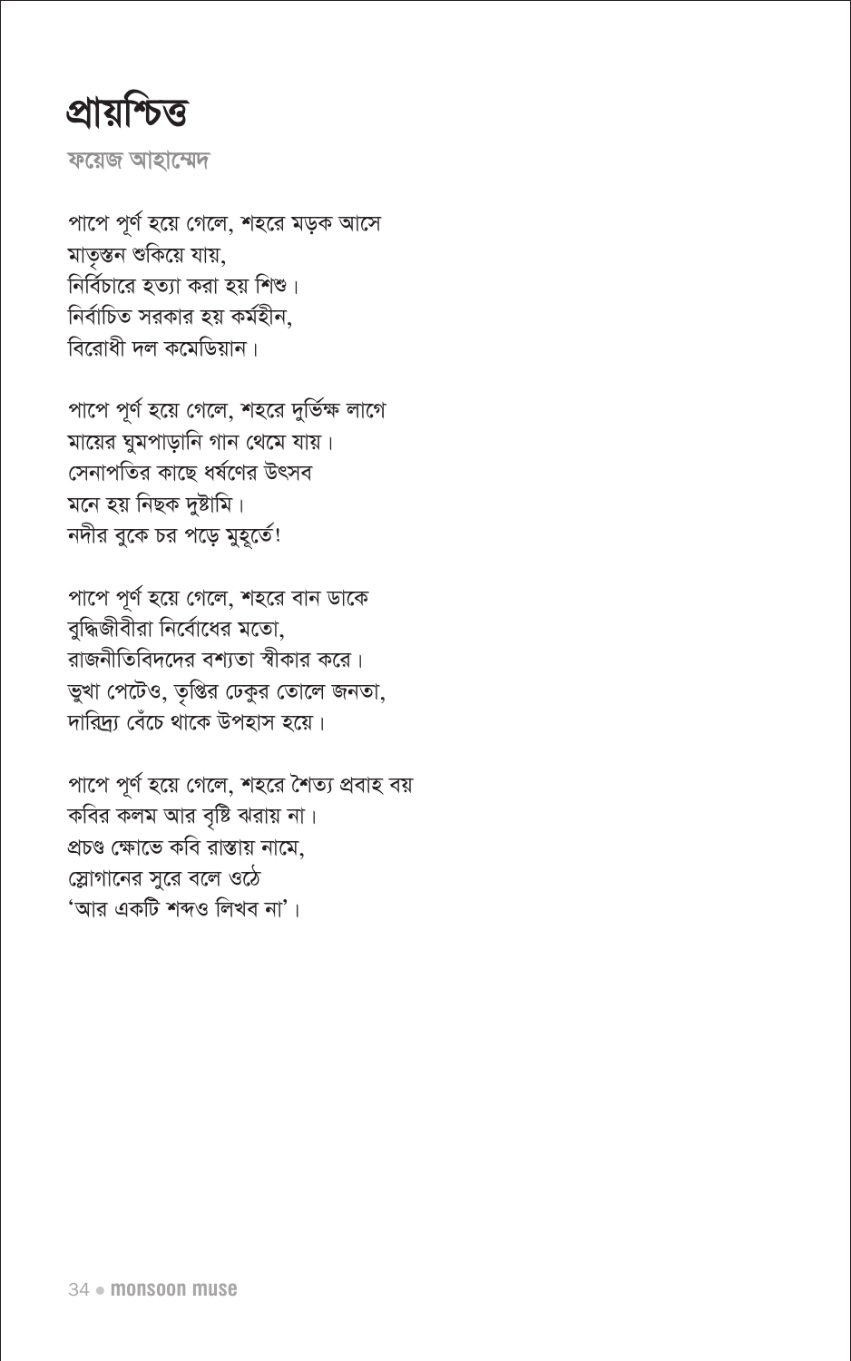# প্রায়শ্চিত্ত

ফয়েজ আহাম্মেদ

পাপে পূর্ণ হয়ে গেলে, শহরে মড়ক আসে
মাতৃস্তন শুকিয়ে যায়,
নির্বিচারে হত্যা করা হয় শিশু।
নির্বাচিত সরকার হয় কর্মহীন,
বিরোধী দল কমেডিয়ান।

পাপে পূর্ণ হয়ে গেলে, শহরে দুর্ভিক্ষ লাগে
মায়ের ঘুমপাড়ানি গান থেমে যায়।
সেনাপতির কাছে ধর্ষণের উৎসব
মনে হয় নিছক দুষ্টামি।
নদীর বুকে চর পড়ে মুহূর্তে!

পাপে পূর্ণ হয়ে গেলে, শহরে বান ডাকে
বুদ্ধিজীবীরা নির্বোধের মতো,
রাজনীতিবিদদের বশ্যতা স্বীকার করে।
ভুখা পেটেও, তৃপ্তির ঢেকুর তোলে জনতা,
দারিদ্র্য বেঁচে থাকে উপহাস হয়ে।

পাপে পূর্ণ হয়ে গেলে, শহরে শৈত্য প্রবাহ বয়
কবির কলম আর বৃষ্টি ঝরায় না।
প্রচণ্ড ক্ষোভে কবি রাস্তায় নামে,
স্লোগানের সুরে বলে ওঠে
'আর একটি শব্দও লিখব না'।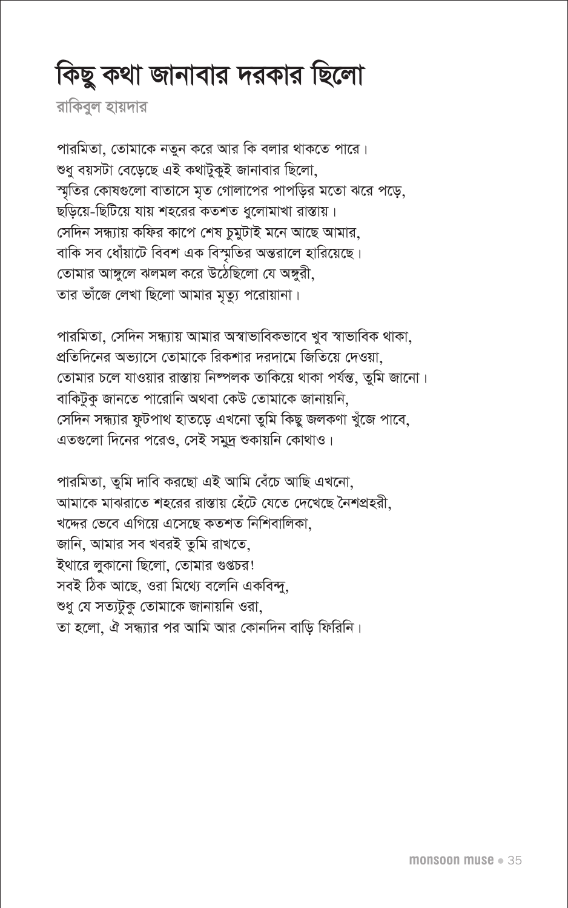# কিছু কথা জানাবার দরকার ছিলো

**রাকিবুল হায়দার**

পারমিতা, তোমাকে নতুন করে আর কি বলার থাকতে পারে।
শুধু বয়সটা বেড়েছে এই কথাটুকুই জানাবার ছিলো,
স্মৃতির কোষগুলো বাতাসে মৃত গোলাপের পাপড়ির মতো ঝরে পড়ে,
ছড়িয়ে-ছিটিয়ে যায় শহরের কতশত ধুলোমাখা রাস্তায়।
সেদিন সন্ধ্যায় কফির কাপে শেষ চুমুটাই মনে আছে আমার,
বাকি সব ধোঁয়াটে বিবশ এক বিস্মৃতির অন্তরালে হারিয়েছে।
তোমার আঙ্গুলে ঝলমল করে উঠেছিলো যে অঙ্গুরী,
তার ভাঁজে লেখা ছিলো আমার মৃত্যু পরোয়ানা।

পারমিতা, সেদিন সন্ধ্যায় আমার অস্বাভাবিকভাবে খুব স্বাভাবিক থাকা,
প্রতিদিনের অভ্যাসে তোমাকে রিকশার দরদামে জিতিয়ে দেওয়া,
তোমার চলে যাওয়ার রাস্তায় নিষ্পলক তাকিয়ে থাকা পর্যন্ত, তুমি জানো।
বাকিটুকু জানতে পারোনি অথবা কেউ তোমাকে জানায়নি,
সেদিন সন্ধ্যার ফুটপাথ হাতড়ে এখনো তুমি কিছু জলকণা খুঁজে পাবে,
এতগুলো দিনের পরেও, সেই সমুদ্র শুকায়নি কোথাও।

পারমিতা, তুমি দাবি করছো এই আমি বেঁচে আছি এখনো,
আমাকে মাঝরাতে শহরের রাস্তায় হেঁটে যেতে দেখেছে নৈশপ্রহরী,
খদ্দের ভেবে এগিয়ে এসেছে কতশত নিশিবালিকা,
জানি, আমার সব খবরই তুমি রাখতে,
ইথারে লুকানো ছিলো, তোমার গুপ্তচর!
সবই ঠিক আছে, ওরা মিথ্যে বলেনি একবিন্দু,
শুধু যে সত্যটুকু তোমাকে জানায়নি ওরা,
তা হলো, ঐ সন্ধ্যার পর আমি আর কোনদিন বাড়ি ফিরিনি।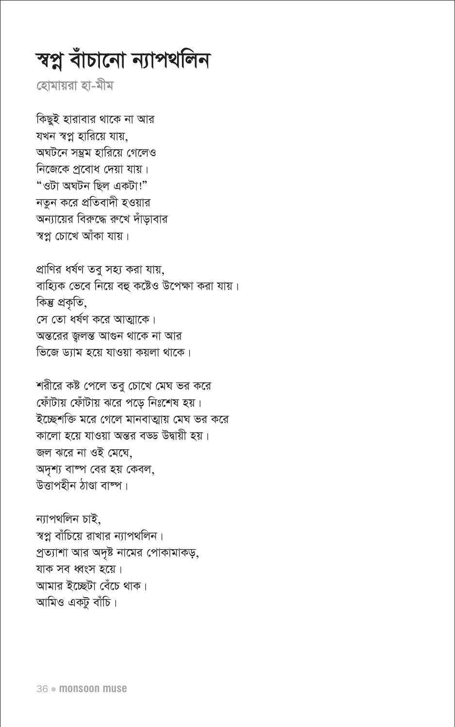# স্বপ্ন বাঁচানো ন্যাপথলিন

হোমায়রা হা-মীম

কিছুই হারাবার থাকে না আর
যখন স্বপ্ন হারিয়ে যায়,
অঘটনে সম্ভ্রম হারিয়ে গেলেও
নিজেকে প্রবোধ দেয়া যায়।
"ওটা অঘটন ছিল একটা!"
নতুন করে প্রতিবাদী হওয়ার
অন্যায়ের বিরুদ্ধে রুখে দাঁড়াবার
স্বপ্ন চোখে আঁকা যায়।

প্রাণির ধর্ষণ তবু সহ্য করা যায়,
বাহ্যিক ভেবে নিয়ে বহু কষ্টেও উপেক্ষা করা যায়।
কিন্তু প্রকৃতি,
সে তো ধর্ষণ করে আত্মাকে।
অন্তরের জ্বলন্ত আগুন থাকে না আর
ভিজে ড্যাম হয়ে যাওয়া কয়লা থাকে।

শরীরে কষ্ট পেলে তবু চোখে মেঘ ভর করে
ফোঁটায় ফোঁটায় ঝরে পড়ে নিঃশেষ হয়।
ইচ্ছেশক্তি মরে গেলে মানবাত্মায় মেঘ ভর করে
কালো হয়ে যাওয়া অন্তর বড্ড উদ্বায়ী হয়।
জল ঝরে না ওই মেঘে,
অদৃশ্য বাষ্প বের হয় কেবল,
উত্তাপহীন ঠাণ্ডা বাষ্প।

ন্যাপথলিন চাই,
স্বপ্ন বাঁচিয়ে রাখার ন্যাপথলিন।
প্রত্যাশা আর অদৃষ্ট নামের পোকামাকড়,
যাক সব ধ্বংস হয়ে।
আমার ইচ্ছেটা বেঁচে থাক।
আমিও একটু বাঁচি।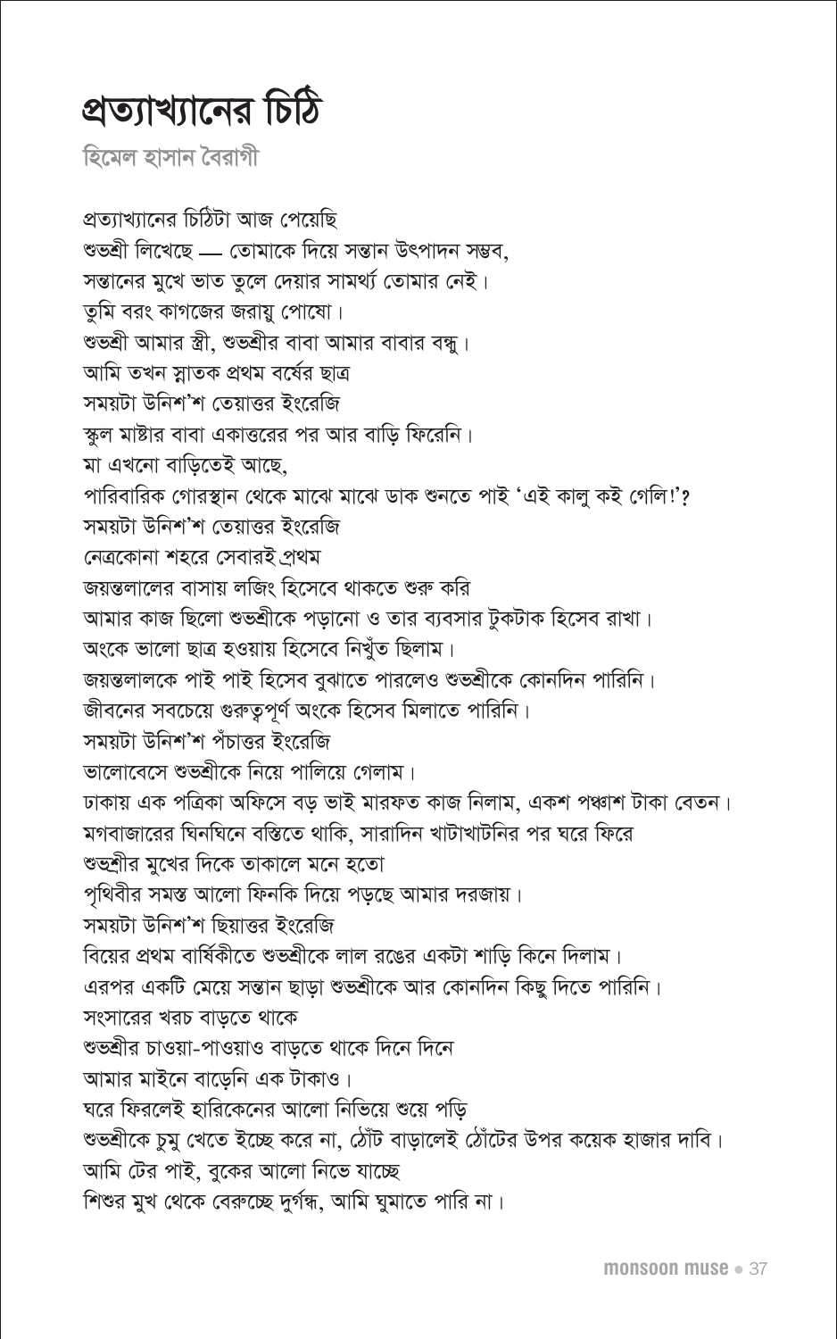# প্রত্যাখ্যানের চিঠি

**হিমেল হাসান বৈরাগী**

প্রত্যাখ্যানের চিঠিটা আজ পেয়েছি
শুভশ্রী লিখেছে — তোমাকে দিয়ে সন্তান উৎপাদন সম্ভব,
সন্তানের মুখে ভাত তুলে দেয়ার সামর্থ্য তোমার নেই।
তুমি বরং কাগজের জরায়ু পোষো।
শুভশ্রী আমার স্ত্রী, শুভশ্রীর বাবা আমার বাবার বন্ধু।
আমি তখন স্নাতক প্রথম বর্ষের ছাত্র
সময়টা উনিশ'শ তেয়াত্তর ইংরেজি
স্কুল মাষ্টার বাবা একাত্তরের পর আর বাড়ি ফিরেনি।
মা এখনো বাড়িতেই আছে,
পারিবারিক গোরস্থান থেকে মাঝে মাঝে ডাক শুনতে পাই 'এই কালু কই গেলি!'?
সময়টা উনিশ'শ তেয়াত্তর ইংরেজি
নেত্রকোনা শহরে সেবারই প্রথম
জয়ন্তলালের বাসায় লজিং হিসেবে থাকতে শুরু করি
আমার কাজ ছিলো শুভশ্রীকে পড়ানো ও তার ব্যবসার টুকটাক হিসেব রাখা।
অংকে ভালো ছাত্র হওয়ায় হিসেবে নিখুঁত ছিলাম।
জয়ন্তলালকে পাই পাই হিসেব বুঝাতে পারলেও শুভশ্রীকে কোনদিন পারিনি।
জীবনের সবচেয়ে গুরুত্বপূর্ণ অংকে হিসেব মিলাতে পারিনি।
সময়টা উনিশ'শ পঁচাত্তর ইংরেজি
ভালোবেসে শুভশ্রীকে নিয়ে পালিয়ে গেলাম।
ঢাকায় এক পত্রিকা অফিসে বড় ভাই মারফত কাজ নিলাম, একশ পঞ্চাশ টাকা বেতন।
মগবাজারের ঘিনঘিনে বস্তিতে থাকি, সারাদিন খাটাখাটনির পর ঘরে ফিরে
শুভশ্রীর মুখের দিকে তাকালে মনে হতো
পৃথিবীর সমস্ত আলো ফিনকি দিয়ে পড়ছে আমার দরজায়।
সময়টা উনিশ'শ ছিয়াত্তর ইংরেজি
বিয়ের প্রথম বার্ষিকীতে শুভশ্রীকে লাল রঙের একটা শাড়ি কিনে দিলাম।
এরপর একটি মেয়ে সন্তান ছাড়া শুভশ্রীকে আর কোনদিন কিছু দিতে পারিনি।
সংসারের খরচ বাড়তে থাকে
শুভশ্রীর চাওয়া-পাওয়াও বাড়তে থাকে দিনে দিনে
আমার মাইনে বাড়েনি এক টাকাও।
ঘরে ফিরলেই হারিকেনের আলো নিভিয়ে শুয়ে পড়ি
শুভশ্রীকে চুমু খেতে ইচ্ছে করে না, ঠোঁট বাড়ালেই ঠোঁটের উপর কয়েক হাজার দাবি।
আমি টের পাই, বুকের আলো নিভে যাচ্ছে
শিশুর মুখ থেকে বেরুচ্ছে দুর্গন্ধ, আমি ঘুমাতে পারি না।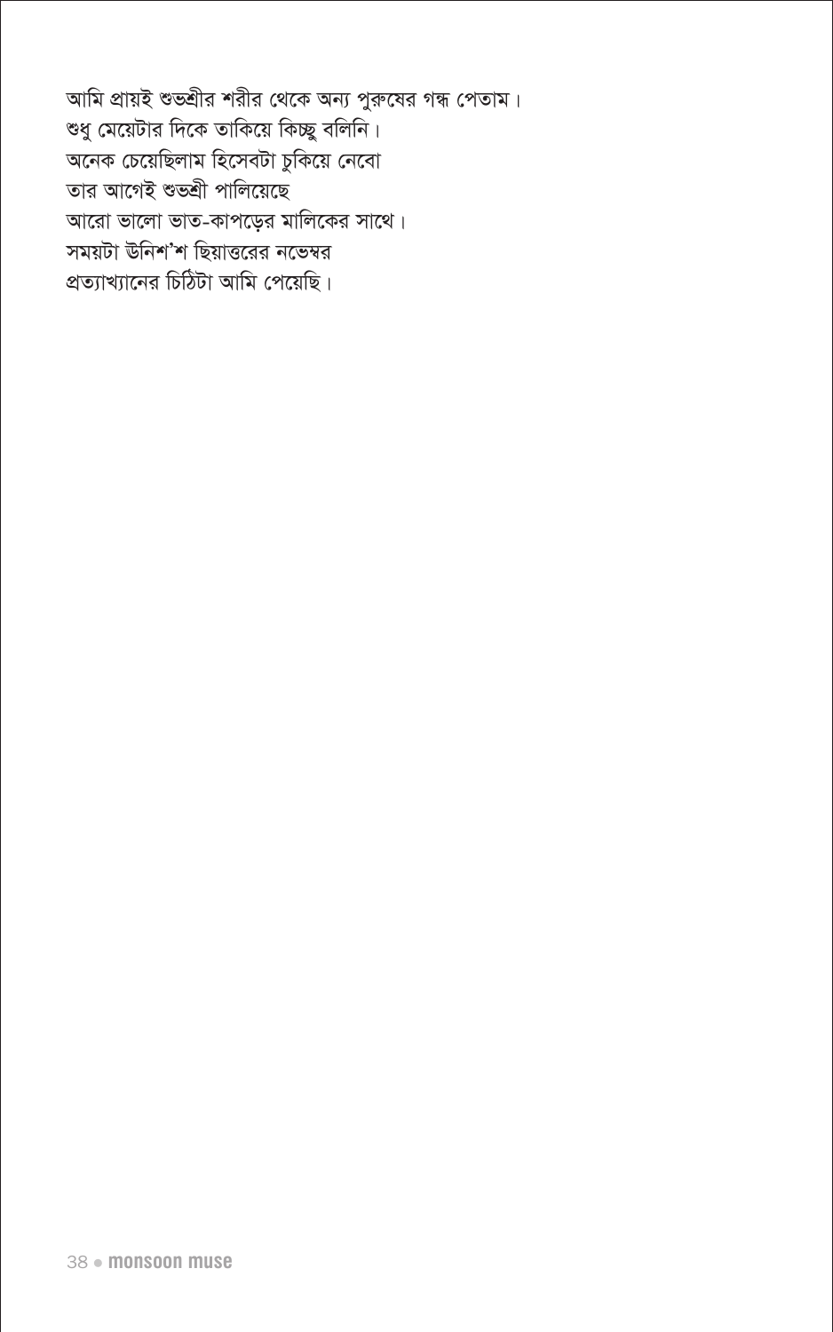আমি প্রায়ই শুভশ্রীর শরীর থেকে অন্য পুরুষের গন্ধ পেতাম।
শুধু মেয়েটার দিকে তাকিয়ে কিচ্ছু বলিনি।
অনেক চেয়েছিলাম হিসেবটা চুকিয়ে নেবো
তার আগেই শুভশ্রী পালিয়েছে
আরো ভালো ভাত-কাপড়ের মালিকের সাথে।
সময়টা উনিশ'শ ছিয়াত্তরের নভেম্বর
প্রত্যাখ্যানের চিঠিটা আমি পেয়েছি।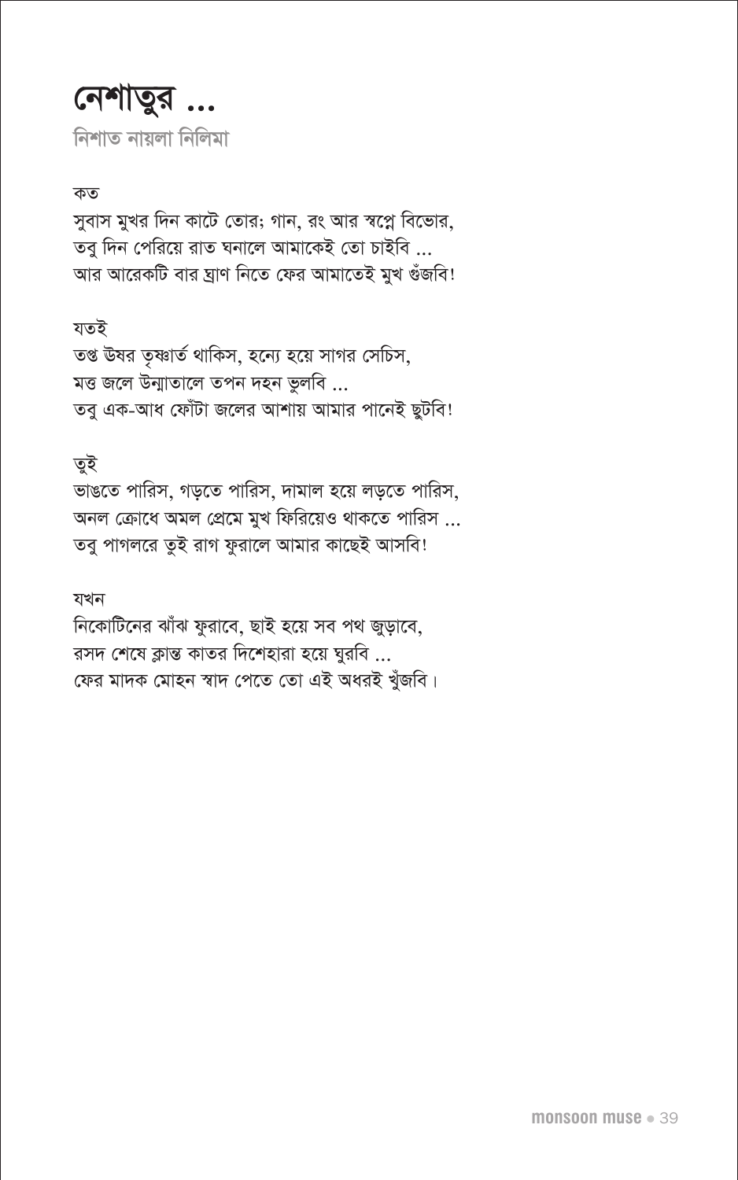# নেশাতুর ...

নিশাত নায়লা নিলিমা

কত
সুবাস মুখর দিন কাটে তোর; গান, রং আর স্বপ্নে বিভোর,
তবু দিন পেরিয়ে রাত ঘনালে আমাকেই তো চাইবি ...
আর আরেকটি বার ঘ্রাণ নিতে ফের আমাতেই মুখ গুঁজবি!

যতই
তপ্ত ঊষর তৃষ্ণার্ত থাকিস, হন্যে হয়ে সাগর সেচিস,
মত্ত জলে উন্মাতালে তপন দহন ভুলবি ...
তবু এক-আধ ফোঁটা জলের আশায় আমার পানেই ছুটবি!

তুই
ভাঙতে পারিস, গড়তে পারিস, দামাল হয়ে লড়তে পারিস,
অনল ক্রোধে অমল প্রেমে মুখ ফিরিয়েও থাকতে পারিস ...
তবু পাগলরে তুই রাগ ফুরালে আমার কাছেই আসবি!

যখন
নিকোটিনের ঝাঁঝ ফুরাবে, ছাই হয়ে সব পথ জুড়াবে,
রসদ শেষে ক্লান্ত কাতর দিশেহারা হয়ে ঘুরবি ...
ফের মাদক মোহন স্বাদ পেতে তো এই অধরই খুঁজবি।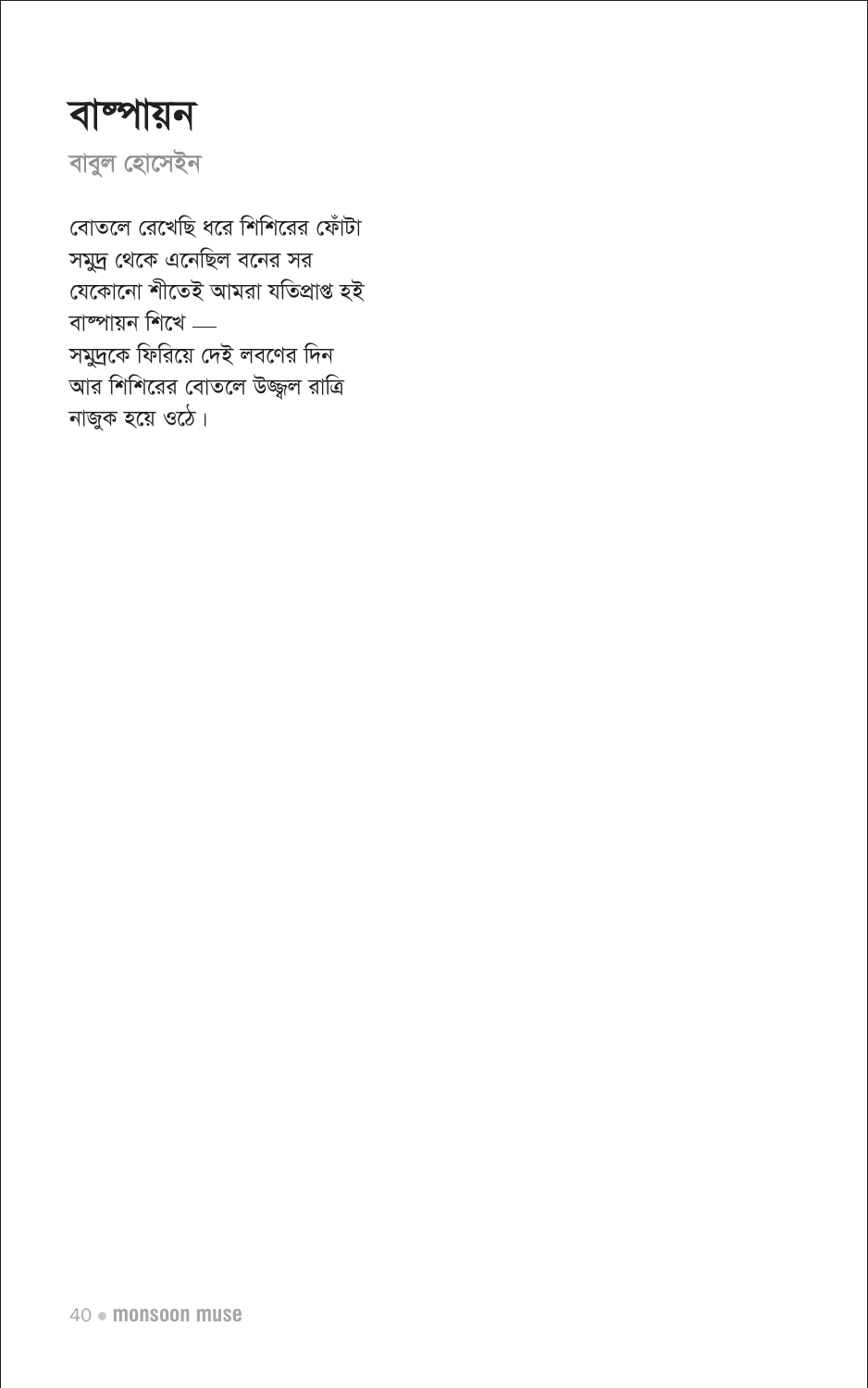# বাষ্পায়ন

বাবুল হোসেইন

বোতলে রেখেছি ধরে শিশিরের ফোঁটা
সমুদ্র থেকে এনেছিল বনের সর
যেকোনো শীতেই আমরা যতিপ্রাপ্ত হই
বাষ্পায়ন শিখে —
সমুদ্রকে ফিরিয়ে দেই লবণের দিন
আর শিশিরের বোতলে উজ্জ্বল রাত্রি
নাজুক হয়ে ওঠে।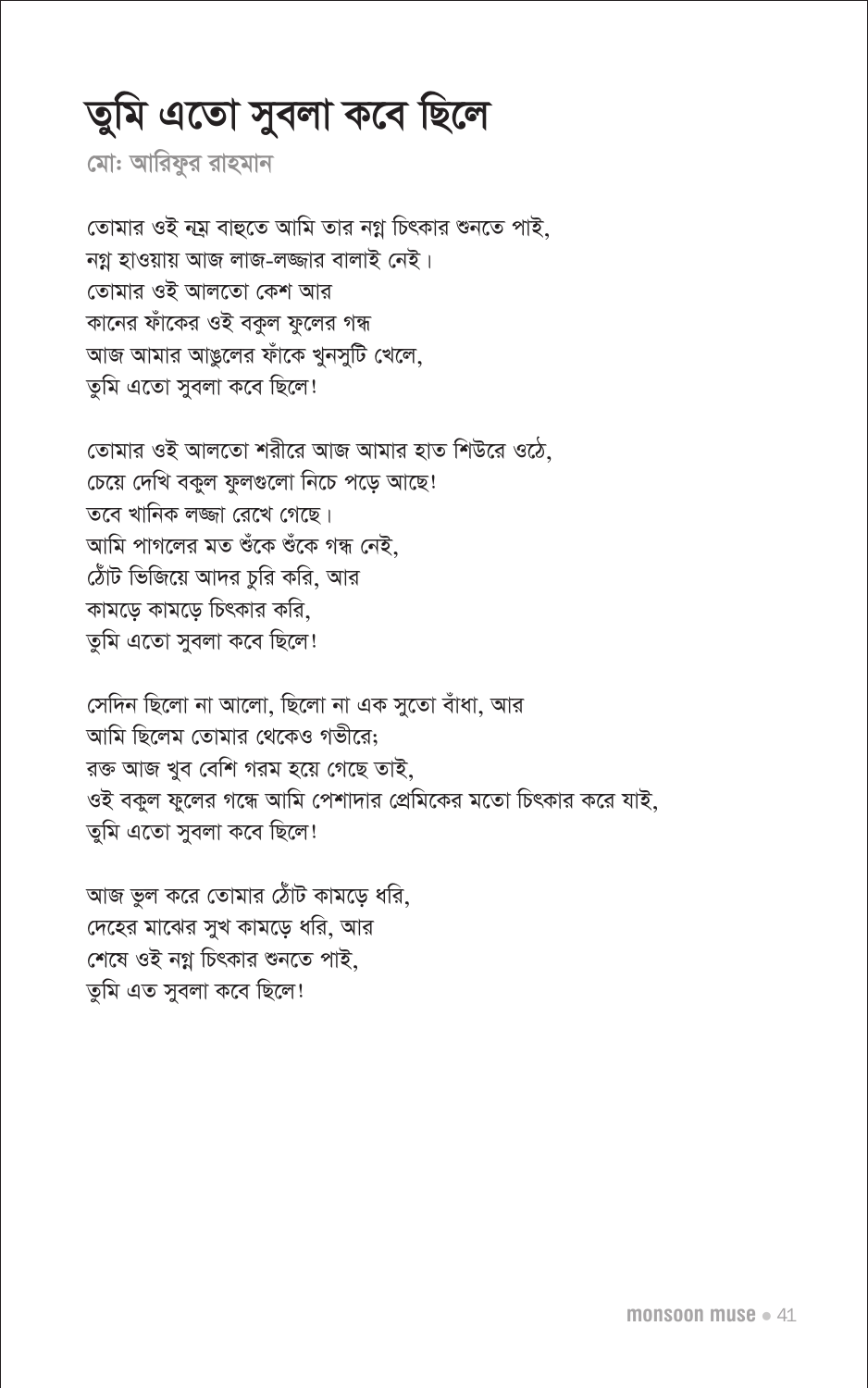# তুমি এতো সুবলা কবে ছিলে

**মোঃ আরিফুর রাহমান**

তোমার ওই নম্র বাহুতে আমি তার নগ্ন চিৎকার শুনতে পাই,
নগ্ন হাওয়ায় আজ লাজ-লজ্জার বালাই নেই।
তোমার ওই আলতো কেশ আর
কানের ফাঁকের ওই বকুল ফুলের গন্ধ
আজ আমার আঙুলের ফাঁকে খুনসুটি খেলে,
তুমি এতো সুবলা কবে ছিলে!

তোমার ওই আলতো শরীরে আজ আমার হাত শিউরে ওঠে,
চেয়ে দেখি বকুল ফুলগুলো নিচে পড়ে আছে!
তবে খানিক লজ্জা রেখে গেছে।
আমি পাগলের মত শুঁকে শুঁকে গন্ধ নেই,
ঠোঁট ভিজিয়ে আদর চুরি করি, আর
কামড়ে কামড়ে চিৎকার করি,
তুমি এতো সুবলা কবে ছিলে!

সেদিন ছিলো না আলো, ছিলো না এক সুতো বাঁধা, আর
আমি ছিলেম তোমার থেকেও গভীরে;
রক্ত আজ খুব বেশি গরম হয়ে গেছে তাই,
ওই বকুল ফুলের গন্ধে আমি পেশাদার প্রেমিকের মতো চিৎকার করে যাই,
তুমি এতো সুবলা কবে ছিলে!

আজ ভুল করে তোমার ঠোঁট কামড়ে ধরি,
দেহের মাঝের সুখ কামড়ে ধরি, আর
শেষে ওই নগ্ন চিৎকার শুনতে পাই,
তুমি এত সুবলা কবে ছিলে!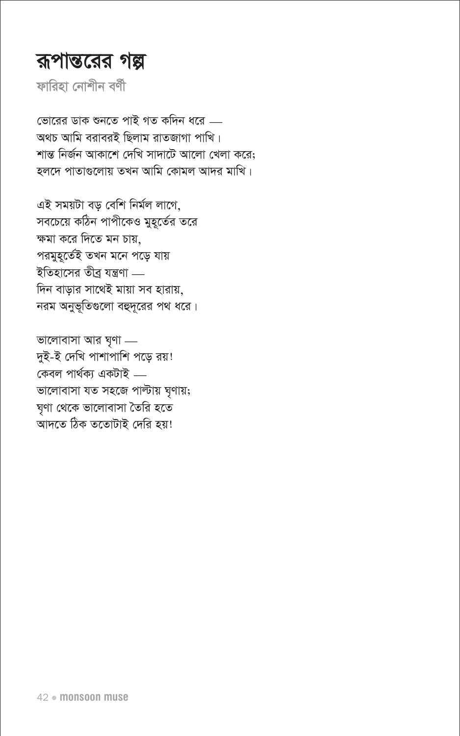# রূপান্তরের গল্প

ফারিহা নোশীন বর্ণী

ভোরের ডাক শুনতে পাই গত কদিন ধরে —  
অথচ আমি বরাবরই ছিলাম রাতজাগা পাখি।  
শান্ত নির্জন আকাশে দেখি সাদাটে আলো খেলা করে;  
হলদে পাতাগুলোয় তখন আমি কোমল আদর মাখি।

এই সময়টা বড় বেশি নির্মল লাগে,  
সবচেয়ে কঠিন পাপীকেও মুহূর্তের তরে  
ক্ষমা করে দিতে মন চায়,  
পরমুহূর্তেই তখন মনে পড়ে যায়  
ইতিহাসের তীব্র যন্ত্রণা —  
দিন বাড়ার সাথেই মায়া সব হারায়,  
নরম অনুভূতিগুলো বহুদূরের পথ ধরে।

ভালোবাসা আর ঘৃণা —  
দুই-ই দেখি পাশাপাশি পড়ে রয়!  
কেবল পার্থক্য একটাই —  
ভালোবাসা যত সহজে পাল্টায় ঘৃণায়;  
ঘৃণা থেকে ভালোবাসা তৈরি হতে  
আদতে ঠিক ততোটাই দেরি হয়!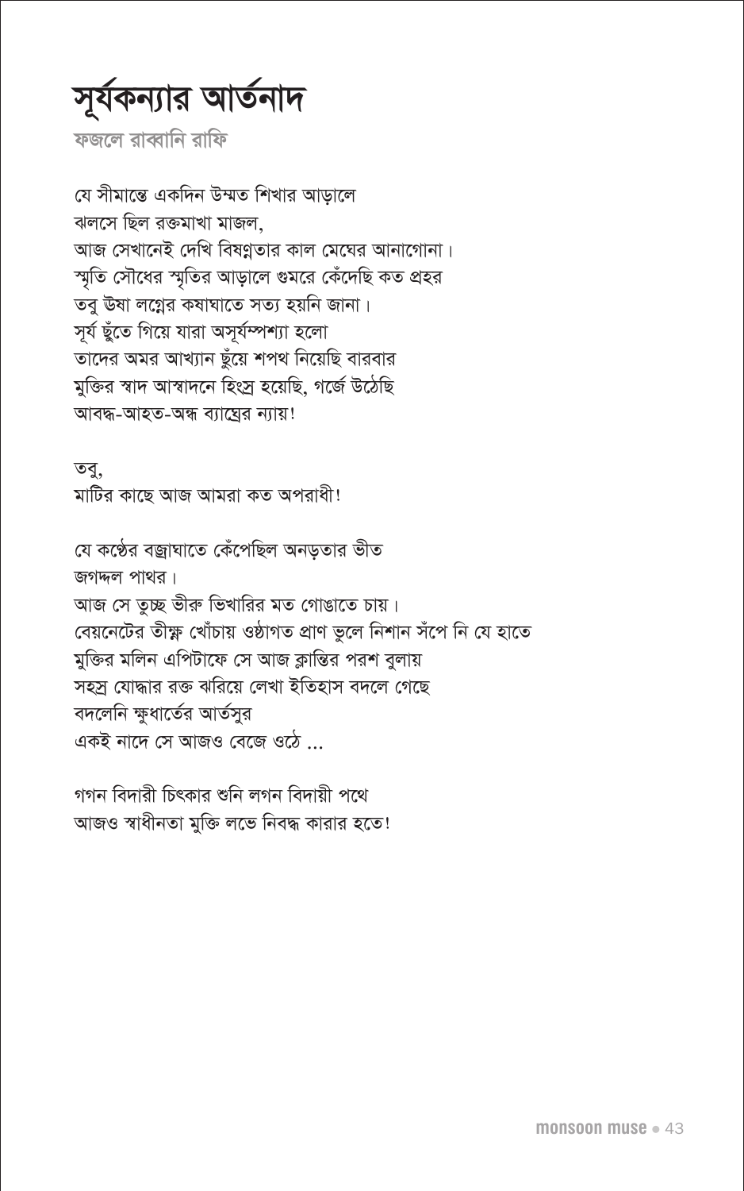# সূর্যকন্যার আর্তনাদ

**ফজলে রাব্বানি রাফি**

যে সীমান্তে একদিন উন্মত শিখার আড়ালে
ঝলসে ছিল রক্তমাখা মাজল,
আজ সেখানেই দেখি বিষণ্নতার কাল মেঘের আনাগোনা।
স্মৃতি সৌধের স্মৃতির আড়ালে গুমরে কেঁদেছি কত প্রহর
তবু ঊষা লগ্নের কষাঘাতে সত্য হয়নি জানা।
সূর্য ছুঁতে গিয়ে যারা অসূর্যম্পশ্যা হলো
তাদের অমর আখ্যান ছুঁয়ে শপথ নিয়েছি বারবার
মুক্তির স্বাদ আস্বাদনে হিংস্র হয়েছি, গর্জে উঠেছি
আবদ্ধ-আহত-অন্ধ ব্যাঘ্রের ন্যায়!

তবু,
মাটির কাছে আজ আমরা কত অপরাধী!

যে কণ্ঠের বজ্রাঘাতে কেঁপেছিল অনড়তার ভীত
জগদ্দল পাথর।
আজ সে তুচ্ছ ভীরু ভিখারির মত গোঙাতে চায়।
বেয়নেটের তীক্ষ্ণ খোঁচায় ওষ্ঠাগত প্রাণ ভুলে নিশান সঁপে নি যে হাতে
মুক্তির মলিন এপিটাফে সে আজ ক্লান্তির পরশ বুলায়
সহস্র যোদ্ধার রক্ত ঝরিয়ে লেখা ইতিহাস বদলে গেছে
বদলেনি ক্ষুধার্তের আর্তসুর
একই নাদে সে আজও বেজে ওঠে ...

গগন বিদারী চিৎকার শুনি লগন বিদায়ী পথে
আজও স্বাধীনতা মুক্তি লভে নিবদ্ধ কারার হতে!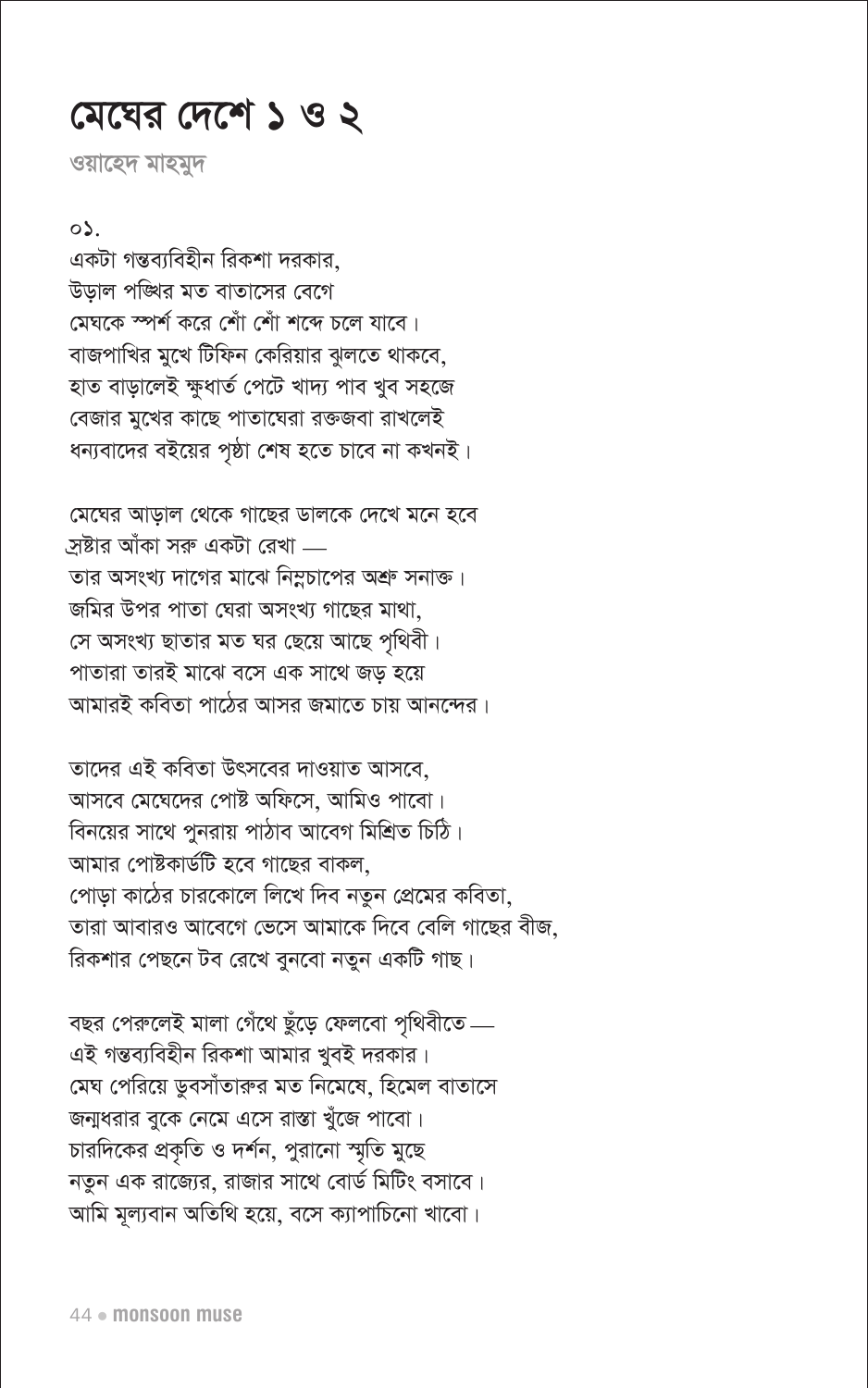# মেঘের দেশে ১ ও ২

ওয়াহেদ মাহমুদ

০১.

একটা গন্তব্যবিহীন রিকশা দরকার,
উড়াল পঙ্খির মত বাতাসের বেগে
মেঘকে স্পর্শ করে শোঁ শোঁ শব্দে চলে যাবে।
বাজপাখির মুখে টিফিন কেরিয়ার ঝুলতে থাকবে,
হাত বাড়ালেই ক্ষুধার্ত পেটে খাদ্য পাব খুব সহজে
বেজার মুখের কাছে পাতাঘেরা রক্তজবা রাখলেই
ধন্যবাদের বইয়ের পৃষ্ঠা শেষ হতে চাবে না কখনই।

মেঘের আড়াল থেকে গাছের ডালকে দেখে মনে হবে
স্রষ্টার আঁকা সরু একটা রেখা —
তার অসংখ্য দাগের মাঝে নিম্নচাপের অশ্রু সনাক্ত।
জমির উপর পাতা ঘেরা অসংখ্য গাছের মাথা,
সে অসংখ্য ছাতার মত ঘর ছেয়ে আছে পৃথিবী।
পাতারা তারই মাঝে বসে এক সাথে জড় হয়ে
আমারই কবিতা পাঠের আসর জমাতে চায় আনন্দের।

তাদের এই কবিতা উৎসবের দাওয়াত আসবে,
আসবে মেঘেদের পোষ্ট অফিসে, আমিও পাবো।
বিনয়ের সাথে পুনরায় পাঠাব আবেগ মিশ্রিত চিঠি।
আমার পোষ্টকার্ডটি হবে গাছের বাকল,
পোড়া কাঠের চারকোলে লিখে দিব নতুন প্রেমের কবিতা,
তারা আবারও আবেগে ভেসে আমাকে দিবে বেলি গাছের বীজ,
রিকশার পেছনে টব রেখে বুনবো নতুন একটি গাছ।

বছর পেরুলেই মালা গেঁথে ছুঁড়ে ফেলবো পৃথিবীতে —
এই গন্তব্যবিহীন রিকশা আমার খুবই দরকার।
মেঘ পেরিয়ে ডুবসাঁতারুর মত নিমেষে, হিমেল বাতাসে
জন্মধরার বুকে নেমে এসে রাস্তা খুঁজে পাবো।
চারদিকের প্রকৃতি ও দর্শন, পুরানো স্মৃতি মুছে
নতুন এক রাজ্যের, রাজার সাথে বোর্ড মিটিং বসাবে।
আমি মূল্যবান অতিথি হয়ে, বসে ক্যাপাচিনো খাবো।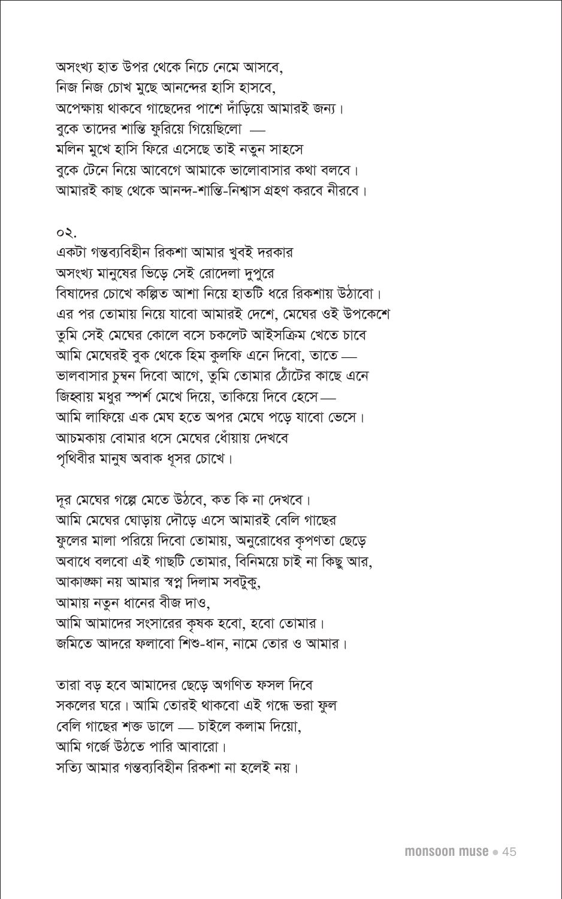অসংখ্য হাত উপর থেকে নিচে নেমে আসবে,
নিজ নিজ চোখ মুছে আনন্দের হাসি হাসবে,
অপেক্ষায় থাকবে গাছেদের পাশে দাঁড়িয়ে আমারই জন্য।
বুকে তাদের শান্তি ফুরিয়ে গিয়েছিলো —
মলিন মুখে হাসি ফিরে এসেছে তাই নতুন সাহসে
বুকে টেনে নিয়ে আবেগে আমাকে ভালোবাসার কথা বলবে।
আমারই কাছ থেকে আনন্দ-শান্তি-নিশ্বাস গ্রহণ করবে নীরবে।

০২.

একটা গন্তব্যবিহীন রিকশা আমার খুবই দরকার
অসংখ্য মানুষের ভিড়ে সেই রোদেলা দুপুরে
বিষাদের চোখে কল্পিত আশা নিয়ে হাতটি ধরে রিকশায় উঠাবো।
এর পর তোমায় নিয়ে যাবো আমারই দেশে, মেঘের ওই উপকেশে
তুমি সেই মেঘের কোলে বসে চকলেট আইসক্রিম খেতে চাবে
আমি মেঘেরই বুক থেকে হিম কুলফি এনে দিবো, তাতে —
ভালবাসার চুম্বন দিবো আগে, তুমি তোমার ঠোঁটের কাছে এনে
জিহ্বায় মধুর স্পর্শ মেখে দিয়ে, তাকিয়ে দিবে হেসে —
আমি লাফিয়ে এক মেঘ হতে অপর মেঘে পড়ে যাবো ভেসে।
আচমকায় বোমার ধসে মেঘের ধোঁয়ায় দেখবে
পৃথিবীর মানুষ অবাক ধূসর চোখে।

দূর মেঘের গল্পে মেতে উঠবে, কত কি না দেখবে।
আমি মেঘের ঘোড়ায় দৌড়ে এসে আমারই বেলি গাছের
ফুলের মালা পরিয়ে দিবো তোমায়, অনুরোধের কৃপণতা ছেড়ে
অবাধে বলবো এই গাছটি তোমার, বিনিময়ে চাই না কিছু আর,
আকাঙ্ক্ষা নয় আমার স্বপ্ন দিলাম সবটুকু,
আমায় নতুন ধানের বীজ দাও,
আমি আমাদের সংসারের কৃষক হবো, হবো তোমার।
জমিতে আদরে ফলাবো শিশু-ধান, নামে তোর ও আমার।

তারা বড় হবে আমাদের ছেড়ে অগণিত ফসল দিবে
সকলের ঘরে। আমি তোরই থাকবো এই গন্ধে ভরা ফুল
বেলি গাছের শক্ত ডালে — চাইলে কলাম দিয়ো,
আমি গর্জে উঠতে পারি আবারো।
সত্যি আমার গন্তব্যবিহীন রিকশা না হলেই নয়।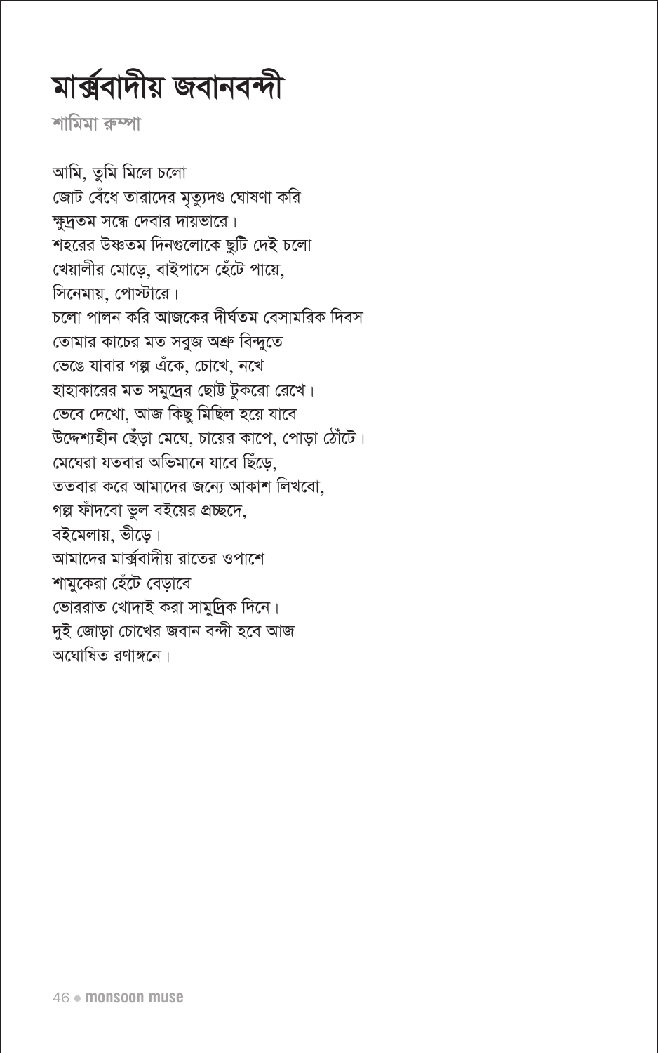# মার্ক্সবাদীয় জবানবন্দী

শামিমা রুম্পা

আমি, তুমি মিলে চলো  
জোট বেঁধে তারাদের মৃত্যুদণ্ড ঘোষণা করি  
ক্ষুদ্রতম সন্ধে দেবার দায়ভারে।  
শহরের উষ্ণতম দিনগুলোকে ছুটি দেই চলো  
খেয়ালীর মোড়ে, বাইপাসে হেঁটে পায়ে,  
সিনেমায়, পোস্টারে।  
চলো পালন করি আজকের দীর্ঘতম বেসামরিক দিবস  
তোমার কাচের মত সবুজ অশ্রু বিন্দুতে  
ভেঙে যাবার গল্প এঁকে, চোখে, নখে  
হাহাকারের মত সমুদ্রের ছোট্ট টুকরো রেখে।  
ভেবে দেখো, আজ কিছু মিছিল হয়ে যাবে  
উদ্দেশ্যহীন ছেঁড়া মেঘে, চায়ের কাপে, পোড়া ঠোঁটে।  
মেঘেরা যতবার অভিমানে যাবে ছিঁড়ে,  
ততবার করে আমাদের জন্যে আকাশ লিখবো,  
গল্প ফাঁদবো ভুল বইয়ের প্রচ্ছদে,  
বইমেলায়, ভীড়ে।  
আমাদের মার্ক্সবাদীয় রাতের ওপাশে  
শামুকেরা হেঁটে বেড়াবে  
ভোররাত খোদাই করা সামুদ্রিক দিনে।  
দুই জোড়া চোখের জবান বন্দী হবে আজ  
অঘোষিত রণাঙ্গনে।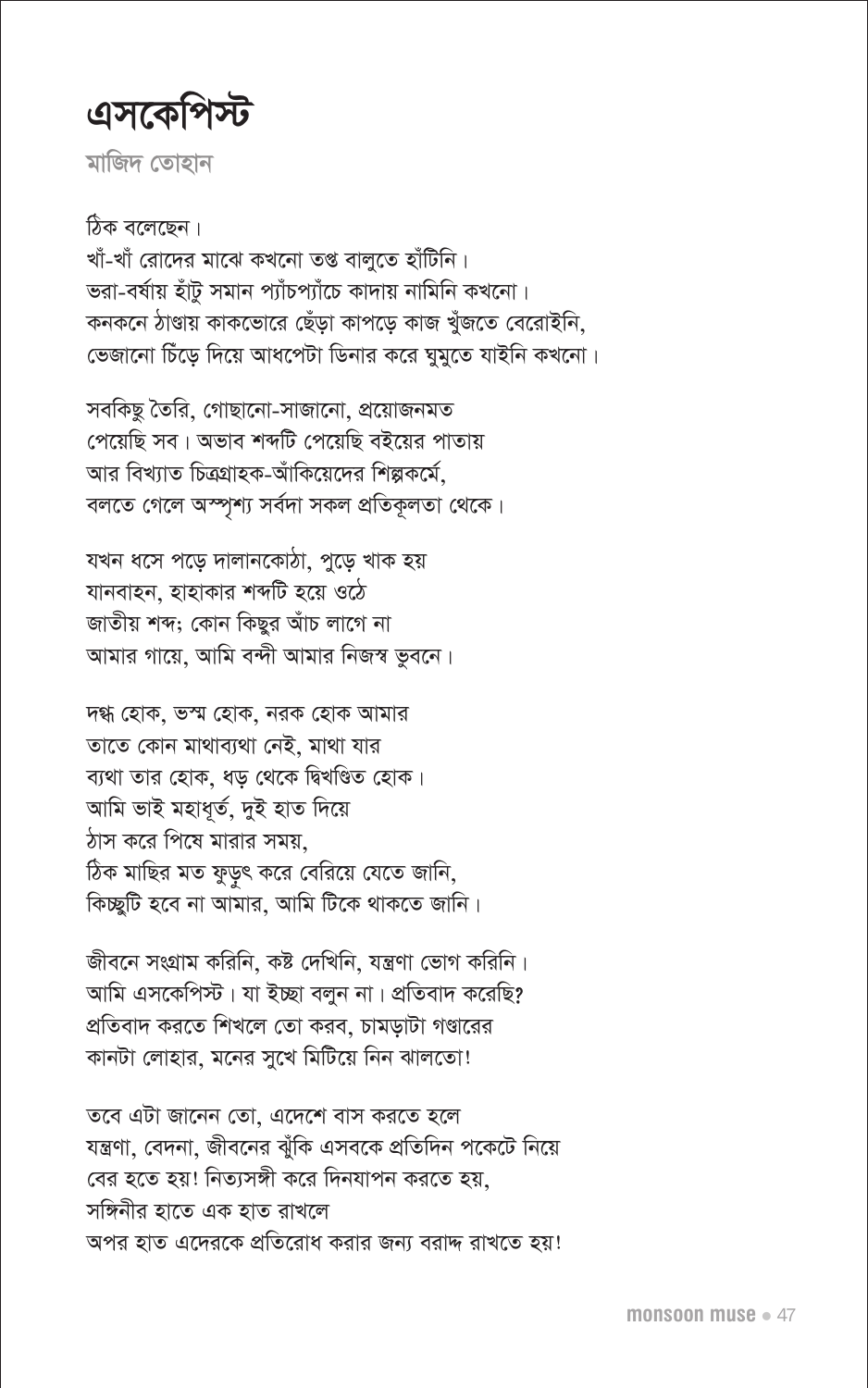# এসকেপিস্ট

**মাজিদ তোহান**

ঠিক বলেছেন।
খাঁ-খাঁ রোদের মাঝে কখনো তপ্ত বালুতে হাঁটিনি।
ভরা-বর্ষায় হাঁটু সমান প্যাঁচপ্যাঁচে কাদায় নামিনি কখনো।
কনকনে ঠাণ্ডায় কাকভোরে ছেঁড়া কাপড়ে কাজ খুঁজতে বেরোইনি,
ভেজানো চিঁড়ে দিয়ে আধপেটা ডিনার করে ঘুমুতে যাইনি কখনো।

সবকিছু তৈরি, গোছানো-সাজানো, প্রয়োজনমত
পেয়েছি সব। অভাব শব্দটি পেয়েছি বইয়ের পাতায়
আর বিখ্যাত চিত্রগ্রাহক-আঁকিয়েদের শিল্পকর্মে,
বলতে গেলে অস্পৃশ্য সর্বদা সকল প্রতিকূলতা থেকে।

যখন ধসে পড়ে দালানকোঠা, পুড়ে খাক হয়
যানবাহন, হাহাকার শব্দটি হয়ে ওঠে
জাতীয় শব্দ; কোন কিছুর আঁচ লাগে না
আমার গায়ে, আমি বন্দী আমার নিজস্ব ভুবনে।

দগ্ধ হোক, ভস্ম হোক, নরক হোক আমার
তাতে কোন মাথাব্যথা নেই, মাথা যার
ব্যথা তার হোক, ধড় থেকে দ্বিখণ্ডিত হোক।
আমি ভাই মহাধূর্ত, দুই হাত দিয়ে
ঠাস করে পিষে মারার সময়,
ঠিক মাছির মত ফুড়ুৎ করে বেরিয়ে যেতে জানি,
কিচ্ছুটি হবে না আমার, আমি টিকে থাকতে জানি।

জীবনে সংগ্রাম করিনি, কষ্ট দেখিনি, যন্ত্রণা ভোগ করিনি।
আমি এসকেপিস্ট। যা ইচ্ছা বলুন না। প্রতিবাদ করেছি?
প্রতিবাদ করতে শিখলে তো করব, চামড়াটা গণ্ডারের
কানটা লোহার, মনের সুখে মিটিয়ে নিন ঝালতো!

তবে এটা জানেন তো, এদেশে বাস করতে হলে
যন্ত্রণা, বেদনা, জীবনের ঝুঁকি এসবকে প্রতিদিন পকেটে নিয়ে
বের হতে হয়! নিত্যসঙ্গী করে দিনযাপন করতে হয়,
সঙ্গিনীর হাতে এক হাত রাখলে
অপর হাত এদেরকে প্রতিরোধ করার জন্য বরাদ্দ রাখতে হয়!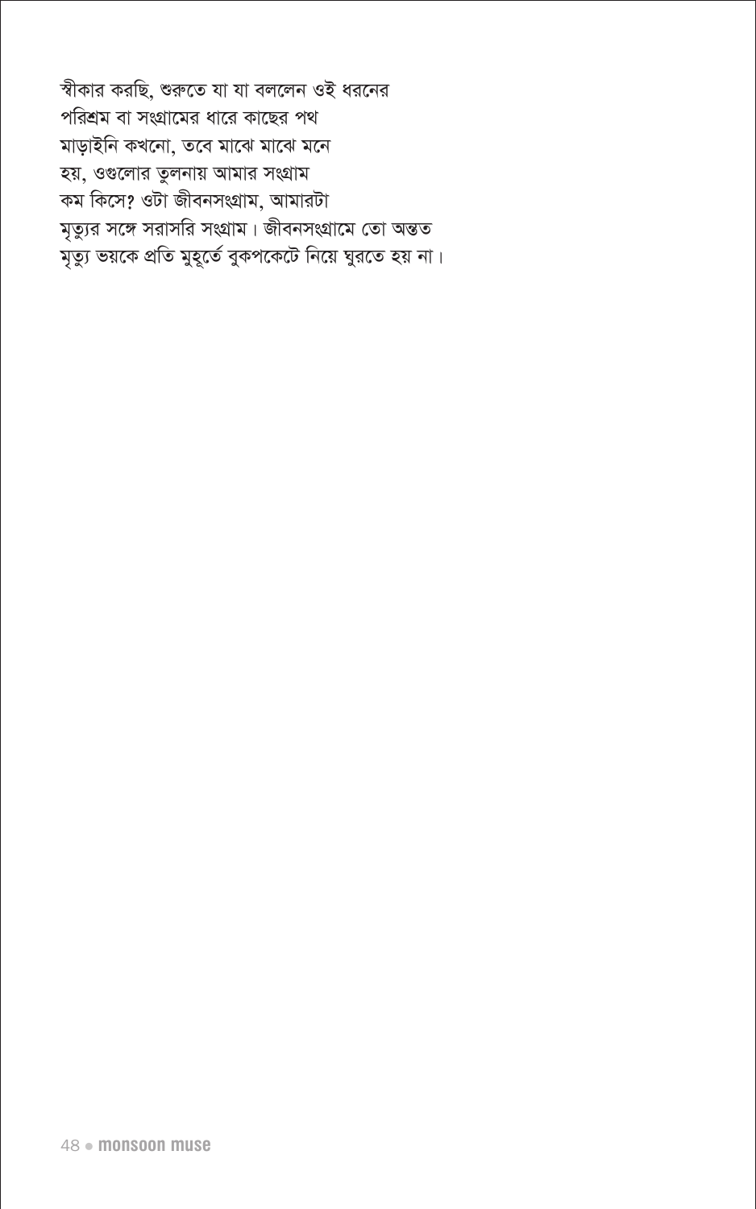স্বীকার করছি, শুরুতে যা যা বললেন ওই ধরনের
পরিশ্রম বা সংগ্রামের ধারে কাছের পথ
মাড়াইনি কখনো, তবে মাঝে মাঝে মনে
হয়, ওগুলোর তুলনায় আমার সংগ্রাম
কম কিসে? ওটা জীবনসংগ্রাম, আমারটা
মৃত্যুর সঙ্গে সরাসরি সংগ্রাম। জীবনসংগ্রামে তো অন্তত
মৃত্যু ভয়কে প্রতি মুহূর্তে বুকপকেটে নিয়ে ঘুরতে হয় না।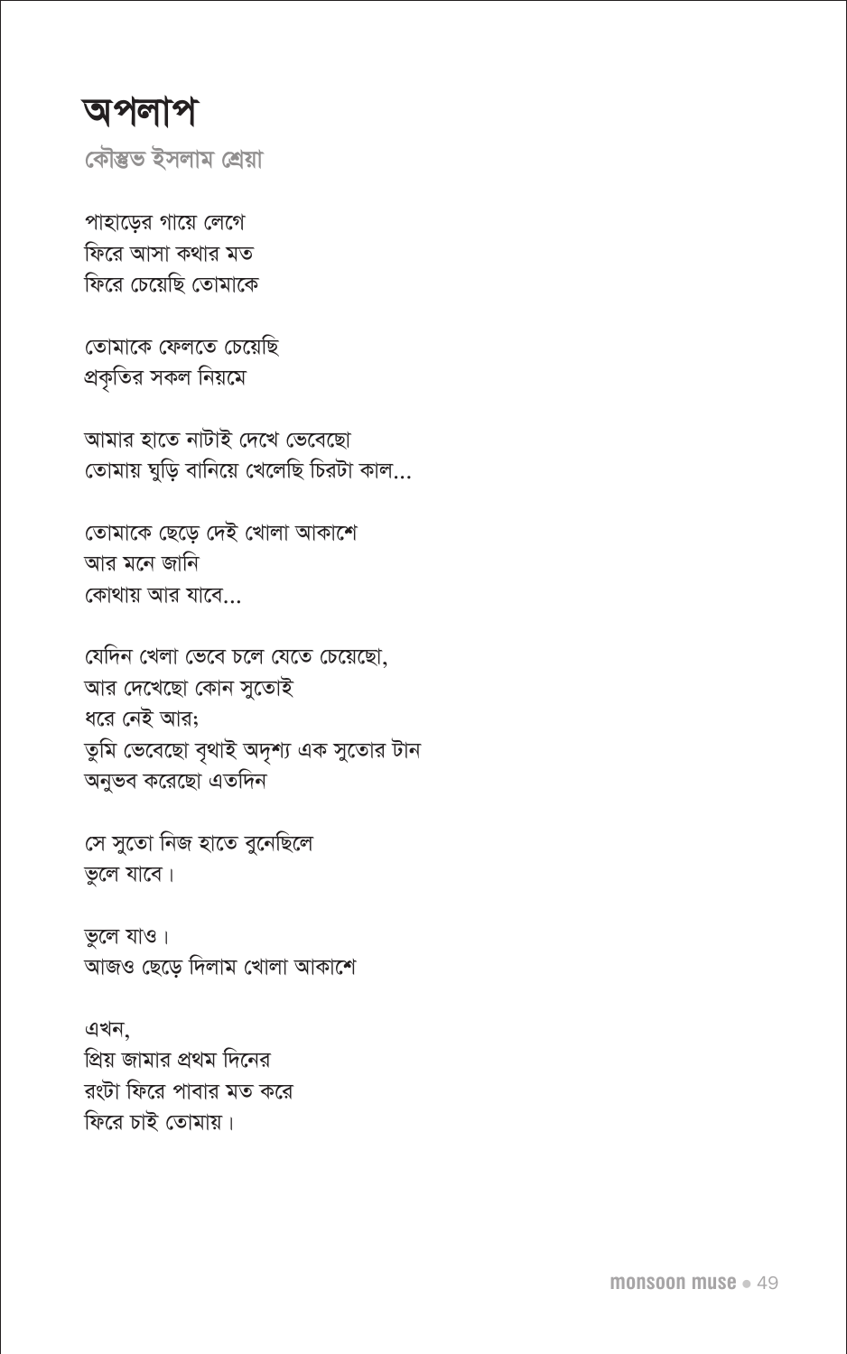# অপলাপ

**কৌস্তুভ ইসলাম শ্রেয়া**

পাহাড়ের গায়ে লেগে
ফিরে আসা কথার মত
ফিরে চেয়েছি তোমাকে

তোমাকে ফেলতে চেয়েছি
প্রকৃতির সকল নিয়মে

আমার হাতে নাটাই দেখে ভেবেছো
তোমায় ঘুড়ি বানিয়ে খেলেছি চিরটা কাল...

তোমাকে ছেড়ে দেই খোলা আকাশে
আর মনে জানি
কোথায় আর যাবে...

যেদিন খেলা ভেবে চলে যেতে চেয়েছো,
আর দেখেছো কোন সুতোই
ধরে নেই আর;
তুমি ভেবেছো বৃথাই অদৃশ্য এক সুতোর টান
অনুভব করেছো এতদিন

সে সুতো নিজ হাতে বুনেছিলে
ভুলে যাবে।

ভুলে যাও।
আজও ছেড়ে দিলাম খোলা আকাশে

এখন,
প্রিয় জামার প্রথম দিনের
রংটা ফিরে পাবার মত করে
ফিরে চাই তোমায়।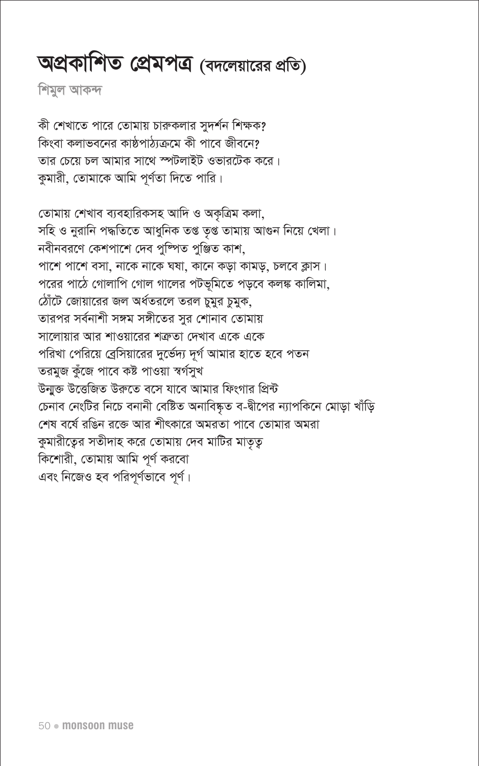# অপ্রকাশিত প্রেমপত্র (বদলেয়ারের প্রতি)

**শিমুল আকন্দ**

কী শেখাতে পারে তোমায় চারুকলার সুদর্শন শিক্ষক?
কিংবা কলাভবনের কাষ্ঠপাঠ্যক্রমে কী পাবে জীবনে?
তার চেয়ে চল আমার সাথে স্পটলাইট ওভারটেক করে।
কুমারী, তোমাকে আমি পূর্ণতা দিতে পারি।

তোমায় শেখাব ব্যবহারিকসহ আদি ও অকৃত্রিম কলা,
সহি ও নুরানি পদ্ধতিতে আধুনিক তপ্ত তৃপ্ত তামায় আগুন নিয়ে খেলা।
নবীনবরণে কেশপাশে দেব পুষ্পিত পুঞ্জিত কাশ,
পাশে পাশে বসা, নাকে নাকে ঘষা, কানে কড়া কামড়, চলবে ক্লাস।
পরের পাঠে গোলাপি গোল গালের পটভূমিতে পড়বে কলঙ্ক কালিমা,
ঠোঁটে জোয়ারের জল অর্ধতরলে তরল চুমুর চুমুক,
তারপর সর্বনাশী সঙ্গম সঙ্গীতের সুর শোনাব তোমায়
সালোয়ার আর শাওয়ারের শত্রুতা দেখাব একে একে
পরিখা পেরিয়ে ব্রেসিয়ারের দুর্ভেদ্য দূর্গ আমার হাতে হবে পতন
তরমুজ কুঁজে পাবে কষ্ট পাওয়া স্বর্গসুখ
উন্মুক্ত উত্তেজিত উরুতে বসে যাবে আমার ফিংগার প্রিন্ট
চেনাব নেংটির নিচে বনানী বেষ্টিত অনাবিষ্কৃত ব-দ্বীপের ন্যাপকিনে মোড়া খাঁড়ি
শেষ বর্ষে রঙিন রক্তে আর শীৎকারে অমরতা পাবে তোমার অমরা
কুমারীত্বের সতীদাহ করে তোমায় দেব মাটির মাতৃত্ব
কিশোরী, তোমায় আমি পূর্ণ করবো
এবং নিজেও হব পরিপূর্ণভাবে পূর্ণ।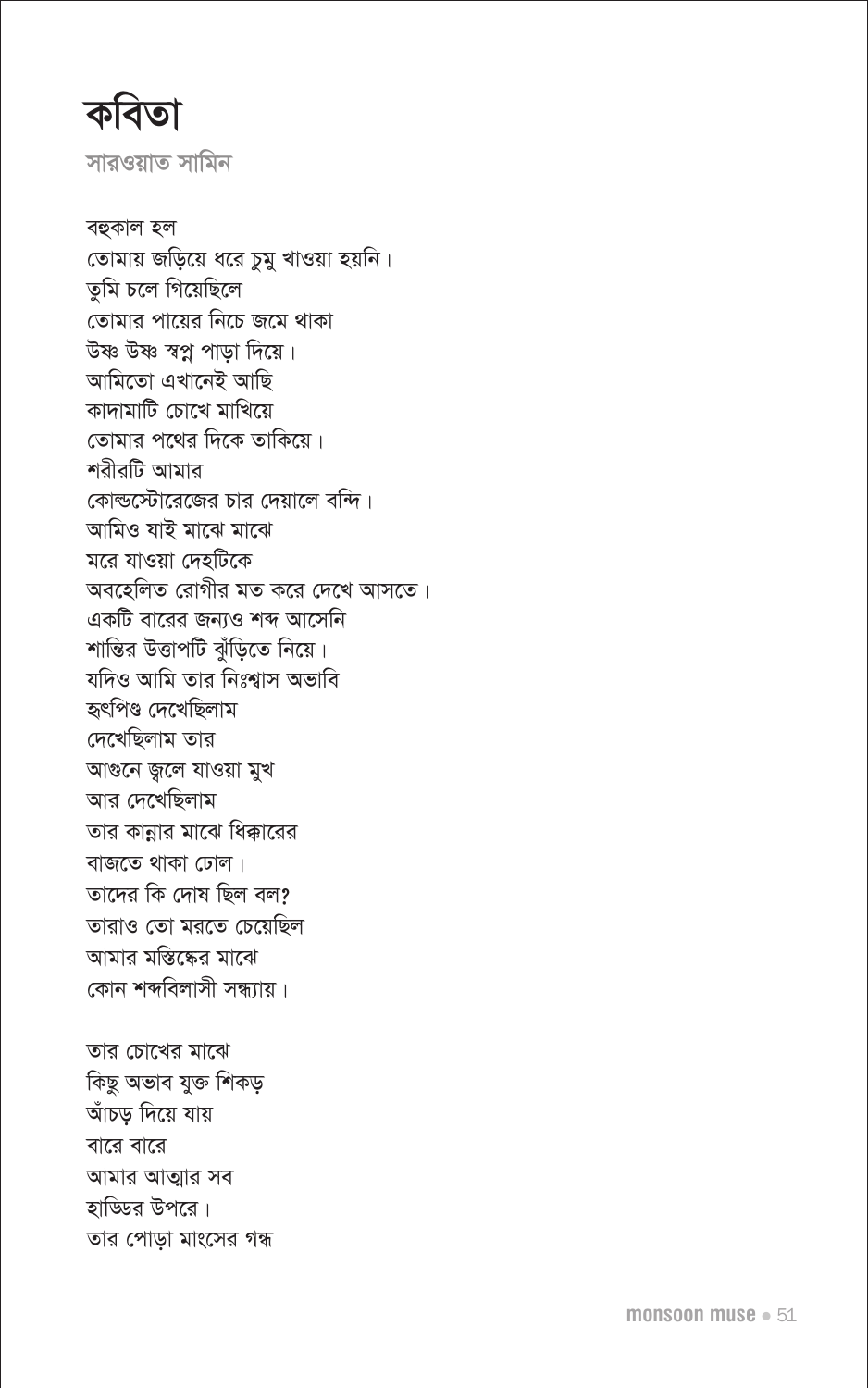# কবিতা

সারওয়াত সামিন

বহুকাল হল
তোমায় জড়িয়ে ধরে চুমু খাওয়া হয়নি।
তুমি চলে গিয়েছিলে
তোমার পায়ের নিচে জমে থাকা
উষ্ণ উষ্ণ স্বপ্ন পাড়া দিয়ে।
আমিতো এখানেই আছি
কাদামাটি চোখে মাখিয়ে
তোমার পথের দিকে তাকিয়ে।
শরীরটি আমার
কোল্ডস্টোরেজের চার দেয়ালে বন্দি।
আমিও যাই মাঝে মাঝে
মরে যাওয়া দেহটিকে
অবহেলিত রোগীর মত করে দেখে আসতে।
একটি বারের জন্যও শব্দ আসেনি
শান্তির উত্তাপটি ঝুঁড়িতে নিয়ে।
যদিও আমি তার নিঃশ্বাস অভাবি
হৃৎপিণ্ড দেখেছিলাম
দেখেছিলাম তার
আগুনে জ্বলে যাওয়া মুখ
আর দেখেছিলাম
তার কান্নার মাঝে ধিক্কারের
বাজতে থাকা ঢোল।
তাদের কি দোষ ছিল বল?
তারাও তো মরতে চেয়েছিল
আমার মস্তিষ্কের মাঝে
কোন শব্দবিলাসী সন্ধ্যায়।

তার চোখের মাঝে
কিছু অভাব যুক্ত শিকড়
আঁচড় দিয়ে যায়
বারে বারে
আমার আত্মার সব
হাড্ডির উপরে।
তার পোড়া মাংসের গন্ধ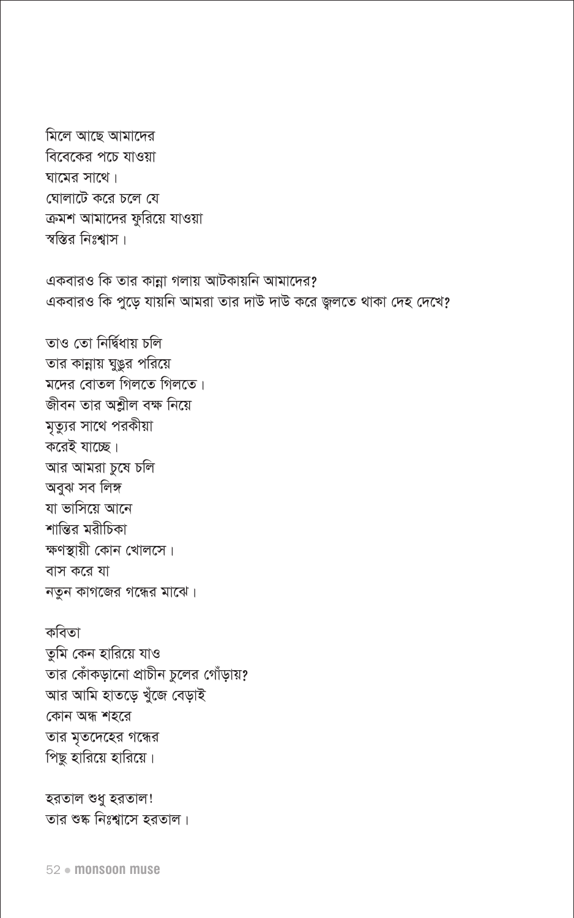মিলে আছে আমাদের
বিবেকের পচে যাওয়া
ঘামের সাথে।
ঘোলাটে করে চলে যে
ক্রমশ আমাদের ফুরিয়ে যাওয়া
স্বস্তির নিঃশ্বাস।

একবারও কি তার কান্না গলায় আটকায়নি আমাদের?
একবারও কি পুড়ে যায়নি আমরা তার দাউ দাউ করে জ্বলতে থাকা দেহ দেখে?

তাও তো নির্দ্বিধায় চলি
তার কান্নায় ঘুঙুর পরিয়ে
মদের বোতল গিলতে গিলতে।
জীবন তার অশ্লীল বক্ষ নিয়ে
মৃত্যুর সাথে পরকীয়া
করেই যাচ্ছে।
আর আমরা চুষে চলি
অবুঝ সব লিঙ্গ
যা ভাসিয়ে আনে
শান্তির মরীচিকা
ক্ষণস্থায়ী কোন খোলসে।
বাস করে যা
নতুন কাগজের গন্ধের মাঝে।

কবিতা
তুমি কেন হারিয়ে যাও
তার কোঁকড়ানো প্রাচীন চুলের গোঁড়ায়?
আর আমি হাতড়ে খুঁজে বেড়াই
কোন অন্ধ শহরে
তার মৃতদেহের গন্ধের
পিছু হারিয়ে হারিয়ে।

হরতাল শুধু হরতাল!
তার শুষ্ক নিঃশ্বাসে হরতাল।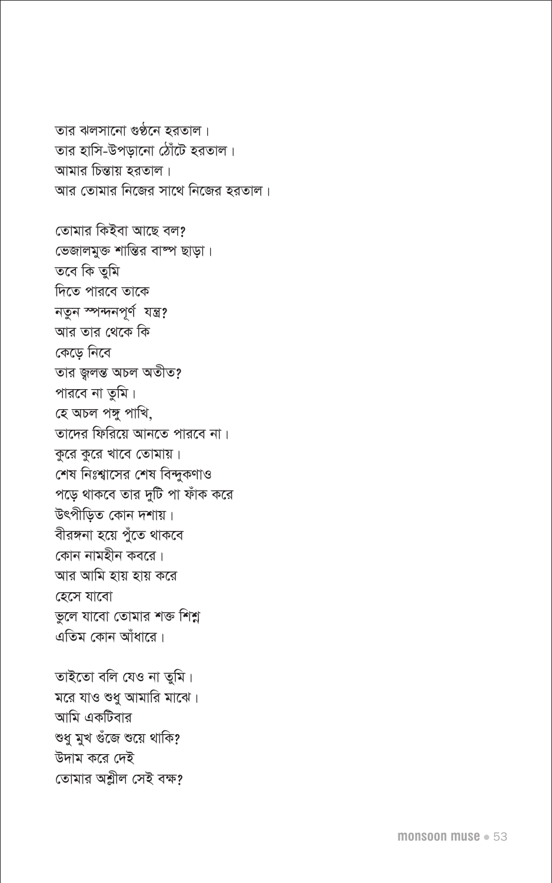তার ঝলসানো গুণ্ঠনে হরতাল।
তার হাসি-উপড়ানো ঠোঁটে হরতাল।
আমার চিন্তায় হরতাল।
আর তোমার নিজের সাথে নিজের হরতাল।

তোমার কিইবা আছে বল?
ভেজালমুক্ত শান্তির বাষ্প ছাড়া।
তবে কি তুমি
দিতে পারবে তাকে
নতুন স্পন্দনপূর্ণ  যন্ত্র?
আর তার থেকে কি
কেড়ে নিবে
তার জ্বলন্ত অচল অতীত?
পারবে না তুমি।
হে অচল পঙ্গু পাখি,
তাদের ফিরিয়ে আনতে পারবে না।
কুরে কুরে খাবে তোমায়।
শেষ নিঃশ্বাসের শেষ বিন্দুকণাও
পড়ে থাকবে তার দুটি পা ফাঁক করে
উৎপীড়িত কোন দশায়।
বীরঙ্গনা হয়ে পুঁতে থাকবে
কোন নামহীন কবরে।
আর আমি হায় হায় করে
হেসে যাবো
ভুলে যাবো তোমার শক্ত শিশ্ন
এতিম কোন আঁধারে।

তাইতো বলি যেও না তুমি।
মরে যাও শুধু আমারি মাঝে।
আমি একটিবার
শুধু মুখ গুঁজে শুয়ে থাকি?
উদাম করে দেই
তোমার অশ্লীল সেই বক্ষ?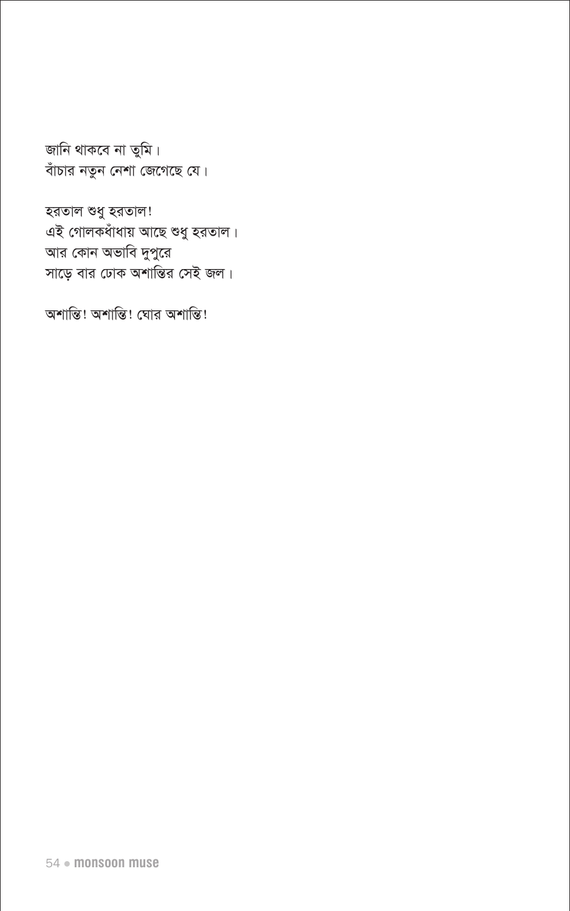জানি থাকবে না তুমি।
বাঁচার নতুন নেশা জেগেছে যে।

হরতাল শুধু হরতাল!
এই গোলকধাঁধায় আছে শুধু হরতাল।
আর কোন অভাবি দুপুরে
সাড়ে বার ঢোক অশান্তির সেই জল।

অশান্তি! অশান্তি! ঘোর অশান্তি!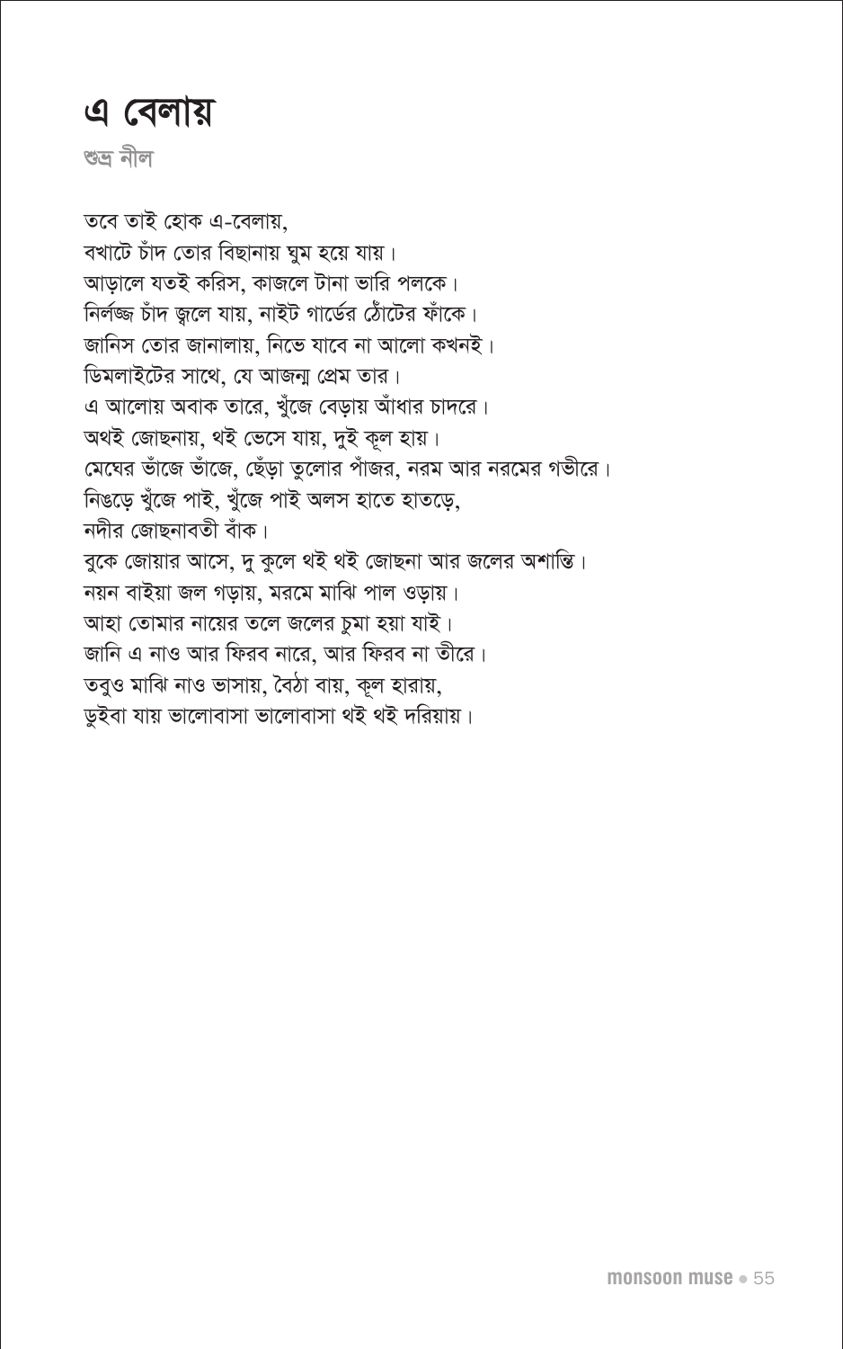# এ বেলায়

**শুভ্র নীল**

তবে তাই হোক এ-বেলায়,
বখাটে চাঁদ তোর বিছানায় ঘুম হয়ে যায়।
আড়ালে যতই করিস, কাজলে টানা ভারি পলকে।
নির্লজ্জ চাঁদ জ্বলে যায়, নাইট গার্ডের ঠোঁটের ফাঁকে।
জানিস তোর জানালায়, নিভে যাবে না আলো কখনই।
ডিমলাইটের সাথে, যে আজন্ম প্রেম তার।
এ আলোয় অবাক তারে, খুঁজে বেড়ায় আঁধার চাদরে।
অথই জোছনায়, থই ভেসে যায়, দুই কূল হায়।
মেঘের ভাঁজে ভাঁজে, ছেঁড়া তুলোর পাঁজর, নরম আর নরমের গভীরে।
নিঙড়ে খুঁজে পাই, খুঁজে পাই অলস হাতে হাতড়ে,
নদীর জোছনাবতী বাঁক।
বুকে জোয়ার আসে, দু কুলে থই থই জোছনা আর জলের অশান্তি।
নয়ন বাইয়া জল গড়ায়, মরমে মাঝি পাল ওড়ায়।
আহা তোমার নায়ের তলে জলের চুমা হয়া যাই।
জানি এ নাও আর ফিরব নারে, আর ফিরব না তীরে।
তবুও মাঝি নাও ভাসায়, বৈঠা বায়, কূল হারায়,
ডুইবা যায় ভালোবাসা ভালোবাসা থই থই দরিয়ায়।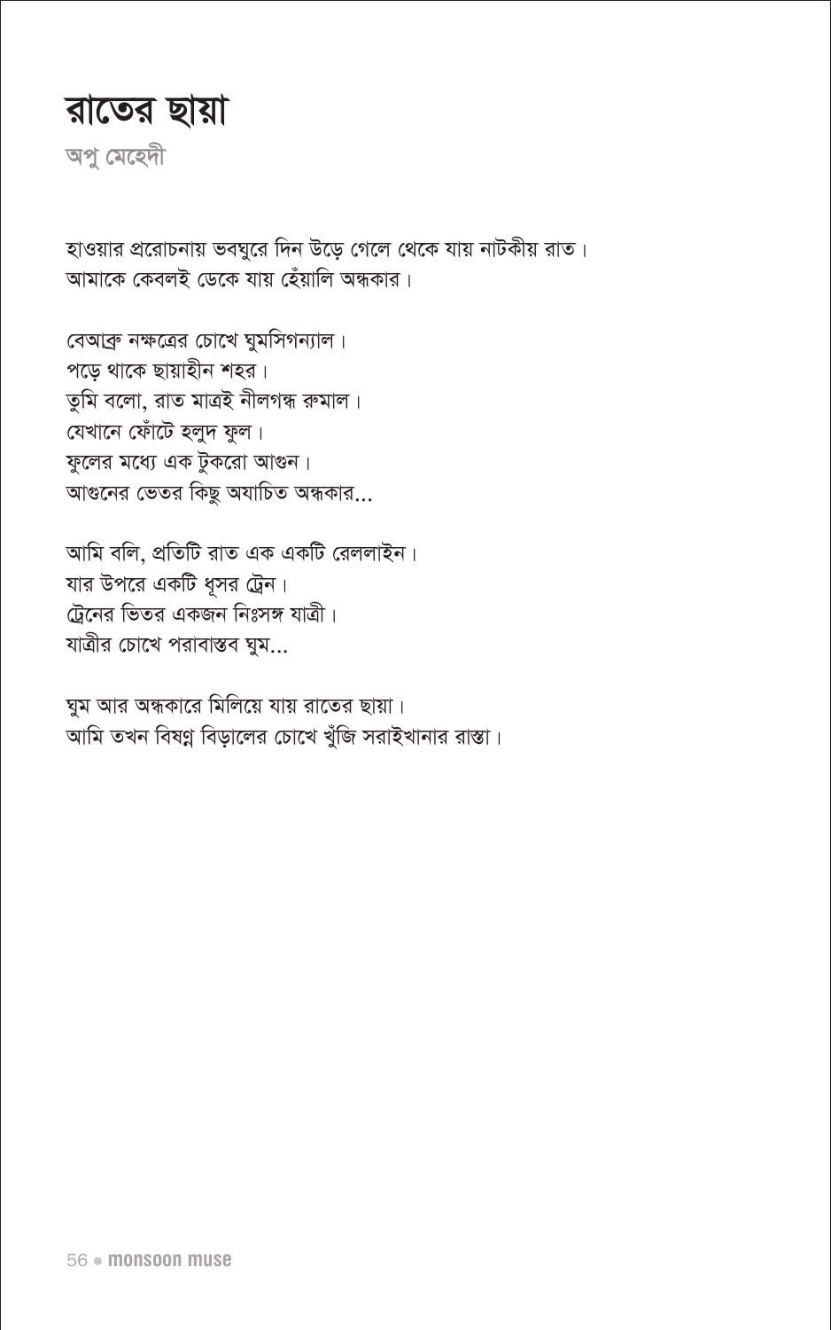# রাতের ছায়া

অপু মেহেদী

হাওয়ার প্ররোচনায় ভবঘুরে দিন উড়ে গেলে থেকে যায় নাটকীয় রাত।
আমাকে কেবলই ডেকে যায় হেঁয়ালি অন্ধকার।

বেআব্রু নক্ষত্রের চোখে ঘুমসিগন্যাল।
পড়ে থাকে ছায়াহীন শহর।
তুমি বলো, রাত মাত্রই নীলগন্ধ রুমাল।
যেখানে ফোঁটে হলুদ ফুল।
ফুলের মধ্যে এক টুকরো আগুন।
আগুনের ভেতর কিছু অযাচিত অন্ধকার...

আমি বলি, প্রতিটি রাত এক একটি রেললাইন।
যার উপরে একটি ধূসর ট্রেন।
ট্রেনের ভিতর একজন নিঃসঙ্গ যাত্রী।
যাত্রীর চোখে পরাবাস্তব ঘুম...

ঘুম আর অন্ধকারে মিলিয়ে যায় রাতের ছায়া।
আমি তখন বিষণ্ন বিড়ালের চোখে খুঁজি সরাইখানার রাস্তা।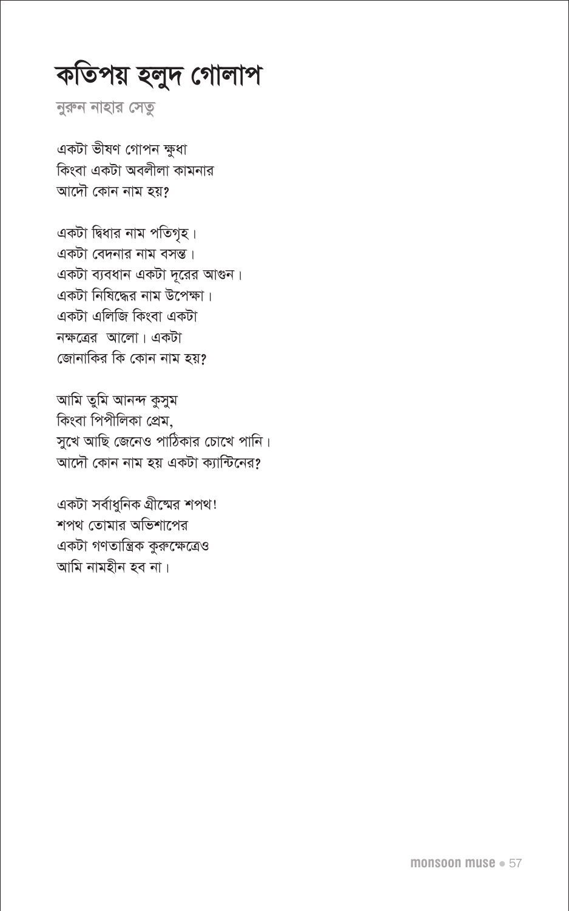# কতিপয় হলুদ গোলাপ

নুরুন নাহার সেতু

একটা ভীষণ গোপন ক্ষুধা  
কিংবা একটা অবলীলা কামনার  
আদৌ কোন নাম হয়?

একটা দ্বিধার নাম পতিগৃহ।  
একটা বেদনার নাম বসন্ত।  
একটা ব্যবধান একটা দূরের আগুন।  
একটা নিষিদ্ধের নাম উপেক্ষা।  
একটা এলিজি কিংবা একটা  
নক্ষত্রের আলো। একটা  
জোনাকির কি কোন নাম হয়?

আমি তুমি আনন্দ কুসুম  
কিংবা পিপীলিকা প্রেম,  
সুখে আছি জেনেও পাঠিকার চোখে পানি।  
আদৌ কোন নাম হয় একটা ক্যান্টিনের?

একটা সর্বাধুনিক গ্রীষ্মের শপথ!  
শপথ তোমার অভিশাপের  
একটা গণতান্ত্রিক কুরুক্ষেত্রেও  
আমি নামহীন হব না।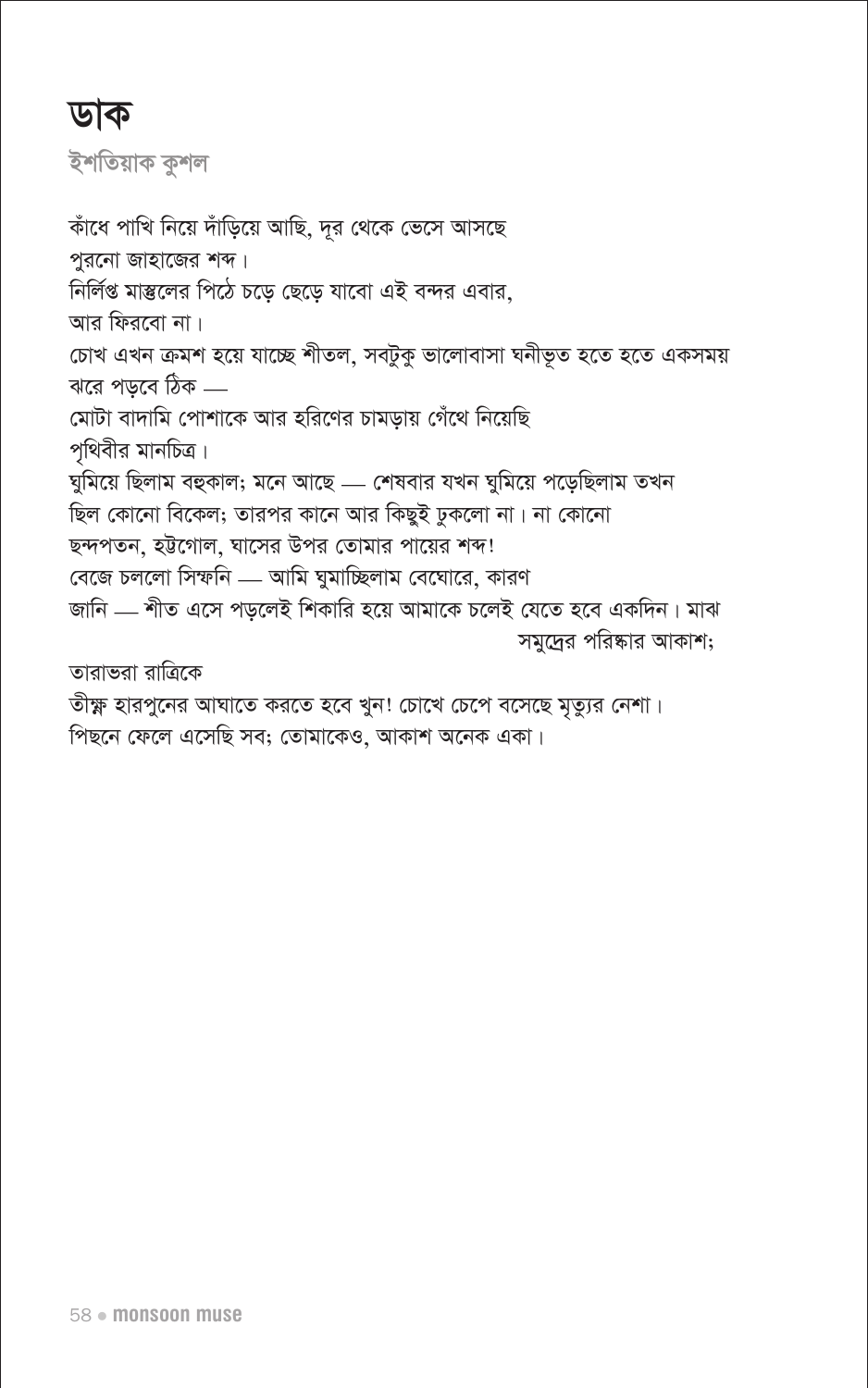# ডাক

ইশতিয়াক কুশল

কাঁধে পাখি নিয়ে দাঁড়িয়ে আছি, দূর থেকে ভেসে আসছে
পুরনো জাহাজের শব্দ।
নির্লিপ্ত মাস্তুলের পিঠে চড়ে ছেড়ে যাবো এই বন্দর এবার,
আর ফিরবো না।
চোখ এখন ক্রমশ হয়ে যাচ্ছে শীতল, সবটুকু ভালোবাসা ঘনীভূত হতে হতে একসময়
ঝরে পড়বে ঠিক —
মোটা বাদামি পোশাকে আর হরিণের চামড়ায় গেঁথে নিয়েছি
পৃথিবীর মানচিত্র।
ঘুমিয়ে ছিলাম বহুকাল; মনে আছে — শেষবার যখন ঘুমিয়ে পড়েছিলাম তখন
ছিল কোনো বিকেল; তারপর কানে আর কিছুই ঢুকলো না। না কোনো
ছন্দপতন, হট্টগোল, ঘাসের উপর তোমার পায়ের শব্দ!
বেজে চললো সিম্ফনি — আমি ঘুমাচ্ছিলাম বেঘোরে, কারণ
জানি — শীত এসে পড়লেই শিকারি হয়ে আমাকে চলেই যেতে হবে একদিন। মাঝ
সমুদ্রের পরিষ্কার আকাশ;
তারাভরা রাত্রিকে
তীক্ষ্ণ হারপুনের আঘাতে করতে হবে খুন! চোখে চেপে বসেছে মৃত্যুর নেশা।
পিছনে ফেলে এসেছি সব; তোমাকেও, আকাশ অনেক একা।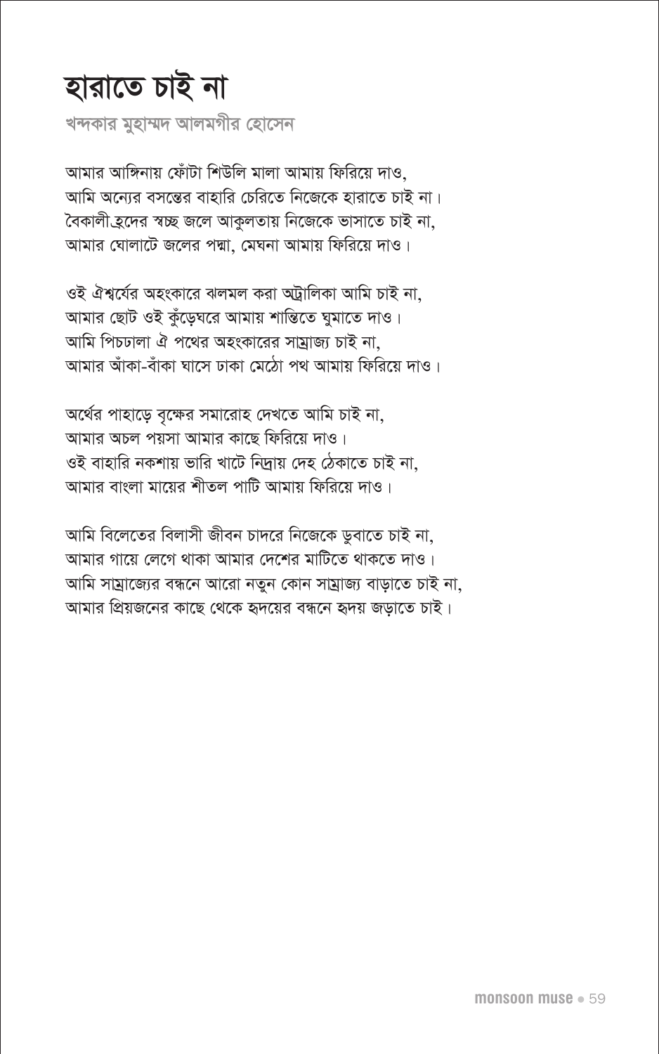# হারাতে চাই না

**খন্দকার মুহাম্মদ আলমগীর হোসেন**

আমার আঙ্গিনায় ফোঁটা শিউলি মালা আমায় ফিরিয়ে দাও,
আমি অন্যের বসন্তের বাহারি চেরিতে নিজেকে হারাতে চাই না।
বৈকালী হ্রদের স্বচ্ছ জলে আকুলতায় নিজেকে ভাসাতে চাই না,
আমার ঘোলাটে জলের পদ্মা, মেঘনা আমায় ফিরিয়ে দাও।

ওই ঐশ্বর্যের অহংকারে ঝলমল করা অট্টালিকা আমি চাই না,
আমার ছোট ওই কুঁড়েঘরে আমায় শান্তিতে ঘুমাতে দাও।
আমি পিচঢালা ঐ পথের অহংকারের সাম্রাজ্য চাই না,
আমার আঁকা-বাঁকা ঘাসে ঢাকা মেঠো পথ আমায় ফিরিয়ে দাও।

অর্থের পাহাড়ে বৃক্ষের সমারোহ দেখতে আমি চাই না,
আমার অচল পয়সা আমার কাছে ফিরিয়ে দাও।
ওই বাহারি নকশায় ভারি খাটে নিদ্রায় দেহ ঠেকাতে চাই না,
আমার বাংলা মায়ের শীতল পাটি আমায় ফিরিয়ে দাও।

আমি বিলেতের বিলাসী জীবন চাদরে নিজেকে ডুবাতে চাই না,
আমার গায়ে লেগে থাকা আমার দেশের মাটিতে থাকতে দাও।
আমি সাম্রাজ্যের বন্ধনে আরো নতুন কোন সাম্রাজ্য বাড়াতে চাই না,
আমার প্রিয়জনের কাছে থেকে হৃদয়ের বন্ধনে হৃদয় জড়াতে চাই।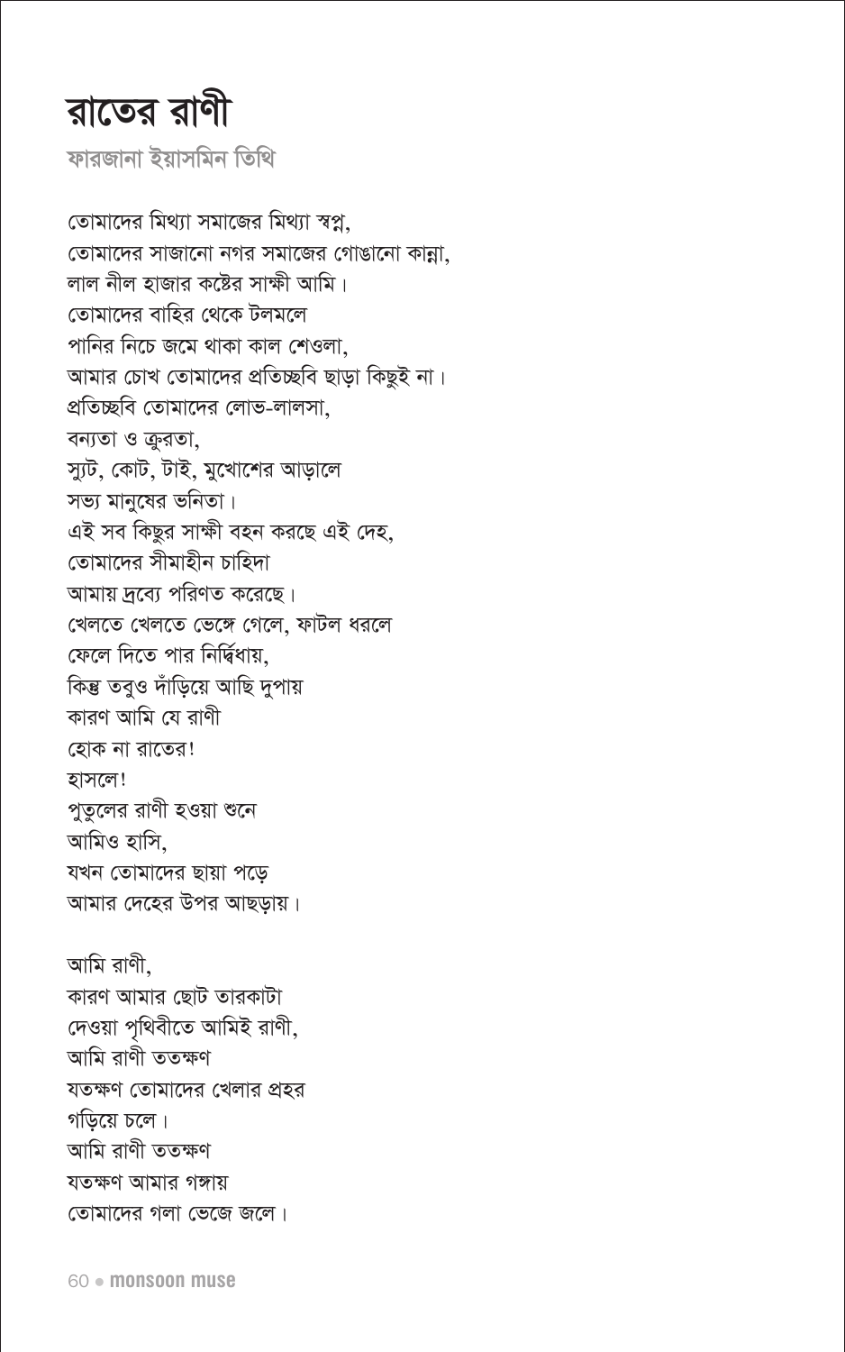# রাতের রাণী

**ফারজানা ইয়াসমিন তিথি**

তোমাদের মিথ্যা সমাজের মিথ্যা স্বপ্ন,
তোমাদের সাজানো নগর সমাজের গোঙানো কান্না,
লাল নীল হাজার কষ্টের সাক্ষী আমি।
তোমাদের বাহির থেকে টলমলে
পানির নিচে জমে থাকা কাল শেওলা,
আমার চোখ তোমাদের প্রতিচ্ছবি ছাড়া কিছুই না।
প্রতিচ্ছবি তোমাদের লোভ-লালসা,
বন্যতা ও ক্রূরতা,
স্যুট, কোট, টাই, মুখোশের আড়ালে
সভ্য মানুষের ভনিতা।
এই সব কিছুর সাক্ষী বহন করছে এই দেহ,
তোমাদের সীমাহীন চাহিদা
আমায় দ্রব্যে পরিণত করেছে।
খেলতে খেলতে ভেঙ্গে গেলে, ফাটল ধরলে
ফেলে দিতে পার নির্দ্বিধায়,
কিন্তু তবুও দাঁড়িয়ে আছি দুপায়
কারণ আমি যে রাণী
হোক না রাতের!
হাসলে!
পুতুলের রাণী হওয়া শুনে
আমিও হাসি,
যখন তোমাদের ছায়া পড়ে
আমার দেহের উপর আছড়ায়।

আমি রাণী,
কারণ আমার ছোট তারকাটা
দেওয়া পৃথিবীতে আমিই রাণী,
আমি রাণী ততক্ষণ
যতক্ষণ তোমাদের খেলার প্রহর
গড়িয়ে চলে।
আমি রাণী ততক্ষণ
যতক্ষণ আমার গঙ্গায়
তোমাদের গলা ভেজে জলে।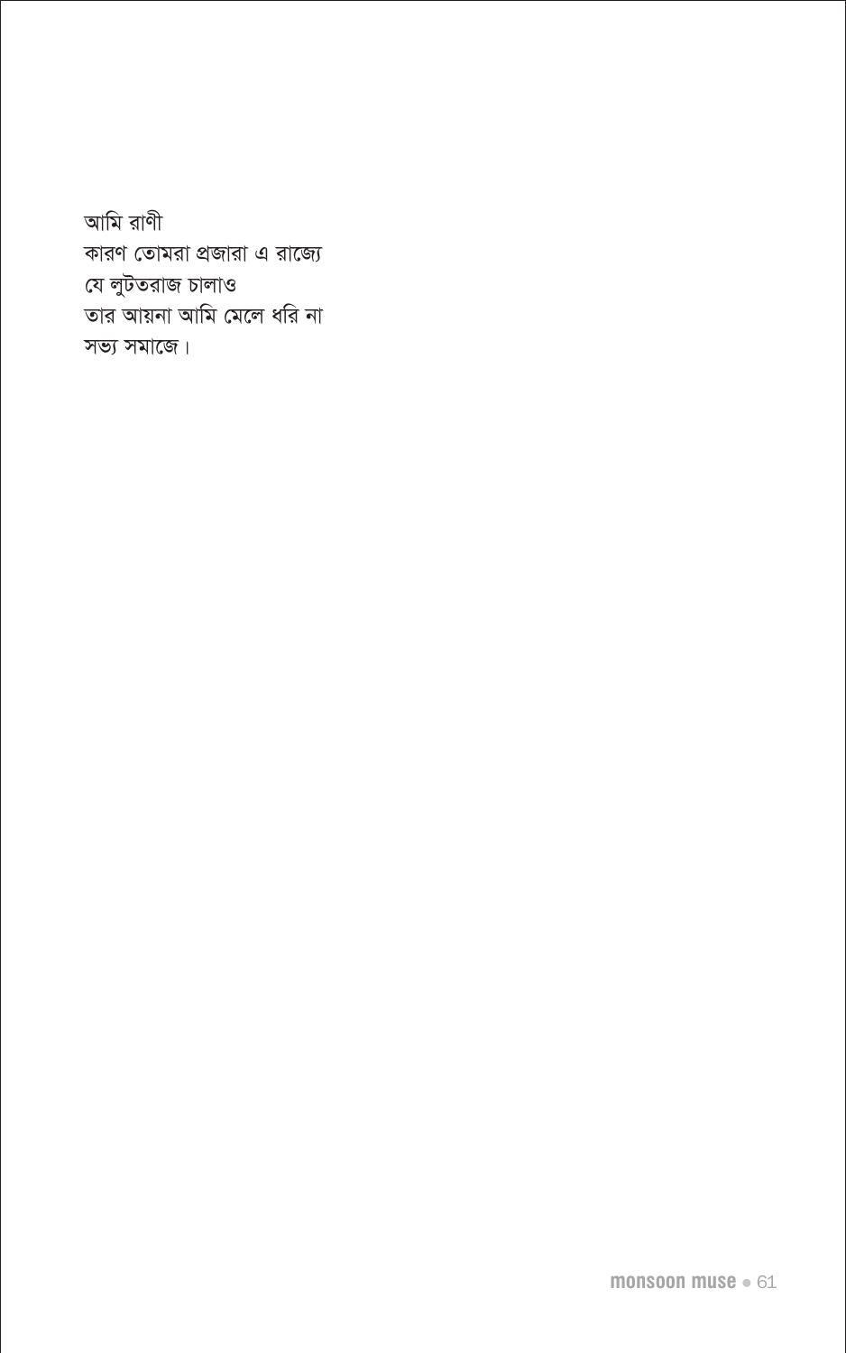আমি রাণী  
কারণ তোমরা প্রজারা এ রাজ্যে  
যে লুটতরাজ চালাও  
তার আয়না আমি মেলে ধরি না  
সভ্য সমাজে।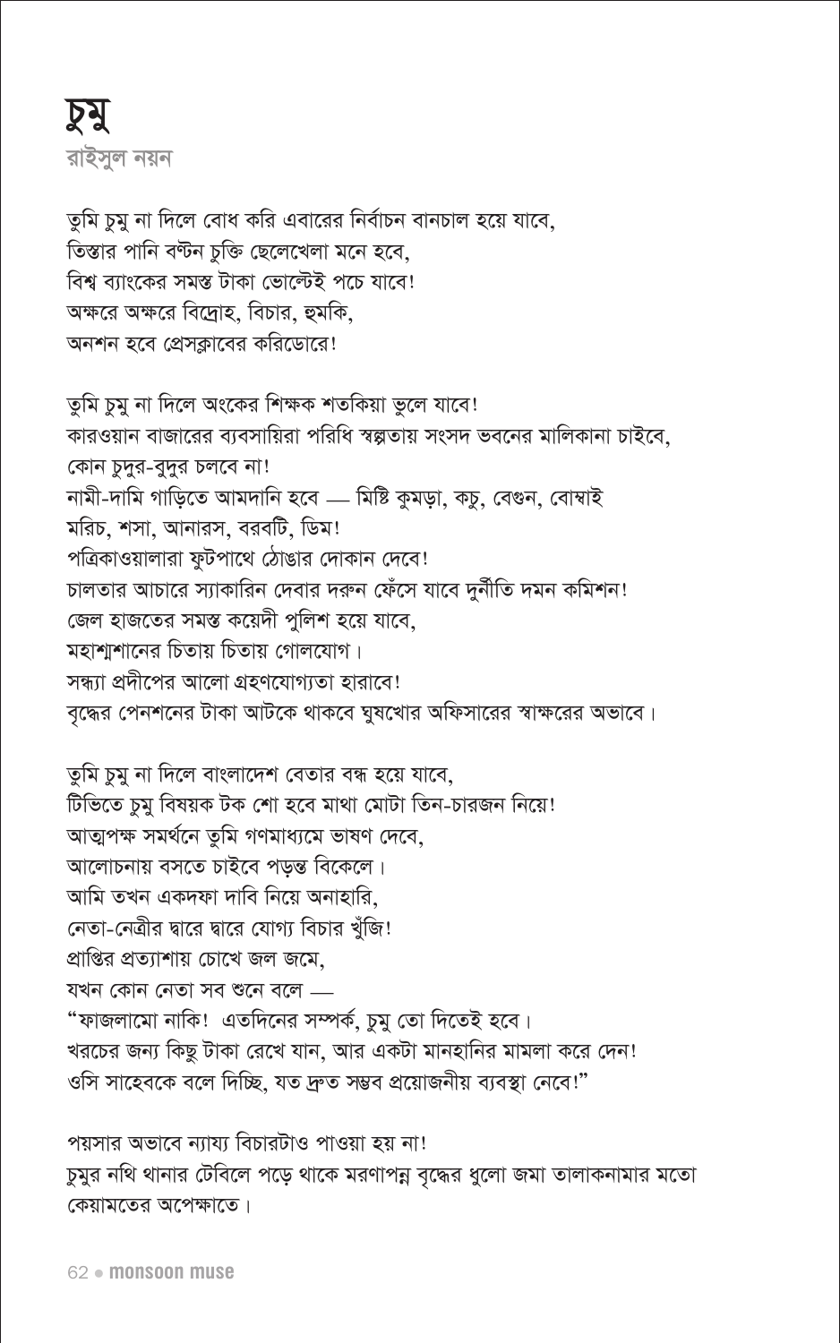# চুমু

**রাইসুল নয়ন**

তুমি চুমু না দিলে বোধ করি এবারের নির্বাচন বানচাল হয়ে যাবে,
তিস্তার পানি বণ্টন চুক্তি ছেলেখেলা মনে হবে,
বিশ্ব ব্যাংকের সমস্ত টাকা ভোল্টেই পচে যাবে!
অক্ষরে অক্ষরে বিদ্রোহ, বিচার, হুমকি,
অনশন হবে প্রেসক্লাবের করিডোরে!

তুমি চুমু না দিলে অংকের শিক্ষক শতকিয়া ভুলে যাবে!
কারওয়ান বাজারের ব্যবসায়িরা পরিধি স্বল্পতায় সংসদ ভবনের মালিকানা চাইবে,
কোন চুদুর-বুদুর চলবে না!
নামী-দামি গাড়িতে আমদানি হবে — মিষ্টি কুমড়া, কচু, বেগুন, বোম্বাই
মরিচ, শসা, আনারস, বরবটি, ডিম!
পত্রিকাওয়ালারা ফুটপাথে ঠোঙার দোকান দেবে!
চালতার আচারে স্যাকারিন দেবার দরুন ফেঁসে যাবে দুর্নীতি দমন কমিশন!
জেল হাজতের সমস্ত কয়েদী পুলিশ হয়ে যাবে,
মহাশ্মশানের চিতায় চিতায় গোলযোগ।
সন্ধ্যা প্রদীপের আলো গ্রহণযোগ্যতা হারাবে!
বৃদ্ধের পেনশনের টাকা আটকে থাকবে ঘুষখোর অফিসারের স্বাক্ষরের অভাবে।

তুমি চুমু না দিলে বাংলাদেশ বেতার বন্ধ হয়ে যাবে,
টিভিতে চুমু বিষয়ক টক শো হবে মাথা মোটা তিন-চারজন নিয়ে!
আত্মপক্ষ সমর্থনে তুমি গণমাধ্যমে ভাষণ দেবে,
আলোচনায় বসতে চাইবে পড়ন্ত বিকেলে।
আমি তখন একদফা দাবি নিয়ে অনাহারি,
নেতা-নেত্রীর দ্বারে দ্বারে যোগ্য বিচার খুঁজি!
প্রাপ্তির প্রত্যাশায় চোখে জল জমে,
যখন কোন নেতা সব শুনে বলে —
"ফাজলামো নাকি! এতদিনের সম্পর্ক, চুমু তো দিতেই হবে।
খরচের জন্য কিছু টাকা রেখে যান, আর একটা মানহানির মামলা করে দেন!
ওসি সাহেবকে বলে দিচ্ছি, যত দ্রুত সম্ভব প্রয়োজনীয় ব্যবস্থা নেবে!"

পয়সার অভাবে ন্যায্য বিচারটাও পাওয়া হয় না!
চুমুর নথি থানার টেবিলে পড়ে থাকে মরণাপন্ন বৃদ্ধের ধুলো জমা তালাকনামার মতো
কেয়ামতের অপেক্ষাতে।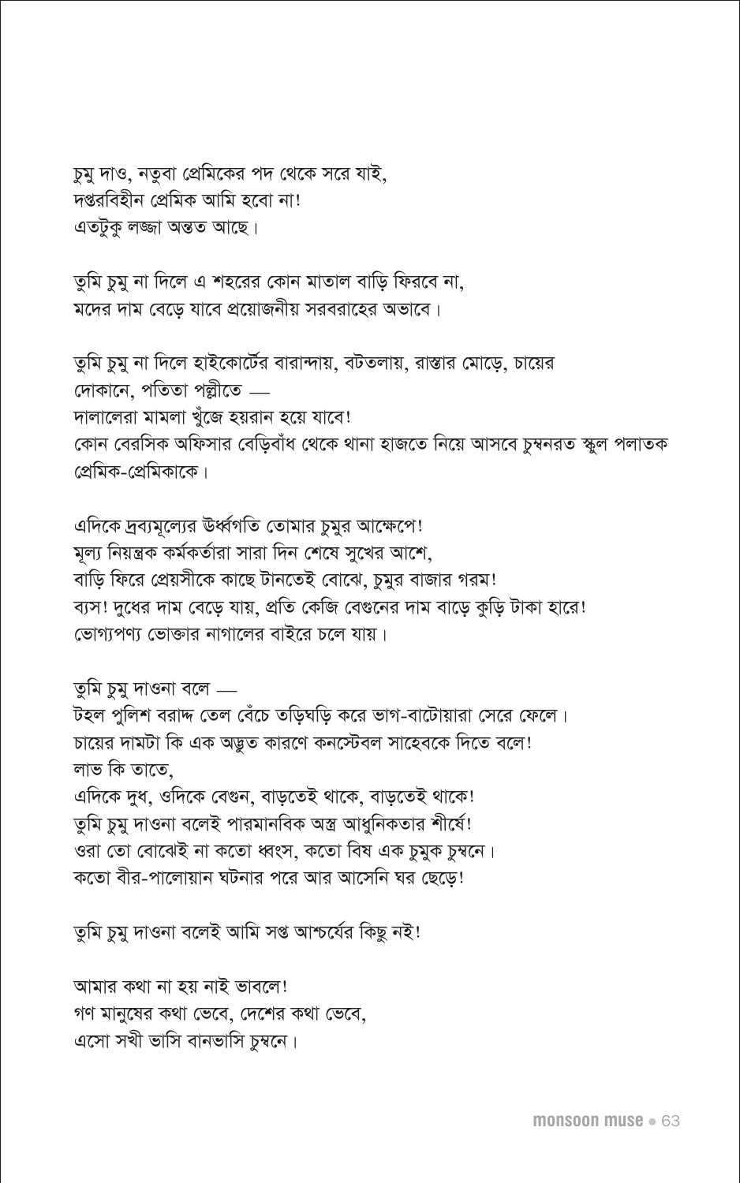চুমু দাও, নতুবা প্রেমিকের পদ থেকে সরে যাই,
দপ্তরবিহীন প্রেমিক আমি হবো না!
এতটুকু লজ্জা অন্তত আছে।

তুমি চুমু না দিলে এ শহরের কোন মাতাল বাড়ি ফিরবে না,
মদের দাম বেড়ে যাবে প্রয়োজনীয় সরবরাহের অভাবে।

তুমি চুমু না দিলে হাইকোর্টের বারান্দায়, বটতলায়, রাস্তার মোড়ে, চায়ের দোকানে, পতিতা পল্লীতে —
দালালেরা মামলা খুঁজে হয়রান হয়ে যাবে!
কোন বেরসিক অফিসার বেড়িবাঁধ থেকে থানা হাজতে নিয়ে আসবে চুম্বনরত স্কুল পলাতক প্রেমিক-প্রেমিকাকে।

এদিকে দ্রব্যমূল্যের ঊর্ধ্বগতি তোমার চুমুর আক্ষেপে!
মূল্য নিয়ন্ত্রক কর্মকর্তারা সারা দিন শেষে সুখের আশে,
বাড়ি ফিরে প্রেয়সীকে কাছে টানতেই বোঝে, চুমুর বাজার গরম!
ব্যস! দুধের দাম বেড়ে যায়, প্রতি কেজি বেগুনের দাম বাড়ে কুড়ি টাকা হারে!
ভোগ্যপণ্য ভোক্তার নাগালের বাইরে চলে যায়।

তুমি চুমু দাওনা বলে —
টহল পুলিশ বরাদ্দ তেল বেঁচে তড়িঘড়ি করে ভাগ-বাটোয়ারা সেরে ফেলে।
চায়ের দামটা কি এক অদ্ভুত কারণে কনস্টেবল সাহেবকে দিতে বলে!
লাভ কি তাতে,
এদিকে দুধ, ওদিকে বেগুন, বাড়তেই থাকে, বাড়তেই থাকে!
তুমি চুমু দাওনা বলেই পারমানবিক অস্ত্র আধুনিকতার শীর্ষে!
ওরা তো বোঝেই না কতো ধ্বংস, কতো বিষ এক চুমুক চুম্বনে।
কতো বীর-পালোয়ান ঘটনার পরে আর আসেনি ঘর ছেড়ে!

তুমি চুমু দাওনা বলেই আমি সপ্ত আশ্চর্যের কিছু নই!

আমার কথা না হয় নাই ভাবলে!
গণ মানুষের কথা ভেবে, দেশের কথা ভেবে,
এসো সখী ভাসি বানভাসি চুম্বনে।